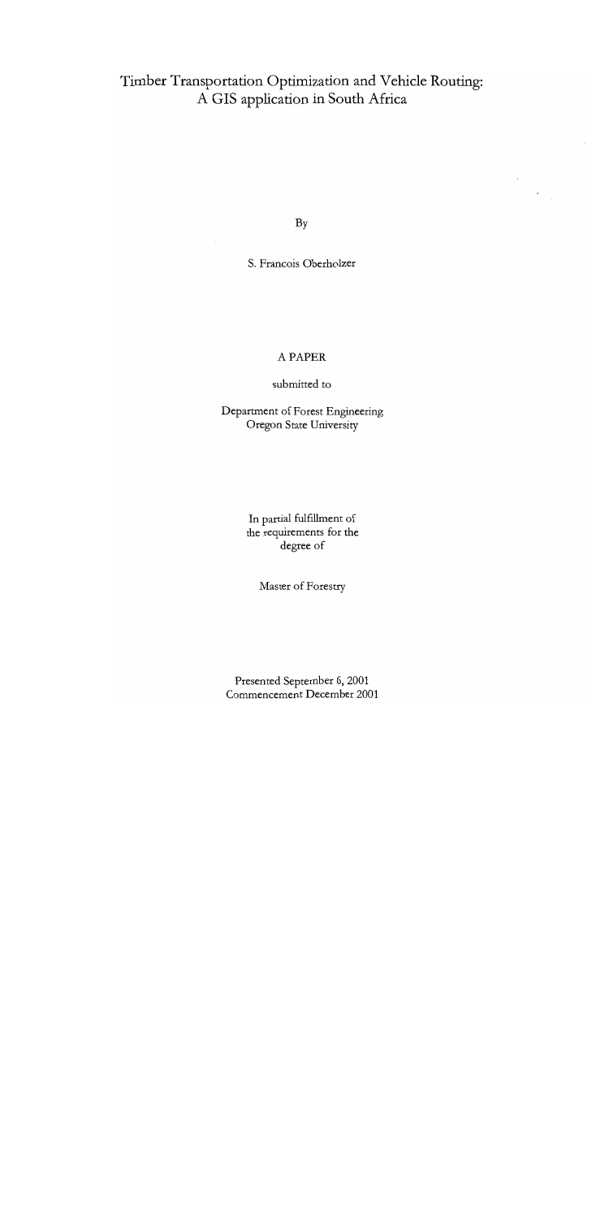# Timber Transportation Optimization and Vehicle Routing: A GIS application in South Africa

By

S. Francois Oberholzer

A PAPER

submitted to

Department of Forest Engineering
Oregon State University

In partial fulfillment of
the requirements for the
degree of

Master of Forestry

Presented September 6, 2001
Commencement December 2001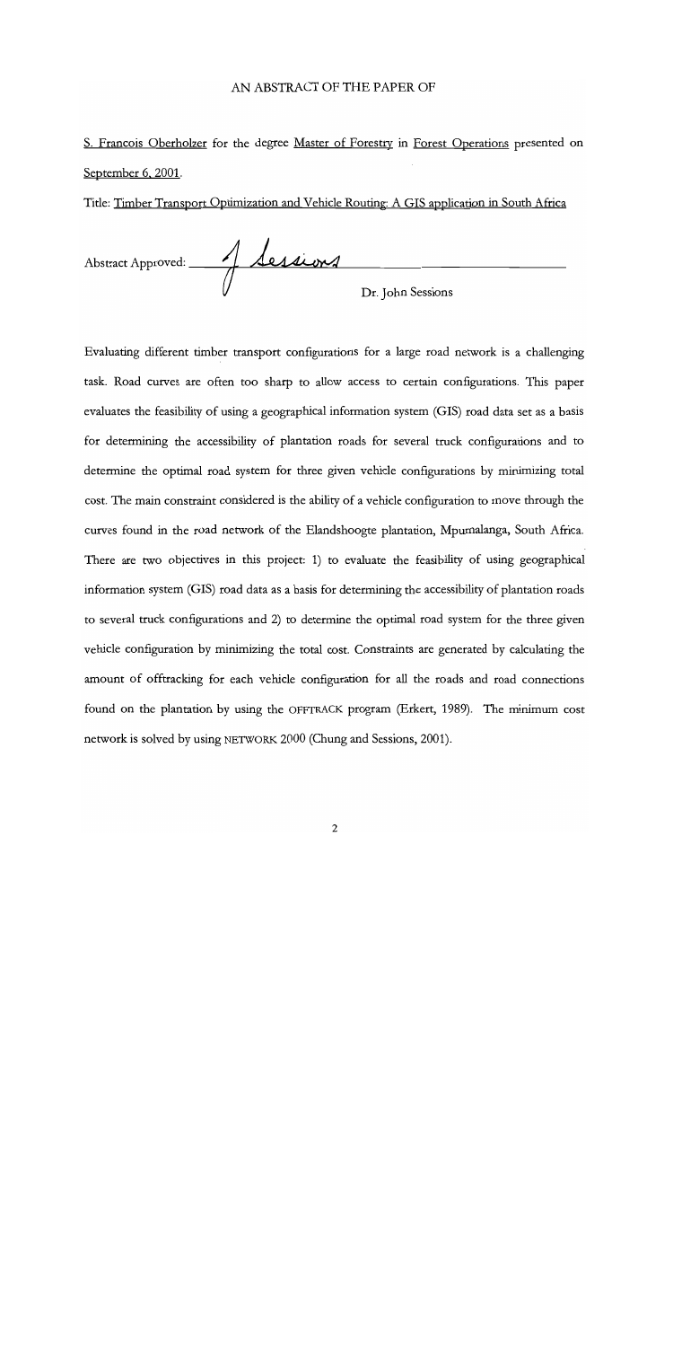AN ABSTRACT OF THE PAPER OF

S. Francois Oberholzer for the degree Master of Forestry in Forest Operations presented on September 6, 2001.

Title: Timber Transport Optimization and Vehicle Routing: A GIS application in South Africa

Abstract Approved: _______________________________

Dr. John Sessions

Evaluating different timber transport configurations for a large road network is a challenging task. Road curves are often too sharp to allow access to certain configurations. This paper evaluates the feasibility of using a geographical information system (GIS) road data set as a basis for determining the accessibility of plantation roads for several truck configurations and to determine the optimal road system for three given vehicle configurations by minimizing total cost. The main constraint considered is the ability of a vehicle configuration to move through the curves found in the road network of the Elandshoogte plantation, Mpumalanga, South Africa. There are two objectives in this project: 1) to evaluate the feasibility of using geographical information system (GIS) road data as a basis for determining the accessibility of plantation roads to several truck configurations and 2) to determine the optimal road system for the three given vehicle configuration by minimizing the total cost. Constraints are generated by calculating the amount of offtracking for each vehicle configuration for all the roads and road connections found on the plantation by using the OFFTRACK program (Erkert, 1989). The minimum cost network is solved by using NETWORK 2000 (Chung and Sessions, 2001).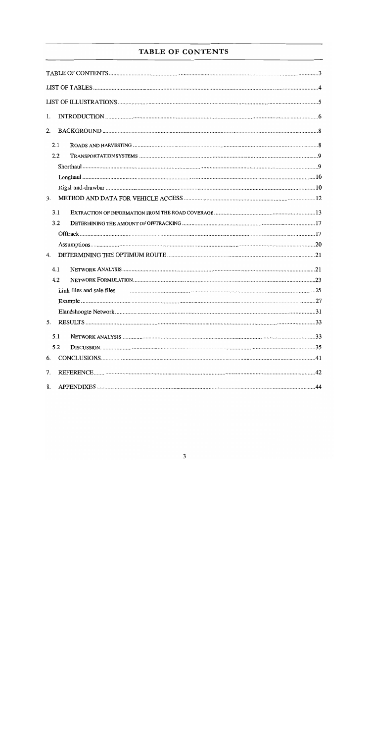# TABLE OF CONTENTS

TABLE OF CONTENTS ..... 3

LIST OF TABLES ..... 4

LIST OF ILLUSTRATIONS ..... 5

1. INTRODUCTION ..... 6
2. BACKGROUND ..... 8
   - 2.1 ROADS AND HARVESTING ..... 8
   - 2.2 TRANSPORTATION SYSTEMS ..... 9
     - Shorthaul ..... 9
     - Longhaul ..... 10
     - Rigid-and-drawbar ..... 10
3. METHOD AND DATA FOR VEHICLE ACCESS ..... 12
   - 3.1 EXTRACTION OF INFORMATION FROM THE ROAD COVERAGE ..... 13
   - 3.2 DETERMINING THE AMOUNT OF OFFTRACKING ..... 17
     - Offtrack ..... 17
     - Assumptions ..... 20
4. DETERMINING THE OPTIMUM ROUTE ..... 21
   - 4.1 NETWORK ANALYSIS ..... 21
   - 4.2 NETWORK FORMULATION ..... 23
     - Link files and sale files ..... 25
     - Example ..... 27
     - Elandshoogte Network ..... 31
5. RESULTS ..... 33
   - 5.1 NETWORK ANALYSIS ..... 33
   - 5.2 DISCUSSION: ..... 35
6. CONCLUSIONS ..... 41
7. REFERENCE ..... 42
8. APPENDIXES ..... 44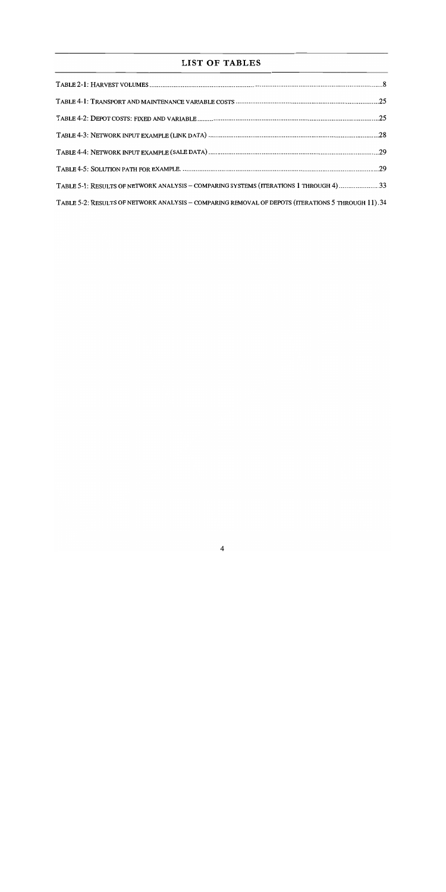## LIST OF TABLES

TABLE 2-1: HARVEST VOLUMES ....................................................................................................................8

TABLE 4-1: TRANSPORT AND MAINTENANCE VARIABLE COSTS ........................................................................25

TABLE 4-2: DEPOT COSTS: FIXED AND VARIABLE ..............................................................................................25

TABLE 4-3: NETWORK INPUT EXAMPLE (LINK DATA) .........................................................................................28

TABLE 4-4: NETWORK INPUT EXAMPLE (SALE DATA) .........................................................................................29

TABLE 4-5: SOLUTION PATH FOR EXAMPLE. ......................................................................................................29

TABLE 5-1: RESULTS OF NETWORK ANALYSIS – COMPARING SYSTEMS (ITERATIONS 1 THROUGH 4) .....................33

TABLE 5-2: RESULTS OF NETWORK ANALYSIS – COMPARING REMOVAL OF DEPOTS (ITERATIONS 5 THROUGH 11) .34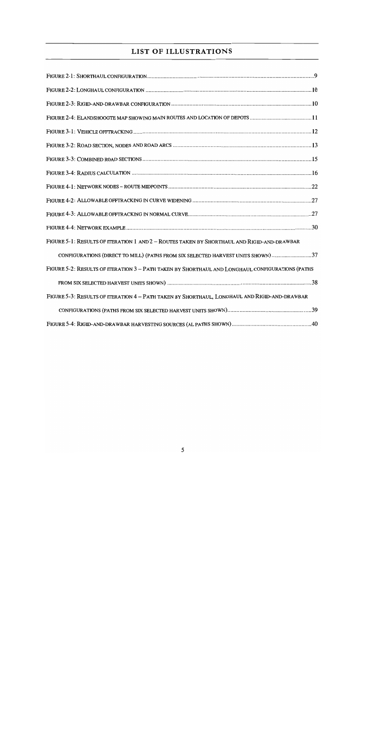# LIST OF ILLUSTRATIONS

Figure 2-1: Shorthaul configuration ........................................ 9

Figure 2-2: Longhaul configuration ........................................ 10

Figure 2-3: Rigid-and-drawbar configuration ........................................ 10

Figure 2-4: Elandshoogte map showing main routes and location of depots ........................................ 11

Figure 3-1: Vehicle offtracking ........................................ 12

Figure 3-2: Road section, nodes and road arcs ........................................ 13

Figure 3-3: Combined road sections ........................................ 15

Figure 3-4: Radius calculation ........................................ 16

Figure 4-1: Network nodes – route midpoints ........................................ 22

Figure 4-2: Allowable offtracking in curve widening ........................................ 27

Figure 4-3: Allowable offtracking in normal curve ........................................ 27

Figure 4-4: Network example ........................................ 30

Figure 5-1: Results of iteration 1 and 2 – Routes taken by Shorthaul and Rigid-and-drawbar configurations (direct to mill) (paths from six selected harvest units shown) ........................................ 37

Figure 5-2: Results of iteration 3 – Path taken by Shorthaul and Longhaul configurations (paths from six selected harvest units shown) ........................................ 38

Figure 5-3: Results of iteration 4 – Path taken by Shorthaul, Longhaul and Rigid-and-drawbar configurations (paths from six selected harvest units shown) ........................................ 39

Figure 5-4: Rigid-and-drawbar harvesting sources (al paths shown) ........................................ 40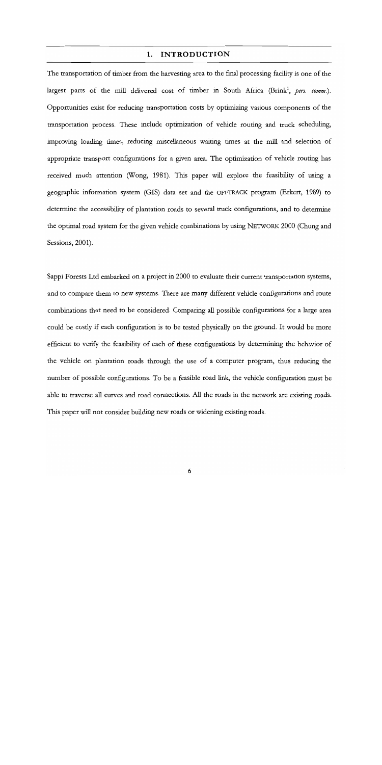# 1. INTRODUCTION

The transportation of timber from the harvesting area to the final processing facility is one of the largest parts of the mill delivered cost of timber in South Africa (Brink[1], *pers. comm.*). Opportunities exist for reducing transportation costs by optimizing various components of the transportation process. These include optimization of vehicle routing and truck scheduling, improving loading times, reducing miscellaneous waiting times at the mill and selection of appropriate transport configurations for a given area. The optimization of vehicle routing has received much attention (Wong, 1981). This paper will explore the feasibility of using a geographic information system (GIS) data set and the OFFTRACK program (Erkert, 1989) to determine the accessibility of plantation roads to several truck configurations, and to determine the optimal road system for the given vehicle combinations by using NETWORK 2000 (Chung and Sessions, 2001).

Sappi Forests Ltd embarked on a project in 2000 to evaluate their current transportation systems, and to compare them to new systems. There are many different vehicle configurations and route combinations that need to be considered. Comparing all possible configurations for a large area could be costly if each configuration is to be tested physically on the ground. It would be more efficient to verify the feasibility of each of these configurations by determining the behavior of the vehicle on plantation roads through the use of a computer program, thus reducing the number of possible configurations. To be a feasible road link, the vehicle configuration must be able to traverse all curves and road connections. All the roads in the network are existing roads. This paper will not consider building new roads or widening existing roads.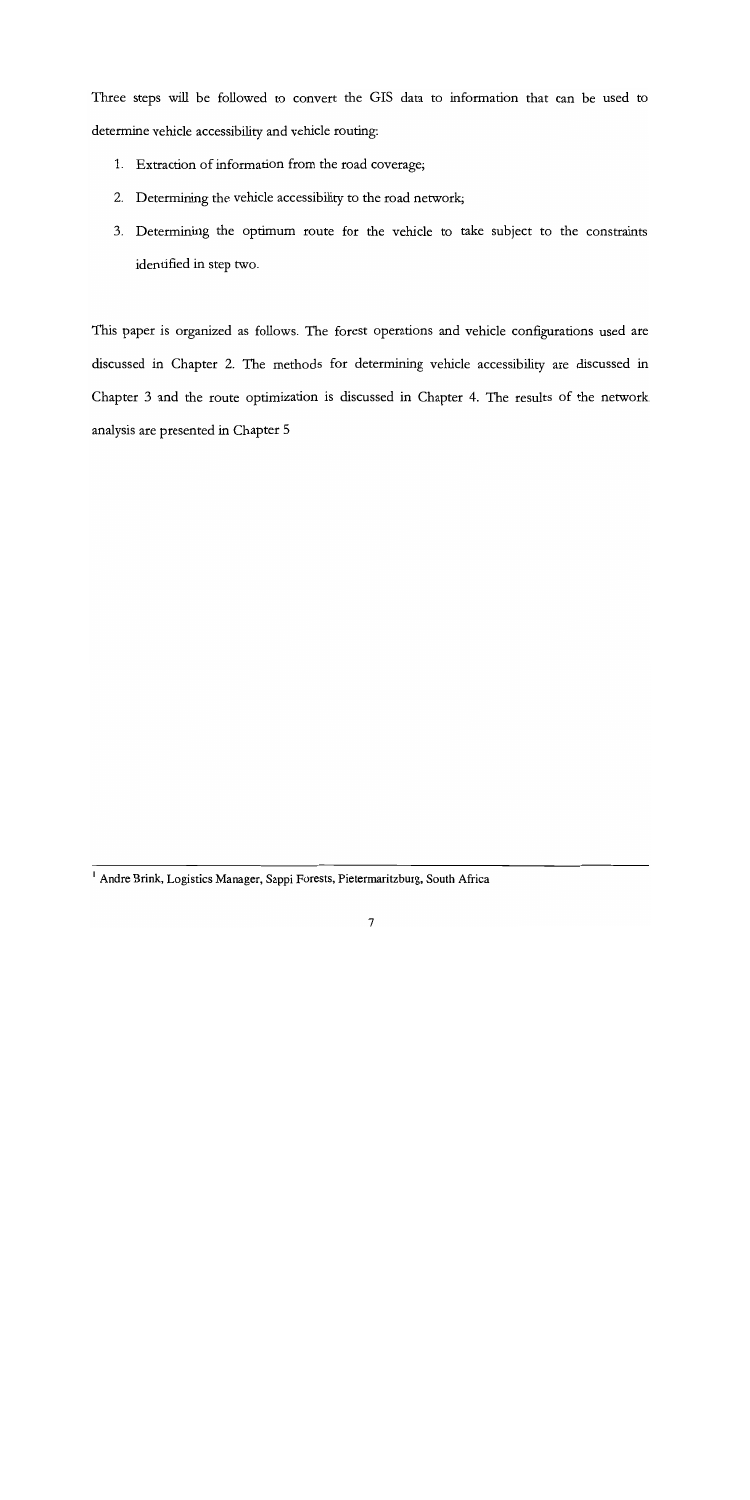Three steps will be followed to convert the GIS data to information that can be used to determine vehicle accessibility and vehicle routing:

1. Extraction of information from the road coverage;
2. Determining the vehicle accessibility to the road network;
3. Determining the optimum route for the vehicle to take subject to the constraints identified in step two.

This paper is organized as follows. The forest operations and vehicle configurations used are discussed in Chapter 2. The methods for determining vehicle accessibility are discussed in Chapter 3 and the route optimization is discussed in Chapter 4. The results of the network analysis are presented in Chapter 5

---

[1] Andre Brink, Logistics Manager, Sappi Forests, Pietermaritzburg, South Africa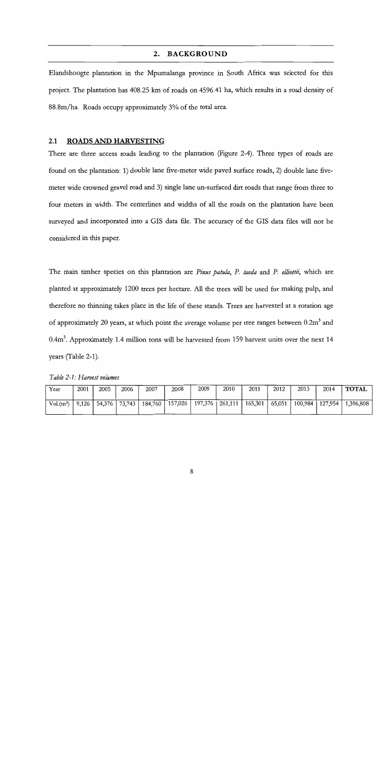## 2. BACKGROUND

Elandshoogte plantation in the Mpumalanga province in South Africa was selected for this project. The plantation has 408.25 km of roads on 4596.41 ha, which results in a road density of 88.8m/ha. Roads occupy approximately 3% of the total area.

### 2.1 ROADS AND HARVESTING

There are three access roads leading to the plantation (Figure 2-4). Three types of roads are found on the plantation: 1) double lane five-meter wide paved surface roads, 2) double lane five-meter wide crowned gravel road and 3) single lane un-surfaced dirt roads that range from three to four meters in width. The centerlines and widths of all the roads on the plantation have been surveyed and incorporated into a GIS data file. The accuracy of the GIS data files will not be considered in this paper.

The main timber species on this plantation are *Pinus patula*, *P. taeda* and *P. elliottii*, which are planted at approximately 1200 trees per hectare. All the trees will be used for making pulp, and therefore no thinning takes place in the life of these stands. Trees are harvested at a rotation age of approximately 20 years, at which point the average volume per tree ranges between $0.2m^3$ and $0.4m^3$. Approximately 1.4 million tons will be harvested from 159 harvest units over the next 14 years (Table 2-1).

*Table 2-1: Harvest volumes*

| Year | 2001 | 2005 | 2006 | 2007 | 2008 | 2009 | 2010 | 2011 | 2012 | 2013 | 2014 | **TOTAL** |
|---|---|---|---|---|---|---|---|---|---|---|---|---|
| Vol.($m^3$) | 9,126 | 54,376 | 73,743 | 184,760 | 157,026 | 197,376 | 261,111 | 165,301 | 65,051 | 100,984 | 127,954 | 1,396,808 |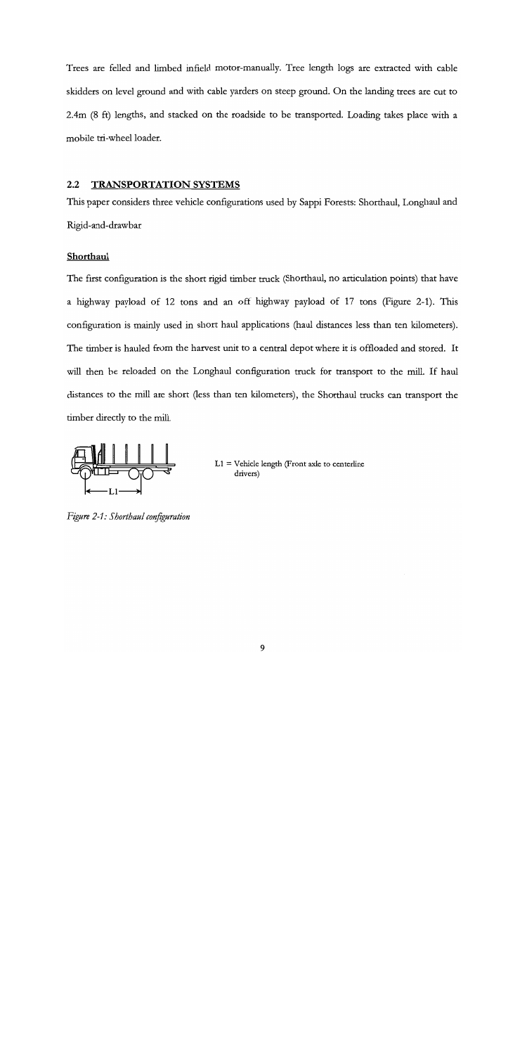Trees are felled and limbed infield motor-manually. Tree length logs are extracted with cable skidders on level ground and with cable yarders on steep ground. On the landing trees are cut to 2.4m (8 ft) lengths, and stacked on the roadside to be transported. Loading takes place with a mobile tri-wheel loader.

## 2.2 TRANSPORTATION SYSTEMS

This paper considers three vehicle configurations used by Sappi Forests: Shorthaul, Longhaul and Rigid-and-drawbar

### Shorthaul

The first configuration is the short rigid timber truck (Shorthaul, no articulation points) that have a highway payload of 12 tons and an off highway payload of 17 tons (Figure 2-1). This configuration is mainly used in short haul applications (haul distances less than ten kilometers). The timber is hauled from the harvest unit to a central depot where it is offloaded and stored. It will then be reloaded on the Longhaul configuration truck for transport to the mill. If haul distances to the mill are short (less than ten kilometers), the Shorthaul trucks can transport the timber directly to the mill.

L1 = Vehicle length (Front axle to centerline drivers)

*Figure 2-1: Shorthaul configuration*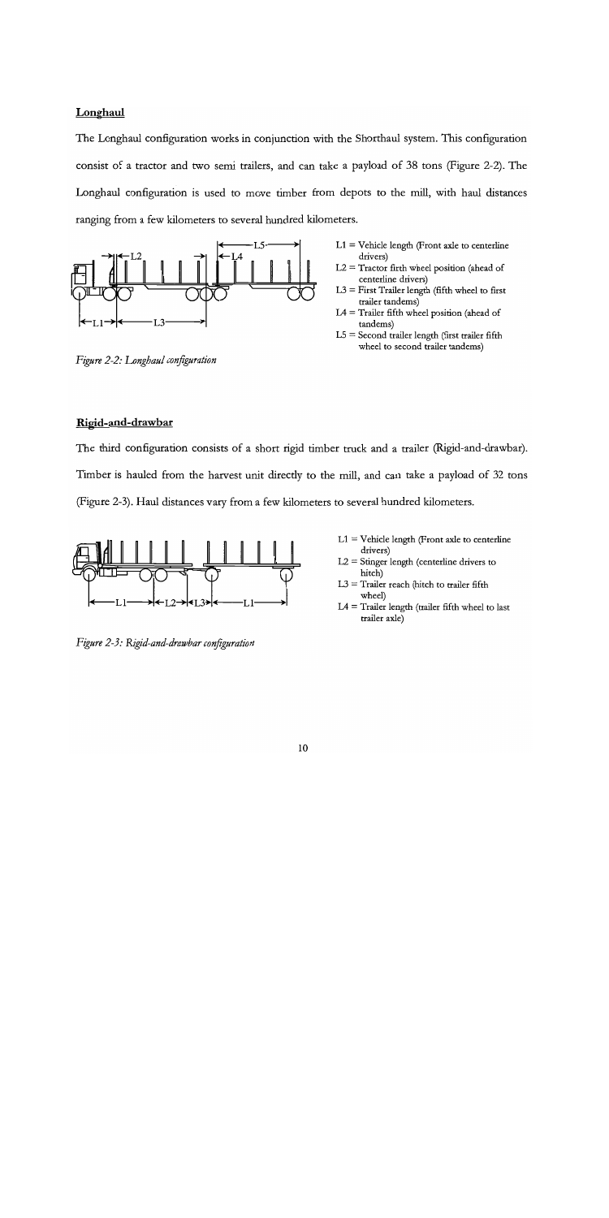**Longhaul**

The Longhaul configuration works in conjunction with the Shorthaul system. This configuration consist of a tractor and two semi trailers, and can take a payload of 38 tons (Figure 2-2). The Longhaul configuration is used to move timber from depots to the mill, with haul distances ranging from a few kilometers to several hundred kilometers.

- L1 = Vehicle length (Front axle to centerline drivers)
- L2 = Tractor firth wheel position (ahead of centerline drivers)
- L3 = First Trailer length (fifth wheel to first trailer tandems)
- L4 = Trailer fifth wheel position (ahead of tandems)
- L5 = Second trailer length (first trailer fifth wheel to second trailer tandems)

*Figure 2-2: Longhaul configuration*

**Rigid-and-drawbar**

The third configuration consists of a short rigid timber truck and a trailer (Rigid-and-drawbar). Timber is hauled from the harvest unit directly to the mill, and can take a payload of 32 tons (Figure 2-3). Haul distances vary from a few kilometers to several hundred kilometers.

- L1 = Vehicle length (Front axle to centerline drivers)
- L2 = Stinger length (centerline drivers to hitch)
- L3 = Trailer reach (hitch to trailer fifth wheel)
- L4 = Trailer length (trailer fifth wheel to last trailer axle)

*Figure 2-3: Rigid-and-drawbar configuration*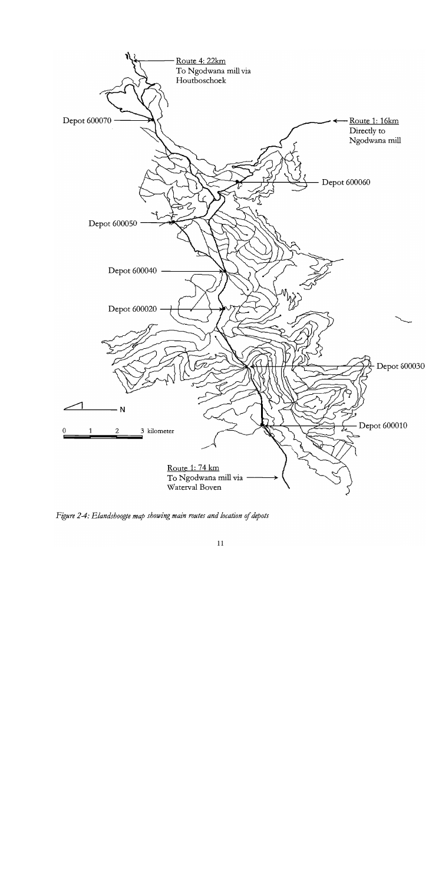Route 4: 22km
To Ngodwana mill via
Houtboschoek

Depot 600070

Route 1: 16km
Directly to
Ngodwana mill

Depot 600060

Depot 600050

Depot 600040

Depot 600020

Depot 600030

N

0 1 2 3 kilometer

Depot 600010

Route 1: 74 km
To Ngodwana mill via
Waterval Boven

*Figure 2-4: Elandshoogte map showing main routes and location of depots*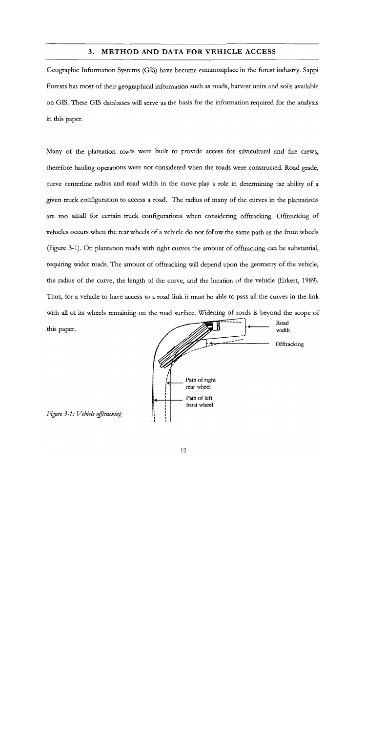## 3. METHOD AND DATA FOR VEHICLE ACCESS

Geographic Information Systems (GIS) have become commonplace in the forest industry. Sappi Forests has most of their geographical information such as roads, harvest units and soils available on GIS. These GIS databases will serve as the basis for the information required for the analysis in this paper.

Many of the plantation roads were built to provide access for silvicultural and fire crews, therefore hauling operations were not considered when the roads were constructed. Road grade, curve centerline radius and road width in the curve play a role in determining the ability of a given truck configuration to access a road. The radius of many of the curves in the plantations are too small for certain truck configurations when considering offtracking. Offtracking of vehicles occurs when the rear wheels of a vehicle do not follow the same path as the front wheels (Figure 3-1). On plantation roads with tight curves the amount of offtracking can be substantial, requiring wider roads. The amount of offtracking will depend upon the geometry of the vehicle, the radius of the curve, the length of the curve, and the location of the vehicle (Erkert, 1989). Thus, for a vehicle to have access to a road link it must be able to pass all the curves in the link with all of its wheels remaining on the road surface. Widening of roads is beyond the scope of this paper.

Road width

Offtracking

Path of right rear wheel

Path of left front wheel

*Figure 3-1: Vehicle offtracking*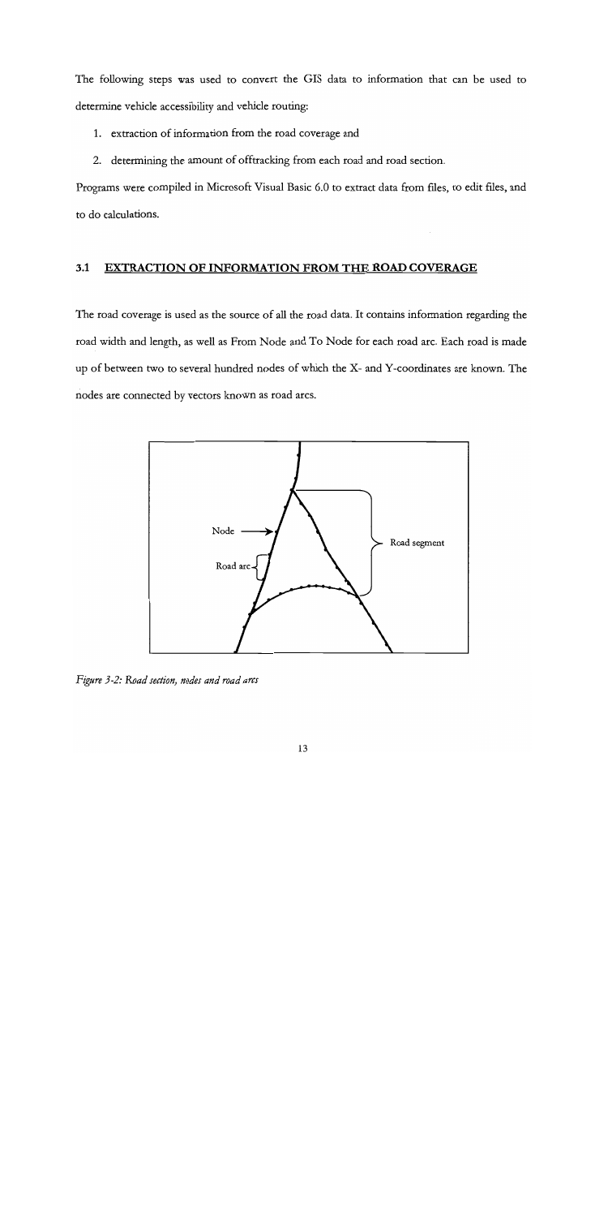The following steps was used to convert the GIS data to information that can be used to determine vehicle accessibility and vehicle routing:

1. extraction of information from the road coverage and
2. determining the amount of offtracking from each road and road section.

Programs were compiled in Microsoft Visual Basic 6.0 to extract data from files, to edit files, and to do calculations.

## 3.1 EXTRACTION OF INFORMATION FROM THE ROAD COVERAGE

The road coverage is used as the source of all the road data. It contains information regarding the road width and length, as well as From Node and To Node for each road arc. Each road is made up of between two to several hundred nodes of which the X- and Y-coordinates are known. The nodes are connected by vectors known as road arcs.

*Figure 3-2: Road section, nodes and road arcs*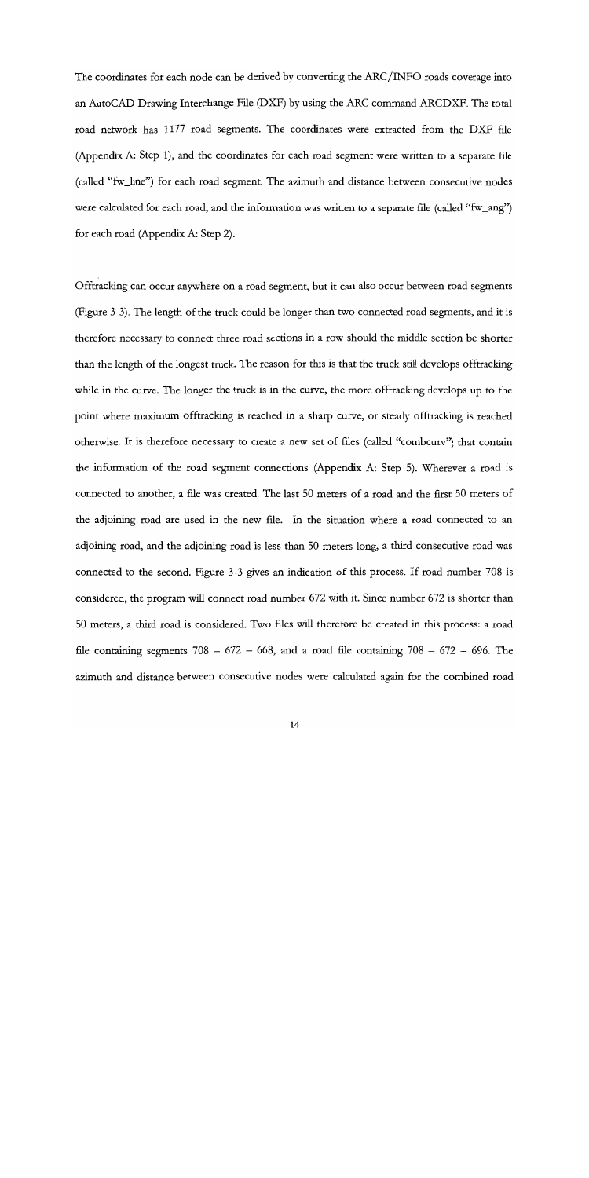The coordinates for each node can be derived by converting the ARC/INFO roads coverage into an AutoCAD Drawing Interchange File (DXF) by using the ARC command ARCDXF. The total road network has 1177 road segments. The coordinates were extracted from the DXF file (Appendix A: Step 1), and the coordinates for each road segment were written to a separate file (called "fw_line") for each road segment. The azimuth and distance between consecutive nodes were calculated for each road, and the information was written to a separate file (called "fw_ang") for each road (Appendix A: Step 2).

Offtracking can occur anywhere on a road segment, but it can also occur between road segments (Figure 3-3). The length of the truck could be longer than two connected road segments, and it is therefore necessary to connect three road sections in a row should the middle section be shorter than the length of the longest truck. The reason for this is that the truck still develops offtracking while in the curve. The longer the truck is in the curve, the more offtracking develops up to the point where maximum offtracking is reached in a sharp curve, or steady offtracking is reached otherwise. It is therefore necessary to create a new set of files (called "combcurv") that contain the information of the road segment connections (Appendix A: Step 5). Wherever a road is connected to another, a file was created. The last 50 meters of a road and the first 50 meters of the adjoining road are used in the new file. In the situation where a road connected to an adjoining road, and the adjoining road is less than 50 meters long, a third consecutive road was connected to the second. Figure 3-3 gives an indication of this process. If road number 708 is considered, the program will connect road number 672 with it. Since number 672 is shorter than 50 meters, a third road is considered. Two files will therefore be created in this process: a road file containing segments 708 – 672 – 668, and a road file containing 708 – 672 – 696. The azimuth and distance between consecutive nodes were calculated again for the combined road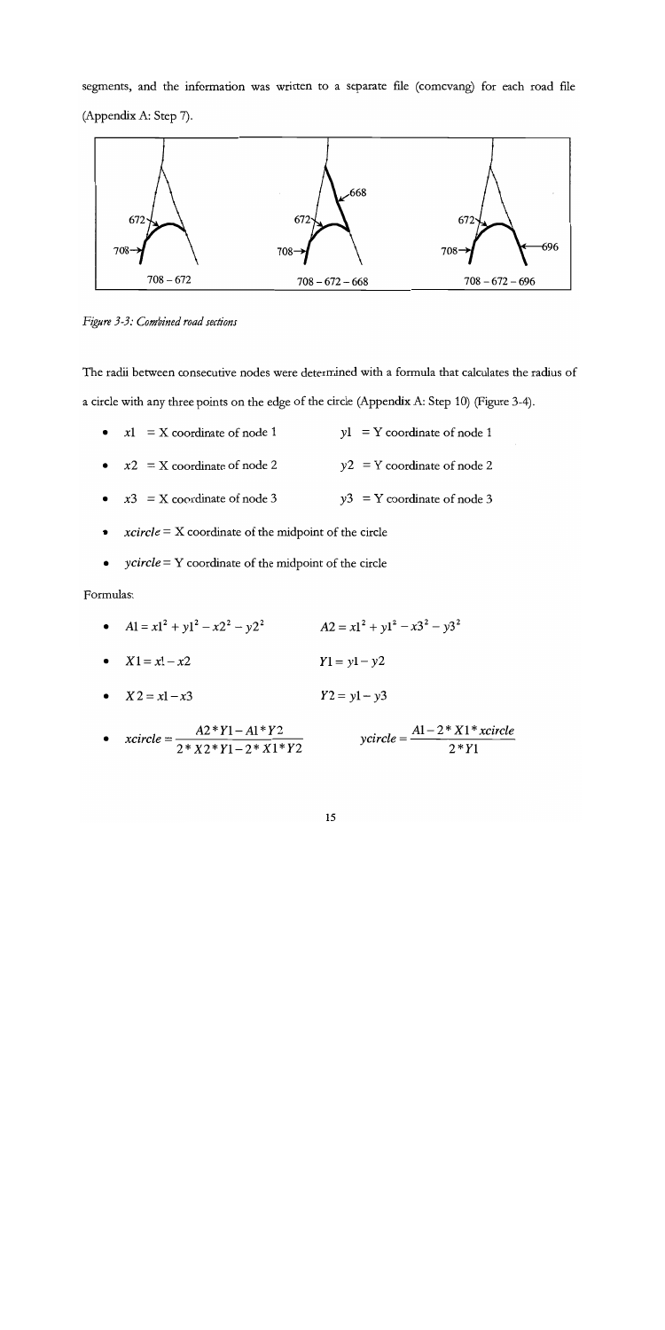segments, and the information was written to a separate file (comcvang) for each road file (Appendix A: Step 7).

*Figure 3-3: Combined road sections*

The radii between consecutive nodes were determined with a formula that calculates the radius of a circle with any three points on the edge of the circle (Appendix A: Step 10) (Figure 3-4).

- $x1$ = X coordinate of node 1 $y1$ = Y coordinate of node 1
- $x2$ = X coordinate of node 2 $y2$ = Y coordinate of node 2
- $x3$ = X coordinate of node 3 $y3$ = Y coordinate of node 3
- $xcircle$ = X coordinate of the midpoint of the circle
- $ycircle$ = Y coordinate of the midpoint of the circle

Formulas:

- $A1 = x1^2 + y1^2 - x2^2 - y2^2$ $A2 = x1^2 + y1^2 - x3^2 - y3^2$
- $X1 = x1 - x2$ $Y1 = y1 - y2$
- $X2 = x1 - x3$ $Y2 = y1 - y3$
- $xcircle = \dfrac{A2 * Y1 - A1 * Y2}{2 * X2 * Y1 - 2 * X1 * Y2}$ $ycircle = \dfrac{A1 - 2 * X1 * xcircle}{2 * Y1}$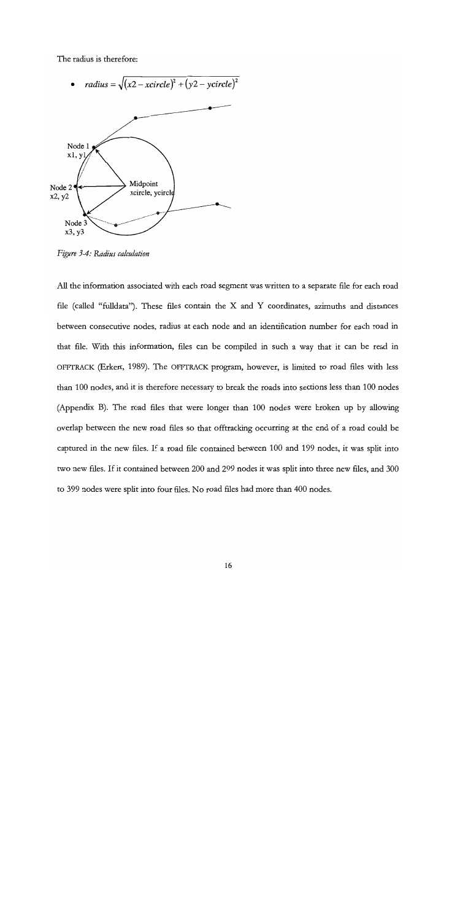The radius is therefore:

- $radius = \sqrt{(x2 - xcircle)^2 + (y2 - ycircle)^2}$

*Figure 3-4: Radius calculation*

All the information associated with each road segment was written to a separate file for each road file (called "fulldata"). These files contain the X and Y coordinates, azimuths and distances between consecutive nodes, radius at each node and an identification number for each road in that file. With this information, files can be compiled in such a way that it can be read in OFFTRACK (Erkert, 1989). The OFFTRACK program, however, is limited to road files with less than 100 nodes, and it is therefore necessary to break the roads into sections less than 100 nodes (Appendix B). The road files that were longer than 100 nodes were broken up by allowing overlap between the new road files so that offtracking occurring at the end of a road could be captured in the new files. If a road file contained between 100 and 199 nodes, it was split into two new files. If it contained between 200 and 299 nodes it was split into three new files, and 300 to 399 nodes were split into four files. No road files had more than 400 nodes.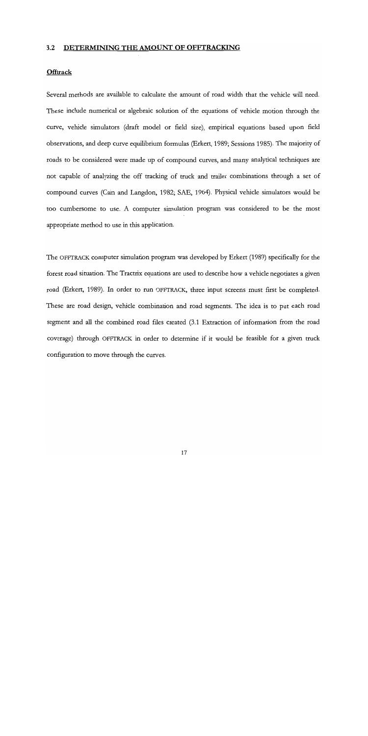## 3.2 DETERMINING THE AMOUNT OF OFFTRACKING

### Offtrack

Several methods are available to calculate the amount of road width that the vehicle will need. These include numerical or algebraic solution of the equations of vehicle motion through the curve, vehicle simulators (draft model or field size), empirical equations based upon field observations, and deep curve equilibrium formulas (Erkert, 1989; Sessions 1985). The majority of roads to be considered were made up of compound curves, and many analytical techniques are not capable of analyzing the off tracking of truck and trailer combinations through a set of compound curves (Cain and Langdon, 1982; SAE, 1964). Physical vehicle simulators would be too cumbersome to use. A computer simulation program was considered to be the most appropriate method to use in this application.

The OFFTRACK computer simulation program was developed by Erkert (1989) specifically for the forest road situation. The Tractrix equations are used to describe how a vehicle negotiates a given road (Erkert, 1989). In order to run OFFTRACK, three input screens must first be completed. These are road design, vehicle combination and road segments. The idea is to put each road segment and all the combined road files created (3.1 Extraction of information from the road coverage) through OFFTRACK in order to determine if it would be feasible for a given truck configuration to move through the curves.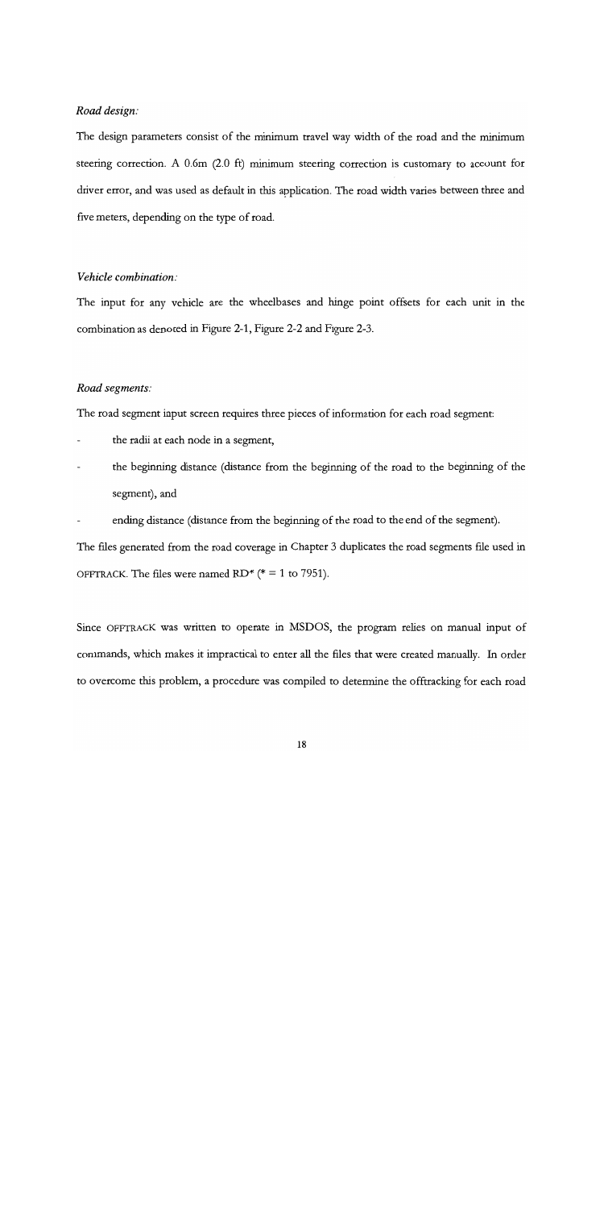*Road design:*

The design parameters consist of the minimum travel way width of the road and the minimum steering correction. A 0.6m (2.0 ft) minimum steering correction is customary to account for driver error, and was used as default in this application. The road width varies between three and five meters, depending on the type of road.

*Vehicle combination:*

The input for any vehicle are the wheelbases and hinge point offsets for each unit in the combination as denoted in Figure 2-1, Figure 2-2 and Figure 2-3.

*Road segments:*

The road segment input screen requires three pieces of information for each road segment:

- the radii at each node in a segment,
- the beginning distance (distance from the beginning of the road to the beginning of the segment), and
- ending distance (distance from the beginning of the road to the end of the segment).

The files generated from the road coverage in Chapter 3 duplicates the road segments file used in OFFTRACK. The files were named RD* (* = 1 to 7951).

Since OFFTRACK was written to operate in MSDOS, the program relies on manual input of commands, which makes it impractical to enter all the files that were created manually. In order to overcome this problem, a procedure was compiled to determine the offtracking for each road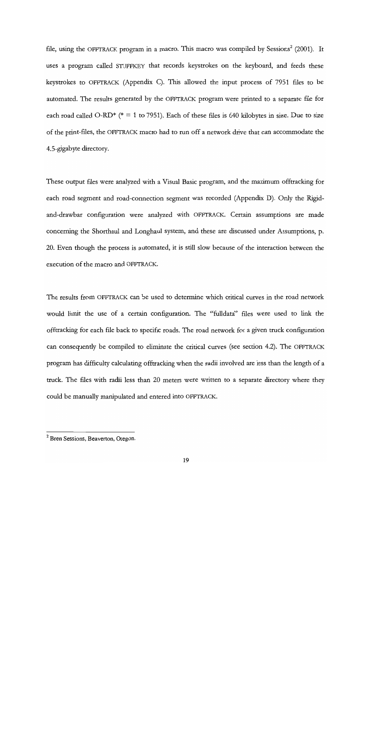file, using the OFFTRACK program in a macro. This macro was compiled by Sessions[2] (2001). It uses a program called STUFFKEY that records keystrokes on the keyboard, and feeds these keystrokes to OFFTRACK (Appendix C). This allowed the input process of 7951 files to be automated. The results generated by the OFFTRACK program were printed to a separate file for each road called O-RD* (* = 1 to 7951). Each of these files is 640 kilobytes in size. Due to size of the print-files, the OFFTRACK macro had to run off a network drive that can accommodate the 4.5-gigabyte directory.

These output files were analyzed with a Visual Basic program, and the maximum offtracking for each road segment and road-connection segment was recorded (Appendix D). Only the Rigid-and-drawbar configuration were analyzed with OFFTRACK. Certain assumptions are made concerning the Shorthaul and Longhaul system, and these are discussed under Assumptions, p. 20. Even though the process is automated, it is still slow because of the interaction between the execution of the macro and OFFTRACK.

The results from OFFTRACK can be used to determine which critical curves in the road network would limit the use of a certain configuration. The "fulldata" files were used to link the offtracking for each file back to specific roads. The road network for a given truck configuration can consequently be compiled to eliminate the critical curves (see section 4.2). The OFFTRACK program has difficulty calculating offtracking when the radii involved are less than the length of a truck. The files with radii less than 20 meters were written to a separate directory where they could be manually manipulated and entered into OFFTRACK.

---

[2] Bren Sessions, Beaverton, Oregon.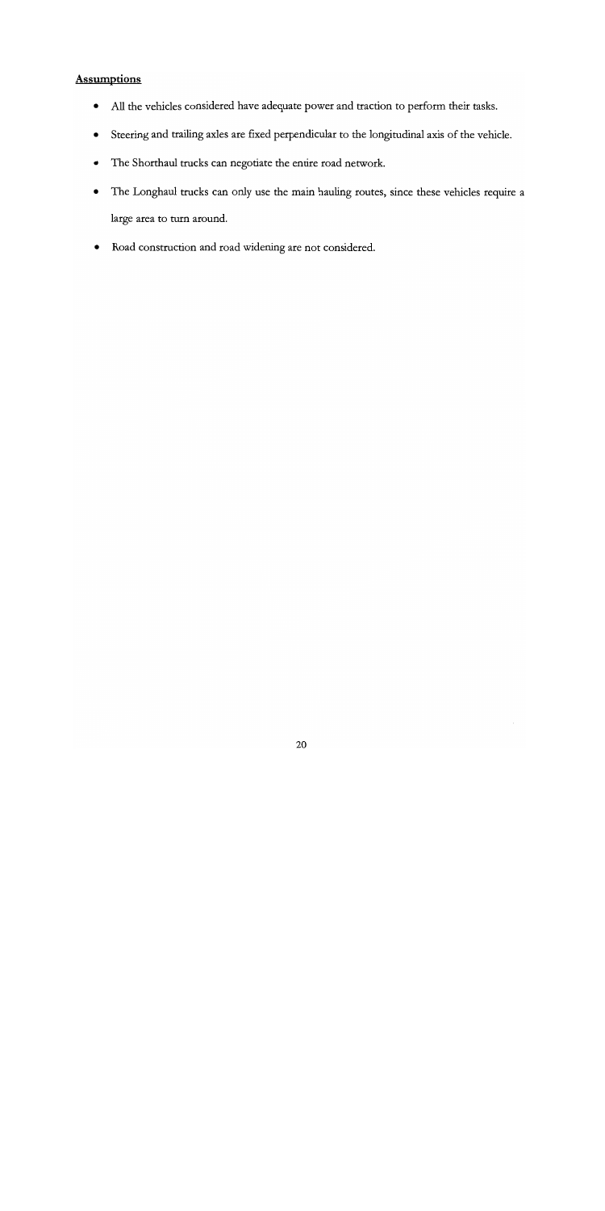**Assumptions**

- All the vehicles considered have adequate power and traction to perform their tasks.
- Steering and trailing axles are fixed perpendicular to the longitudinal axis of the vehicle.
- The Shorthaul trucks can negotiate the entire road network.
- The Longhaul trucks can only use the main hauling routes, since these vehicles require a large area to turn around.
- Road construction and road widening are not considered.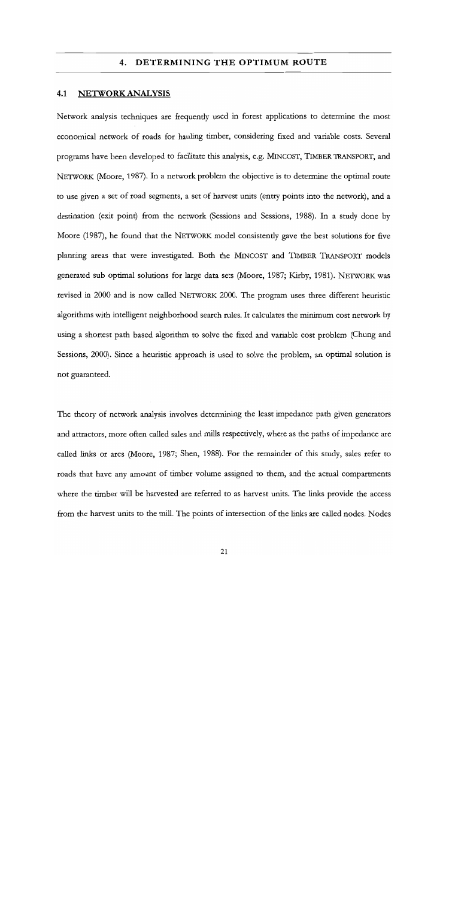## 4. DETERMINING THE OPTIMUM ROUTE

### 4.1 NETWORK ANALYSIS

Network analysis techniques are frequently used in forest applications to determine the most economical network of roads for hauling timber, considering fixed and variable costs. Several programs have been developed to facilitate this analysis, e.g. MINCOST, TIMBER TRANSPORT, and NETWORK (Moore, 1987). In a network problem the objective is to determine the optimal route to use given a set of road segments, a set of harvest units (entry points into the network), and a destination (exit point) from the network (Sessions and Sessions, 1988). In a study done by Moore (1987), he found that the NETWORK model consistently gave the best solutions for five planning areas that were investigated. Both the MINCOST and TIMBER TRANSPORT models generated sub optimal solutions for large data sets (Moore, 1987; Kirby, 1981). NETWORK was revised in 2000 and is now called NETWORK 2000. The program uses three different heuristic algorithms with intelligent neighborhood search rules. It calculates the minimum cost network by using a shortest path based algorithm to solve the fixed and variable cost problem (Chung and Sessions, 2000). Since a heuristic approach is used to solve the problem, an optimal solution is not guaranteed.

The theory of network analysis involves determining the least impedance path given generators and attractors, more often called sales and mills respectively, where as the paths of impedance are called links or arcs (Moore, 1987; Shen, 1988). For the remainder of this study, sales refer to roads that have any amount of timber volume assigned to them, and the actual compartments where the timber will be harvested are referred to as harvest units. The links provide the access from the harvest units to the mill. The points of intersection of the links are called nodes. Nodes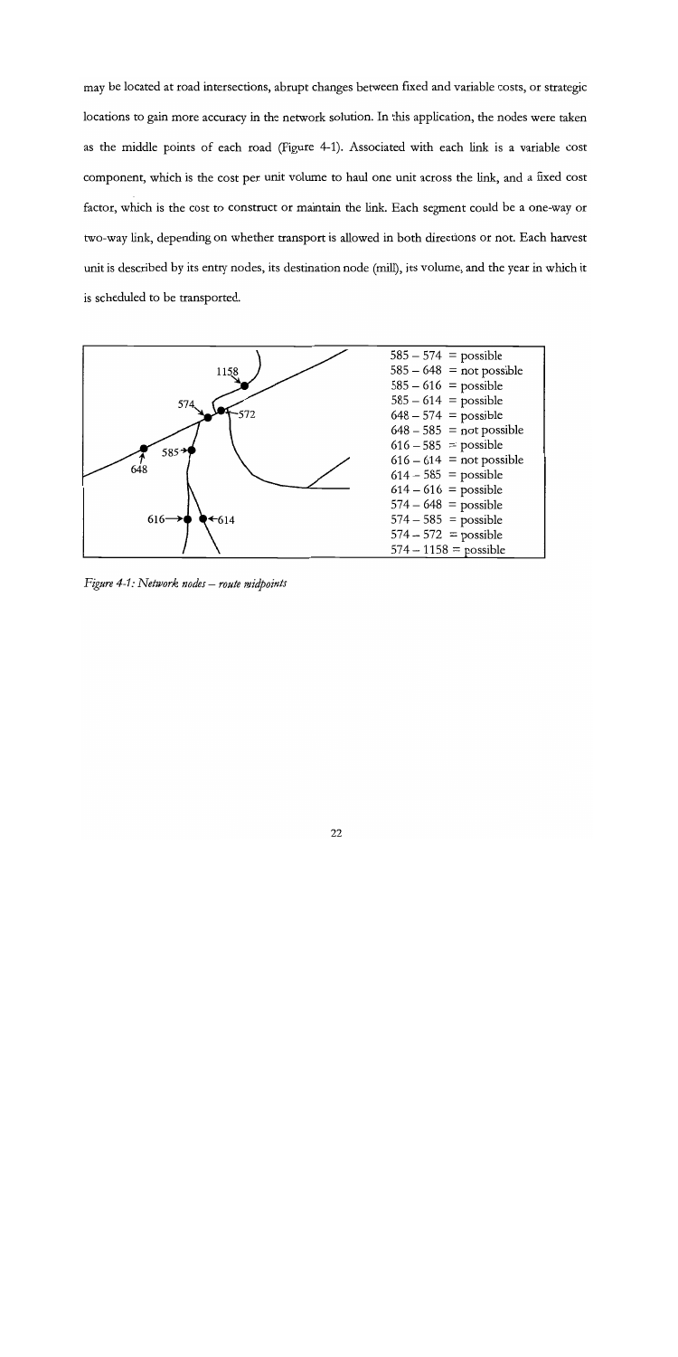may be located at road intersections, abrupt changes between fixed and variable costs, or strategic locations to gain more accuracy in the network solution. In this application, the nodes were taken as the middle points of each road (Figure 4-1). Associated with each link is a variable cost component, which is the cost per unit volume to haul one unit across the link, and a fixed cost factor, which is the cost to construct or maintain the link. Each segment could be a one-way or two-way link, depending on whether transport is allowed in both directions or not. Each harvest unit is described by its entry nodes, its destination node (mill), its volume, and the year in which it is scheduled to be transported.

585 – 574 = possible
585 – 648 = not possible
585 – 616 = possible
585 – 614 = possible
648 – 574 = possible
648 – 585 = not possible
616 – 585 = possible
616 – 614 = not possible
614 – 585 = possible
614 – 616 = possible
574 – 648 = possible
574 – 585 = possible
574 – 572 = possible
574 – 1158 = possible

*Figure 4-1: Network nodes – route midpoints*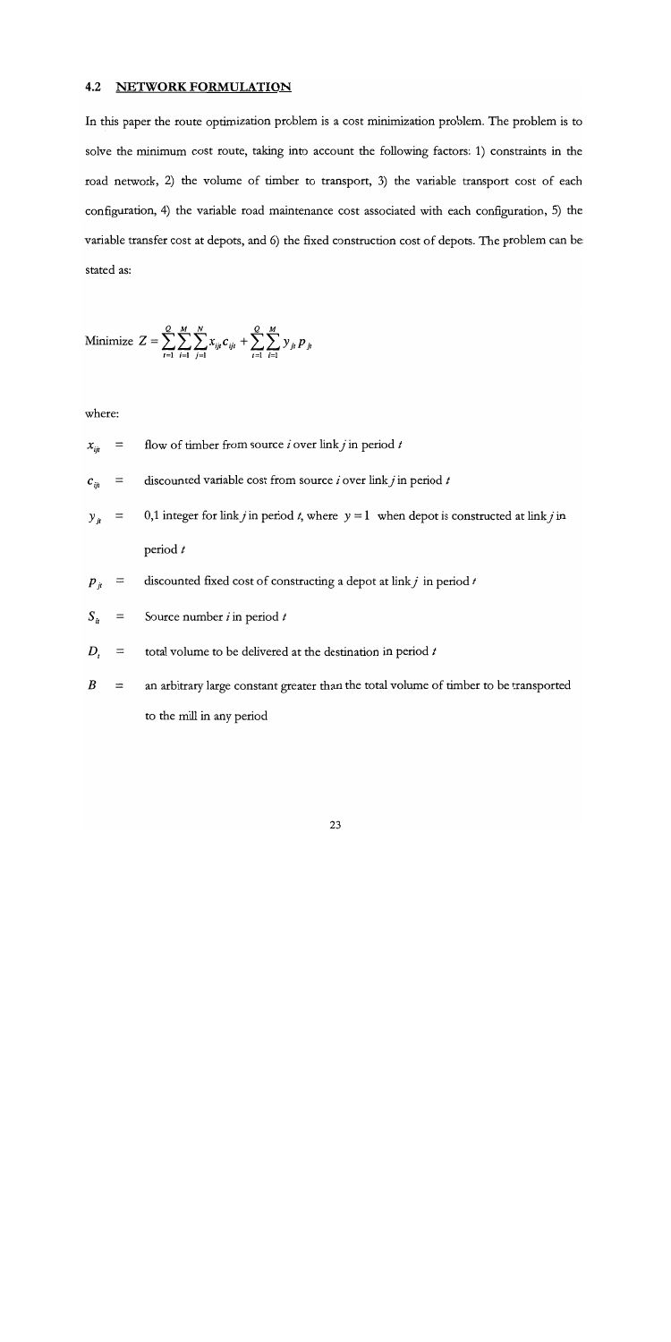### 4.2 NETWORK FORMULATION

In this paper the route optimization problem is a cost minimization problem. The problem is to solve the minimum cost route, taking into account the following factors: 1) constraints in the road network, 2) the volume of timber to transport, 3) the variable transport cost of each configuration, 4) the variable road maintenance cost associated with each configuration, 5) the variable transfer cost at depots, and 6) the fixed construction cost of depots. The problem can be stated as:

$$\text{Minimize } Z = \sum_{t=1}^{Q}\sum_{i=1}^{M}\sum_{j=1}^{N} x_{ijt} c_{ijt} + \sum_{t=1}^{Q}\sum_{i=1}^{M} y_{jt} p_{jt}$$

where:

$x_{ijt}$ = flow of timber from source $i$ over link $j$ in period $t$

$c_{ijt}$ = discounted variable cost from source $i$ over link $j$ in period $t$

$y_{jt}$ = 0,1 integer for link $j$ in period $t$, where $y = 1$ when depot is constructed at link $j$ in period $t$

$p_{jt}$ = discounted fixed cost of constructing a depot at link $j$ in period $t$

$S_{it}$ = Source number $i$ in period $t$

$D_t$ = total volume to be delivered at the destination in period $t$

$B$ = an arbitrary large constant greater than the total volume of timber to be transported to the mill in any period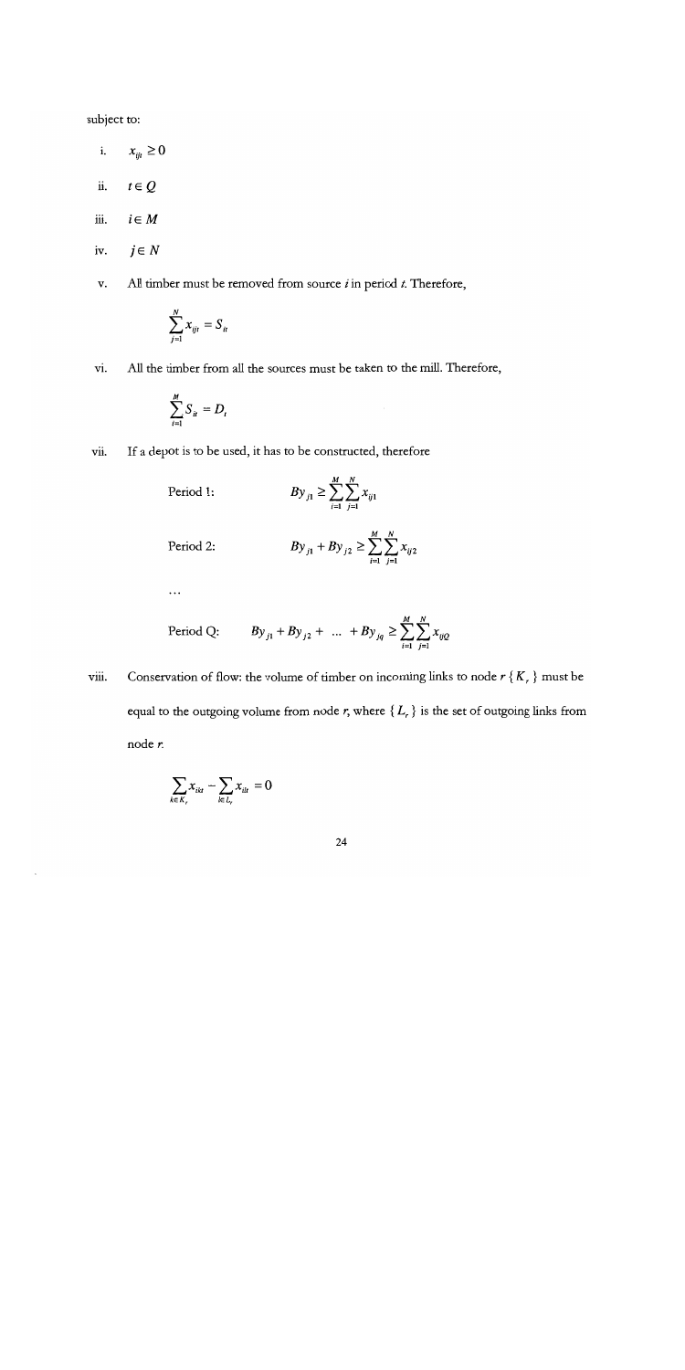subject to:

i. $x_{ijt} \geq 0$

ii. $t \in Q$

iii. $i \in M$

iv. $j \in N$

v. All timber must be removed from source *i* in period *t*. Therefore,

$$\sum_{j=1}^{N} x_{ijt} = S_{it}$$

vi. All the timber from all the sources must be taken to the mill. Therefore,

$$\sum_{i=1}^{M} S_{it} = D_t$$

vii. If a depot is to be used, it has to be constructed, therefore

Period 1: $$By_{j1} \geq \sum_{i=1}^{M} \sum_{j=1}^{N} x_{ij1}$$

Period 2: $$By_{j1} + By_{j2} \geq \sum_{i=1}^{M} \sum_{j=1}^{N} x_{ij2}$$

...

Period Q: $$By_{j1} + By_{j2} + \ \dots \ + By_{jq} \geq \sum_{i=1}^{M} \sum_{j=1}^{N} x_{ijQ}$$

viii. Conservation of flow: the volume of timber on incoming links to node *r* $\{K_r\}$ must be equal to the outgoing volume from node *r*, where $\{L_r\}$ is the set of outgoing links from node *r*.

$$\sum_{k \in K_r} x_{ikt} - \sum_{l \in L_r} x_{ilt} = 0$$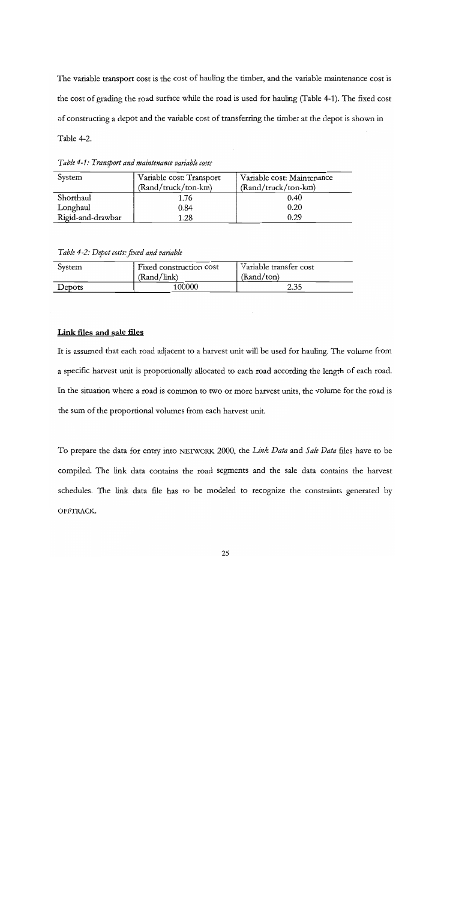The variable transport cost is the cost of hauling the timber, and the variable maintenance cost is the cost of grading the road surface while the road is used for hauling (Table 4-1). The fixed cost of constructing a depot and the variable cost of transferring the timber at the depot is shown in Table 4-2.

*Table 4-1: Transport and maintenance variable costs*

| System | Variable cost: Transport (Rand/truck/ton-km) | Variable cost: Maintenance (Rand/truck/ton-km) |
|---|---|---|
| Shorthaul | 1.76 | 0.40 |
| Longhaul | 0.84 | 0.20 |
| Rigid-and-drawbar | 1.28 | 0.29 |

*Table 4-2: Depot costs: fixed and variable*

| System | Fixed construction cost (Rand/link) | Variable transfer cost (Rand/ton) |
|---|---|---|
| Depots | 100000 | 2.35 |

**Link files and sale files**

It is assumed that each road adjacent to a harvest unit will be used for hauling. The volume from a specific harvest unit is proportionally allocated to each road according the length of each road. In the situation where a road is common to two or more harvest units, the volume for the road is the sum of the proportional volumes from each harvest unit.

To prepare the data for entry into NETWORK 2000, the *Link Data* and *Sale Data* files have to be compiled. The link data contains the road segments and the sale data contains the harvest schedules. The link data file has to be modeled to recognize the constraints generated by OFFTRACK.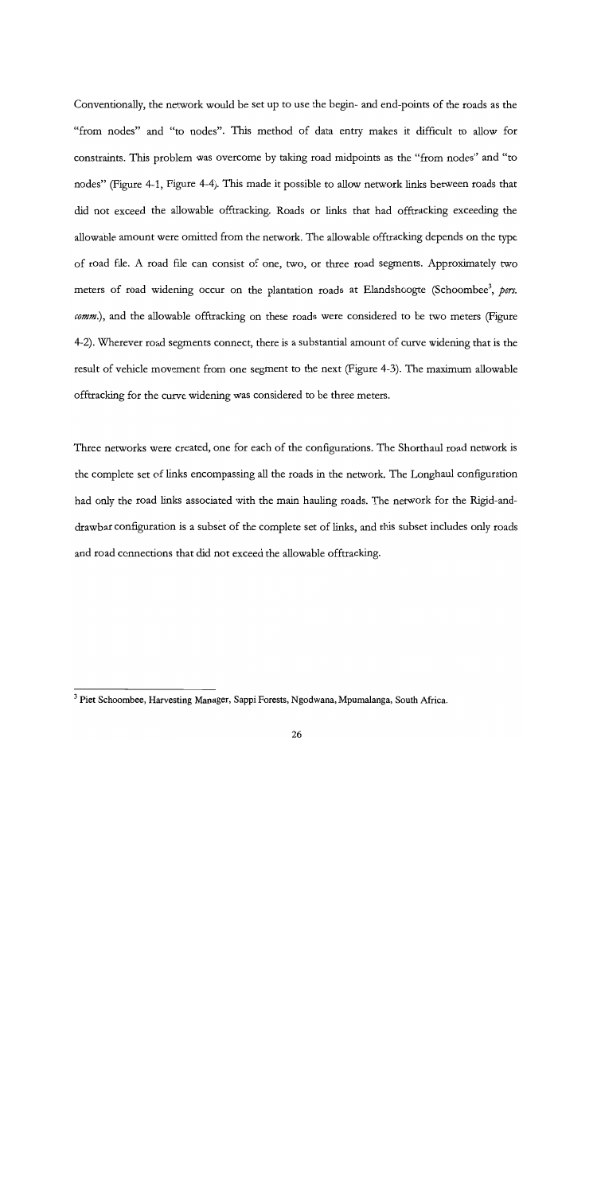Conventionally, the network would be set up to use the begin- and end-points of the roads as the "from nodes" and "to nodes". This method of data entry makes it difficult to allow for constraints. This problem was overcome by taking road midpoints as the "from nodes" and "to nodes" (Figure 4-1, Figure 4-4). This made it possible to allow network links between roads that did not exceed the allowable offtracking. Roads or links that had offtracking exceeding the allowable amount were omitted from the network. The allowable offtracking depends on the type of road file. A road file can consist of one, two, or three road segments. Approximately two meters of road widening occur on the plantation roads at Elandshoogte (Schoombee[3], *pers. comm.*), and the allowable offtracking on these roads were considered to be two meters (Figure 4-2). Wherever road segments connect, there is a substantial amount of curve widening that is the result of vehicle movement from one segment to the next (Figure 4-3). The maximum allowable offtracking for the curve widening was considered to be three meters.

Three networks were created, one for each of the configurations. The Shorthaul road network is the complete set of links encompassing all the roads in the network. The Longhaul configuration had only the road links associated with the main hauling roads. The network for the Rigid-and-drawbar configuration is a subset of the complete set of links, and this subset includes only roads and road connections that did not exceed the allowable offtracking.

---

[3] Piet Schoombee, Harvesting Manager, Sappi Forests, Ngodwana, Mpumalanga, South Africa.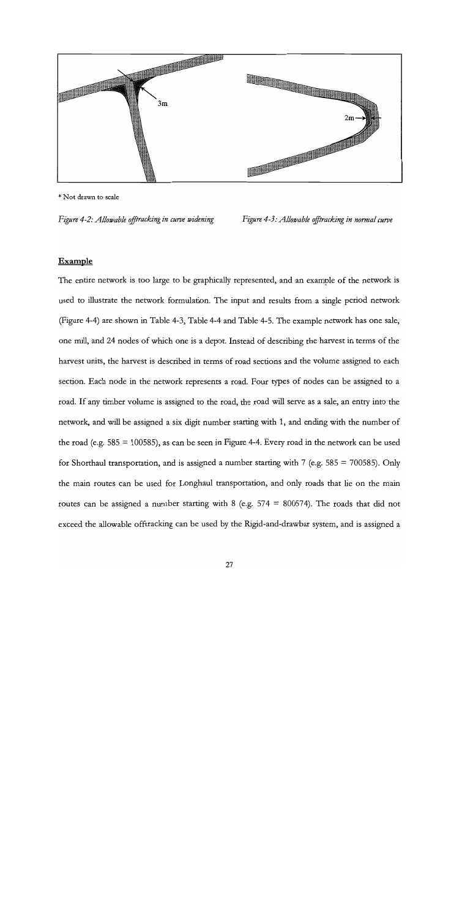3m

2m

\* Not drawn to scale

*Figure 4-2: Allowable offtracking in curve widening*

*Figure 4-3: Allowable offtracking in normal curve*

**Example**

The entire network is too large to be graphically represented, and an example of the network is used to illustrate the network formulation. The input and results from a single period network (Figure 4-4) are shown in Table 4-3, Table 4-4 and Table 4-5. The example network has one sale, one mill, and 24 nodes of which one is a depot. Instead of describing the harvest in terms of the harvest units, the harvest is described in terms of road sections and the volume assigned to each section. Each node in the network represents a road. Four types of nodes can be assigned to a road. If any timber volume is assigned to the road, the road will serve as a sale, an entry into the network, and will be assigned a six digit number starting with 1, and ending with the number of the road (e.g. 585 = 100585), as can be seen in Figure 4-4. Every road in the network can be used for Shorthaul transportation, and is assigned a number starting with 7 (e.g. 585 = 700585). Only the main routes can be used for Longhaul transportation, and only roads that lie on the main routes can be assigned a number starting with 8 (e.g. 574 = 800574). The roads that did not exceed the allowable offtracking can be used by the Rigid-and-drawbar system, and is assigned a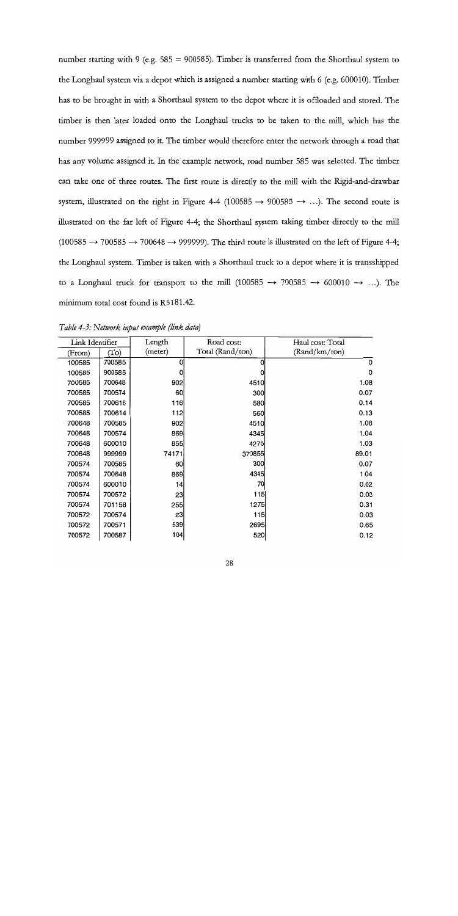number starting with 9 (e.g. 585 = 900585). Timber is transferred from the Shorthaul system to the Longhaul system via a depot which is assigned a number starting with 6 (e.g. 600010). Timber has to be brought in with a Shorthaul system to the depot where it is offloaded and stored. The timber is then later loaded onto the Longhaul trucks to be taken to the mill, which has the number 999999 assigned to it. The timber would therefore enter the network through a road that has any volume assigned it. In the example network, road number 585 was selected. The timber can take one of three routes. The first route is directly to the mill with the Rigid-and-drawbar system, illustrated on the right in Figure 4-4 (100585 → 900585 → …). The second route is illustrated on the far left of Figure 4-4; the Shorthaul system taking timber directly to the mill (100585 → 700585 → 700648 → 999999). The third route is illustrated on the left of Figure 4-4; the Longhaul system. Timber is taken with a Shorthaul truck to a depot where it is transshipped to a Longhaul truck for transport to the mill (100585 → 700585 → 600010 → …). The minimum total cost found is R5181.42.

*Table 4-3: Network input example (link data)*

| Link Identifier | | Length | Road cost: | Haul cost: Total |
|---|---|---|---|---|
| (From) | (To) | (meter) | Total (Rand/ton) | (Rand/km/ton) |
| 100585 | 700585 | 0 | 0 | 0 |
| 100585 | 900585 | 0 | 0 | 0 |
| 700585 | 700648 | 902 | 4510 | 1.08 |
| 700585 | 700574 | 60 | 300 | 0.07 |
| 700585 | 700616 | 116 | 580 | 0.14 |
| 700585 | 700614 | 112 | 560 | 0.13 |
| 700648 | 700585 | 902 | 4510 | 1.08 |
| 700648 | 700574 | 869 | 4345 | 1.04 |
| 700648 | 600010 | 855 | 4275 | 1.03 |
| 700648 | 999999 | 74171 | 370855 | 89.01 |
| 700574 | 700585 | 60 | 300 | 0.07 |
| 700574 | 700648 | 869 | 4345 | 1.04 |
| 700574 | 600010 | 14 | 70 | 0.02 |
| 700574 | 700572 | 23 | 115 | 0.03 |
| 700574 | 701158 | 255 | 1275 | 0.31 |
| 700572 | 700574 | 23 | 115 | 0.03 |
| 700572 | 700571 | 539 | 2695 | 0.65 |
| 700572 | 700587 | 104 | 520 | 0.12 |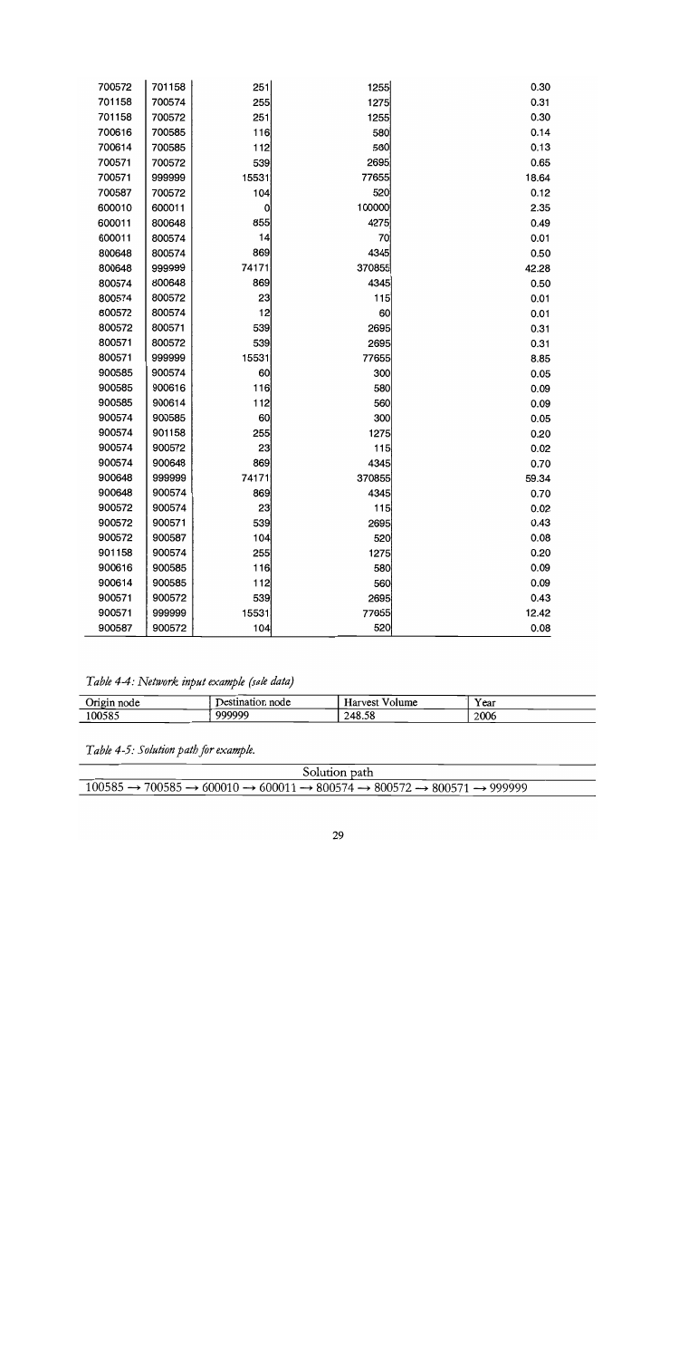| | | | | |
|---|---|---|---|---|
| 700572 | 701158 | 251 | 1255 | 0.30 |
| 701158 | 700574 | 255 | 1275 | 0.31 |
| 701158 | 700572 | 251 | 1255 | 0.30 |
| 700616 | 700585 | 116 | 580 | 0.14 |
| 700614 | 700585 | 112 | 560 | 0.13 |
| 700571 | 700572 | 539 | 2695 | 0.65 |
| 700571 | 999999 | 15531 | 77655 | 18.64 |
| 700587 | 700572 | 104 | 520 | 0.12 |
| 600010 | 600011 | 0 | 100000 | 2.35 |
| 600011 | 800648 | 855 | 4275 | 0.49 |
| 600011 | 800574 | 14 | 70 | 0.01 |
| 800648 | 800574 | 869 | 4345 | 0.50 |
| 800648 | 999999 | 74171 | 370855 | 42.28 |
| 800574 | 800648 | 869 | 4345 | 0.50 |
| 800574 | 800572 | 23 | 115 | 0.01 |
| 800572 | 800574 | 12 | 60 | 0.01 |
| 800572 | 800571 | 539 | 2695 | 0.31 |
| 800571 | 800572 | 539 | 2695 | 0.31 |
| 800571 | 999999 | 15531 | 77655 | 8.85 |
| 900585 | 900574 | 60 | 300 | 0.05 |
| 900585 | 900616 | 116 | 580 | 0.09 |
| 900585 | 900614 | 112 | 560 | 0.09 |
| 900574 | 900585 | 60 | 300 | 0.05 |
| 900574 | 901158 | 255 | 1275 | 0.20 |
| 900574 | 900572 | 23 | 115 | 0.02 |
| 900574 | 900648 | 869 | 4345 | 0.70 |
| 900648 | 999999 | 74171 | 370855 | 59.34 |
| 900648 | 900574 | 869 | 4345 | 0.70 |
| 900572 | 900574 | 23 | 115 | 0.02 |
| 900572 | 900571 | 539 | 2695 | 0.43 |
| 900572 | 900587 | 104 | 520 | 0.08 |
| 901158 | 900574 | 255 | 1275 | 0.20 |
| 900616 | 900585 | 116 | 580 | 0.09 |
| 900614 | 900585 | 112 | 560 | 0.09 |
| 900571 | 900572 | 539 | 2695 | 0.43 |
| 900571 | 999999 | 15531 | 77655 | 12.42 |
| 900587 | 900572 | 104 | 520 | 0.08 |

*Table 4-4: Network input example (sale data)*

| Origin node | Destination node | Harvest Volume | Year |
|---|---|---|---|
| 100585 | 999999 | 248.58 | 2006 |

*Table 4-5: Solution path for example.*

| Solution path |
|---|
| 100585 → 700585 → 600010 → 600011 → 800574 → 800572 → 800571 → 999999 |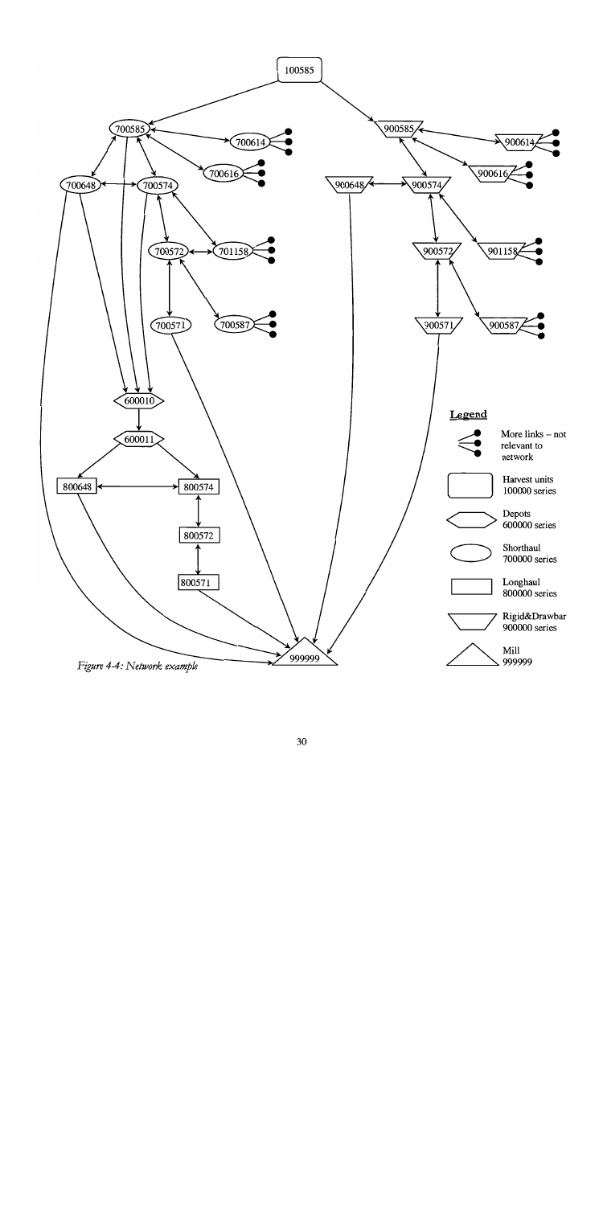Legend

- More links – not relevant to network
- Harvest units 100000 series
- Depots 600000 series
- Shorthaul 700000 series
- Longhaul 800000 series
- Rigid&Drawbar 900000 series
- Mill 999999

*Figure 4-4: Network example*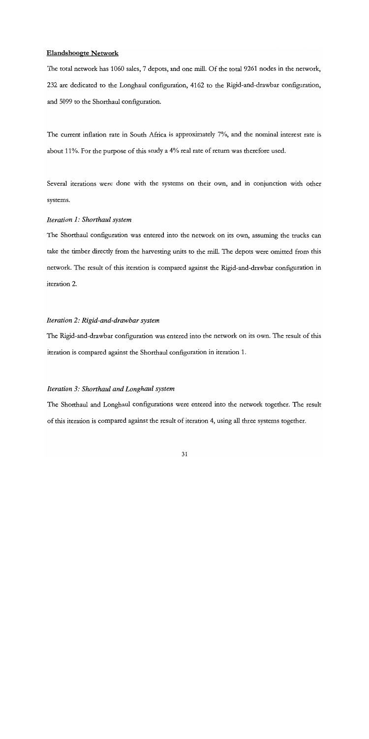**Elandshoogte Network**

The total network has 1060 sales, 7 depots, and one mill. Of the total 9261 nodes in the network, 232 are dedicated to the Longhaul configuration, 4162 to the Rigid-and-drawbar configuration, and 5099 to the Shorthaul configuration.

The current inflation rate in South Africa is approximately 7%, and the nominal interest rate is about 11%. For the purpose of this study a 4% real rate of return was therefore used.

Several iterations were done with the systems on their own, and in conjunction with other systems.

*Iteration 1: Shorthaul system*

The Shorthaul configuration was entered into the network on its own, assuming the trucks can take the timber directly from the harvesting units to the mill. The depots were omitted from this network. The result of this iteration is compared against the Rigid-and-drawbar configuration in iteration 2.

*Iteration 2: Rigid-and-drawbar system*

The Rigid-and-drawbar configuration was entered into the network on its own. The result of this iteration is compared against the Shorthaul configuration in iteration 1.

*Iteration 3: Shorthaul and Longhaul system*

The Shorthaul and Longhaul configurations were entered into the network together. The result of this iteration is compared against the result of iteration 4, using all three systems together.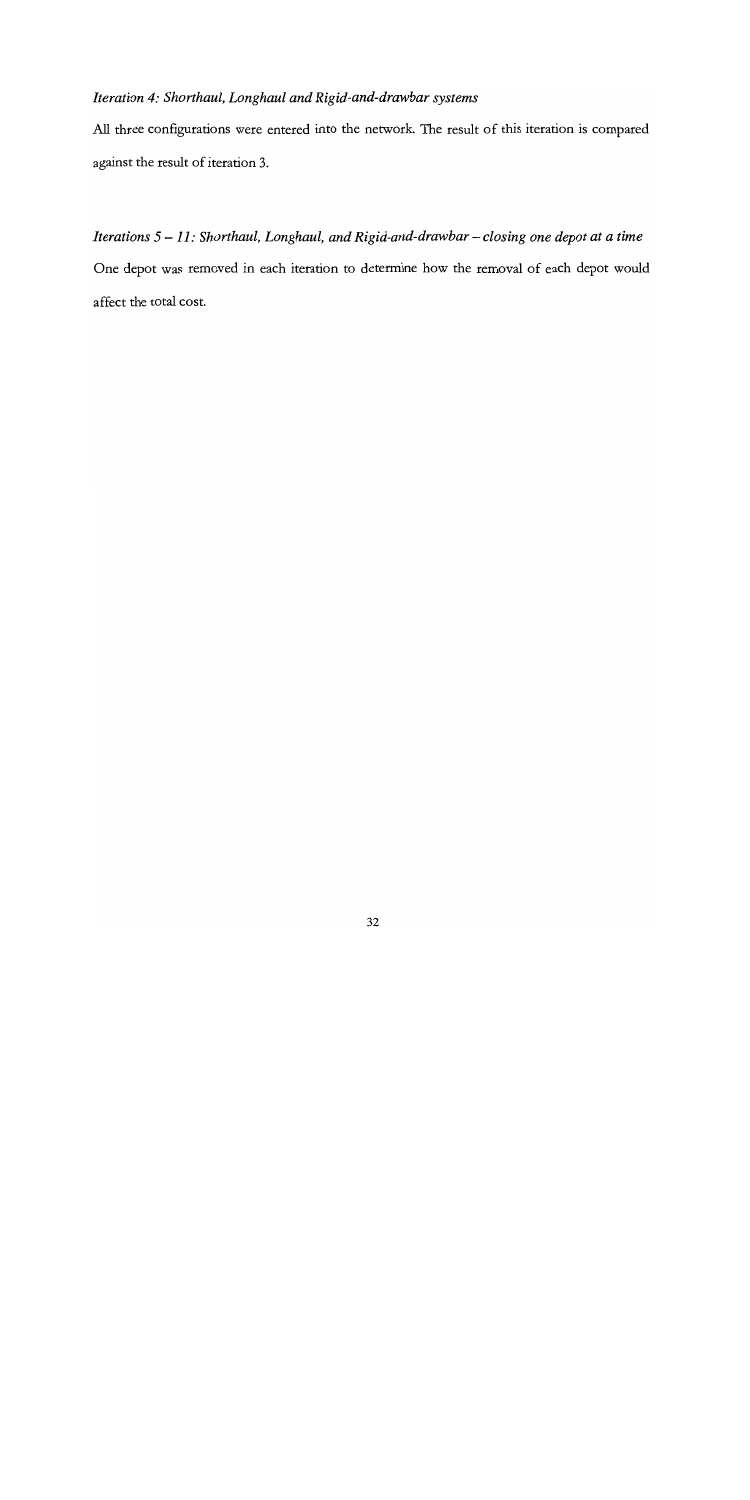*Iteration 4: Shorthaul, Longhaul and Rigid-and-drawbar systems*

All three configurations were entered into the network. The result of this iteration is compared against the result of iteration 3.

*Iterations 5 – 11: Shorthaul, Longhaul, and Rigid-and-drawbar – closing one depot at a time*

One depot was removed in each iteration to determine how the removal of each depot would affect the total cost.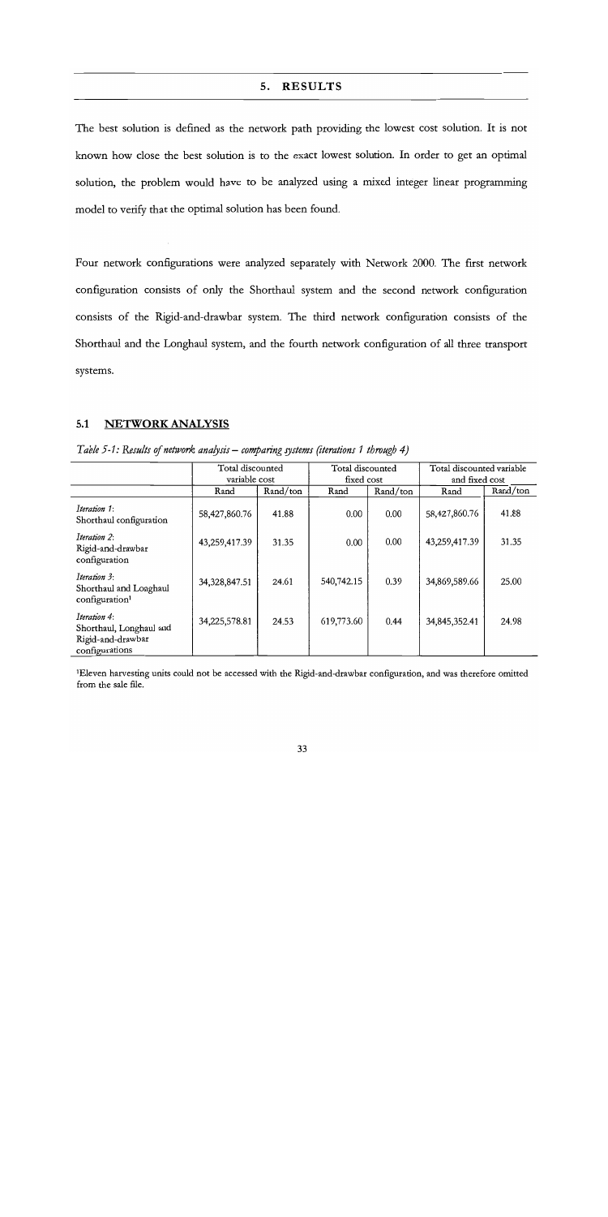# 5. RESULTS

The best solution is defined as the network path providing the lowest cost solution. It is not known how close the best solution is to the exact lowest solution. In order to get an optimal solution, the problem would have to be analyzed using a mixed integer linear programming model to verify that the optimal solution has been found.

Four network configurations were analyzed separately with Network 2000. The first network configuration consists of only the Shorthaul system and the second network configuration consists of the Rigid-and-drawbar system. The third network configuration consists of the Shorthaul and the Longhaul system, and the fourth network configuration of all three transport systems.

## 5.1 NETWORK ANALYSIS

*Table 5-1: Results of network analysis – comparing systems (iterations 1 through 4)*

| | Total discounted variable cost | | Total discounted fixed cost | | Total discounted variable and fixed cost | |
|---|---|---|---|---|---|---|
| | Rand | Rand/ton | Rand | Rand/ton | Rand | Rand/ton |
| *Iteration 1*: Shorthaul configuration | 58,427,860.76 | 41.88 | 0.00 | 0.00 | 58,427,860.76 | 41.88 |
| *Iteration 2*: Rigid-and-drawbar configuration | 43,259,417.39 | 31.35 | 0.00 | 0.00 | 43,259,417.39 | 31.35 |
| *Iteration 3*: Shorthaul and Longhaul configuration[1] | 34,328,847.51 | 24.61 | 540,742.15 | 0.39 | 34,869,589.66 | 25.00 |
| *Iteration 4*: Shorthaul, Longhaul and Rigid-and-drawbar configurations | 34,225,578.81 | 24.53 | 619,773.60 | 0.44 | 34,845,352.41 | 24.98 |

[1]Eleven harvesting units could not be accessed with the Rigid-and-drawbar configuration, and was therefore omitted from the sale file.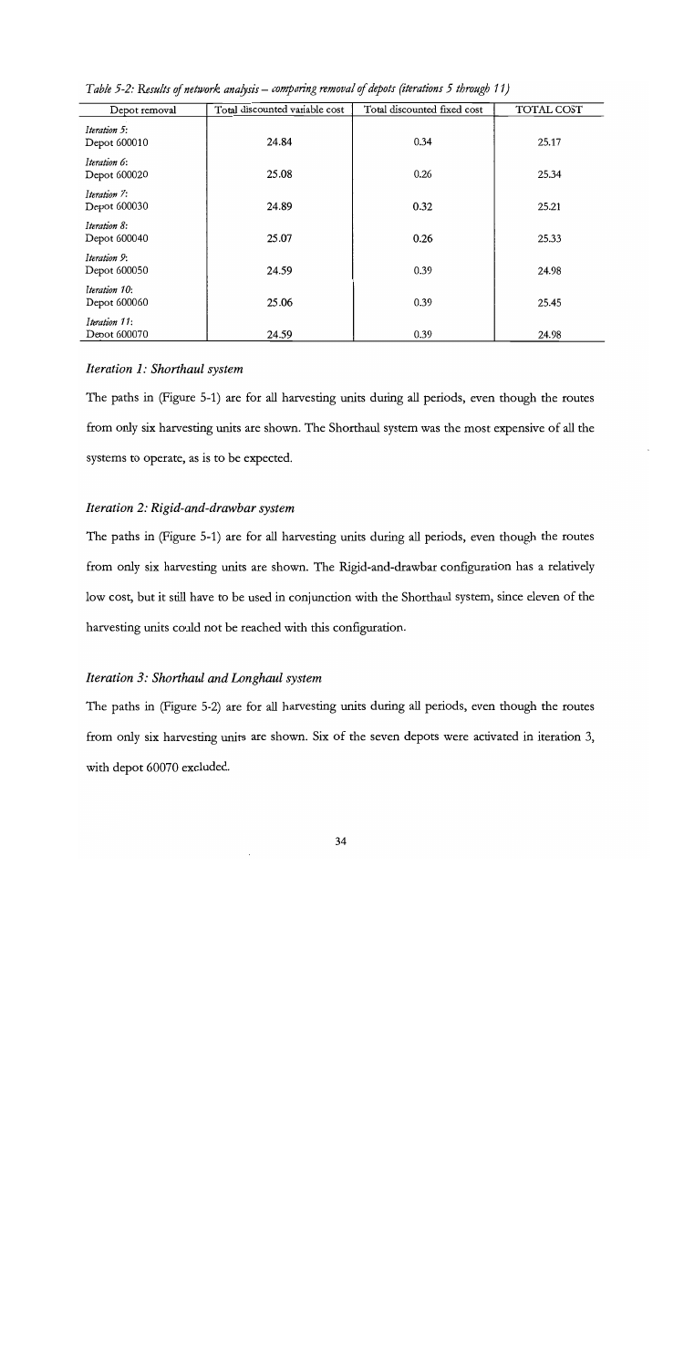*Table 5-2: Results of network analysis – comparing removal of depots (iterations 5 through 11)*

| Depot removal | Total discounted variable cost | Total discounted fixed cost | TOTAL COST |
|---|---|---|---|
| *Iteration 5:* Depot 600010 | 24.84 | 0.34 | 25.17 |
| *Iteration 6:* Depot 600020 | 25.08 | 0.26 | 25.34 |
| *Iteration 7:* Depot 600030 | 24.89 | 0.32 | 25.21 |
| *Iteration 8:* Depot 600040 | 25.07 | 0.26 | 25.33 |
| *Iteration 9:* Depot 600050 | 24.59 | 0.39 | 24.98 |
| *Iteration 10:* Depot 600060 | 25.06 | 0.39 | 25.45 |
| *Iteration 11:* Depot 600070 | 24.59 | 0.39 | 24.98 |

### *Iteration 1: Shorthaul system*

The paths in (Figure 5-1) are for all harvesting units during all periods, even though the routes from only six harvesting units are shown. The Shorthaul system was the most expensive of all the systems to operate, as is to be expected.

### *Iteration 2: Rigid-and-drawbar system*

The paths in (Figure 5-1) are for all harvesting units during all periods, even though the routes from only six harvesting units are shown. The Rigid-and-drawbar configuration has a relatively low cost, but it still have to be used in conjunction with the Shorthaul system, since eleven of the harvesting units could not be reached with this configuration.

### *Iteration 3: Shorthaul and Longhaul system*

The paths in (Figure 5-2) are for all harvesting units during all periods, even though the routes from only six harvesting units are shown. Six of the seven depots were activated in iteration 3, with depot 60070 excluded.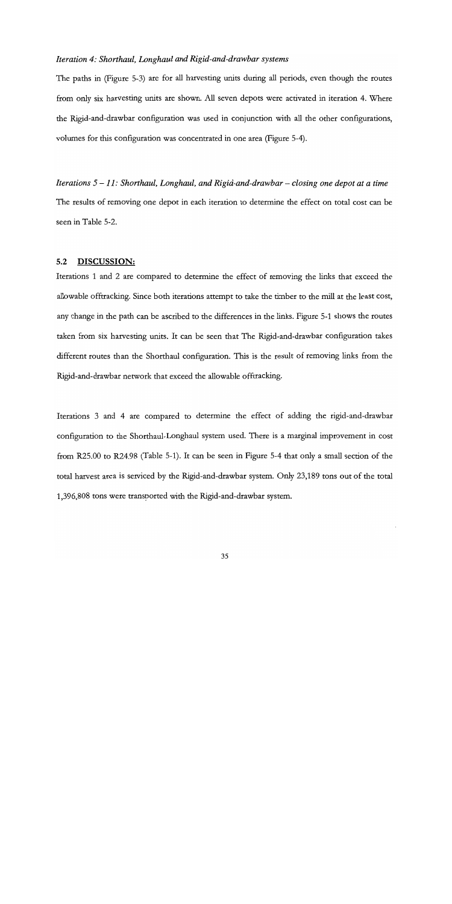*Iteration 4: Shorthaul, Longhaul and Rigid-and-drawbar systems*

The paths in (Figure 5-3) are for all harvesting units during all periods, even though the routes from only six harvesting units are shown. All seven depots were activated in iteration 4. Where the Rigid-and-drawbar configuration was used in conjunction with all the other configurations, volumes for this configuration was concentrated in one area (Figure 5-4).

*Iterations 5 – 11: Shorthaul, Longhaul, and Rigid-and-drawbar – closing one depot at a time*

The results of removing one depot in each iteration to determine the effect on total cost can be seen in Table 5-2.

## 5.2 DISCUSSION:

Iterations 1 and 2 are compared to determine the effect of removing the links that exceed the allowable offtracking. Since both iterations attempt to take the timber to the mill at the least cost, any change in the path can be ascribed to the differences in the links. Figure 5-1 shows the routes taken from six harvesting units. It can be seen that The Rigid-and-drawbar configuration takes different routes than the Shorthaul configuration. This is the result of removing links from the Rigid-and-drawbar network that exceed the allowable offtracking.

Iterations 3 and 4 are compared to determine the effect of adding the rigid-and-drawbar configuration to the Shorthaul-Longhaul system used. There is a marginal improvement in cost from R25.00 to R24.98 (Table 5-1). It can be seen in Figure 5-4 that only a small section of the total harvest area is serviced by the Rigid-and-drawbar system. Only 23,189 tons out of the total 1,396,808 tons were transported with the Rigid-and-drawbar system.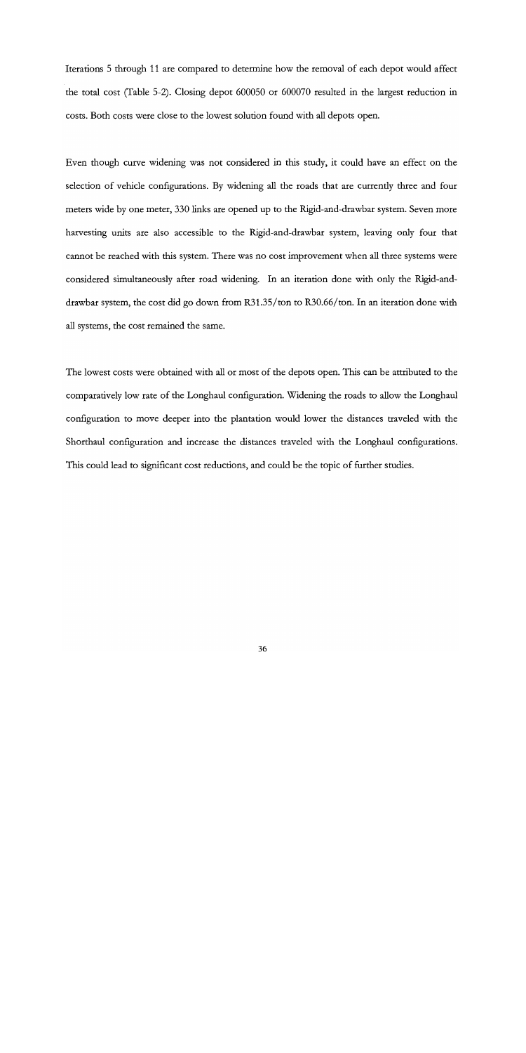Iterations 5 through 11 are compared to determine how the removal of each depot would affect the total cost (Table 5-2). Closing depot 600050 or 600070 resulted in the largest reduction in costs. Both costs were close to the lowest solution found with all depots open.

Even though curve widening was not considered in this study, it could have an effect on the selection of vehicle configurations. By widening all the roads that are currently three and four meters wide by one meter, 330 links are opened up to the Rigid-and-drawbar system. Seven more harvesting units are also accessible to the Rigid-and-drawbar system, leaving only four that cannot be reached with this system. There was no cost improvement when all three systems were considered simultaneously after road widening. In an iteration done with only the Rigid-and-drawbar system, the cost did go down from R31.35/ton to R30.66/ton. In an iteration done with all systems, the cost remained the same.

The lowest costs were obtained with all or most of the depots open. This can be attributed to the comparatively low rate of the Longhaul configuration. Widening the roads to allow the Longhaul configuration to move deeper into the plantation would lower the distances traveled with the Shorthaul configuration and increase the distances traveled with the Longhaul configurations. This could lead to significant cost reductions, and could be the topic of further studies.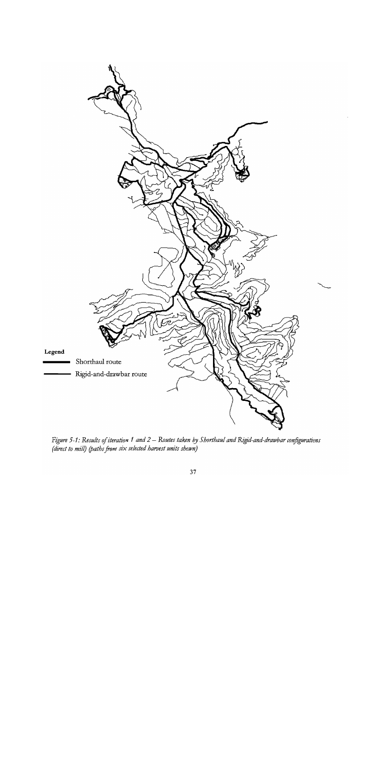Legend

Shorthaul route

Rigid-and-drawbar route

*Figure 5-1: Results of iteration 1 and 2 – Routes taken by Shorthaul and Rigid-and-drawbar configurations (direct to mill) (paths from six selected harvest units shewn)*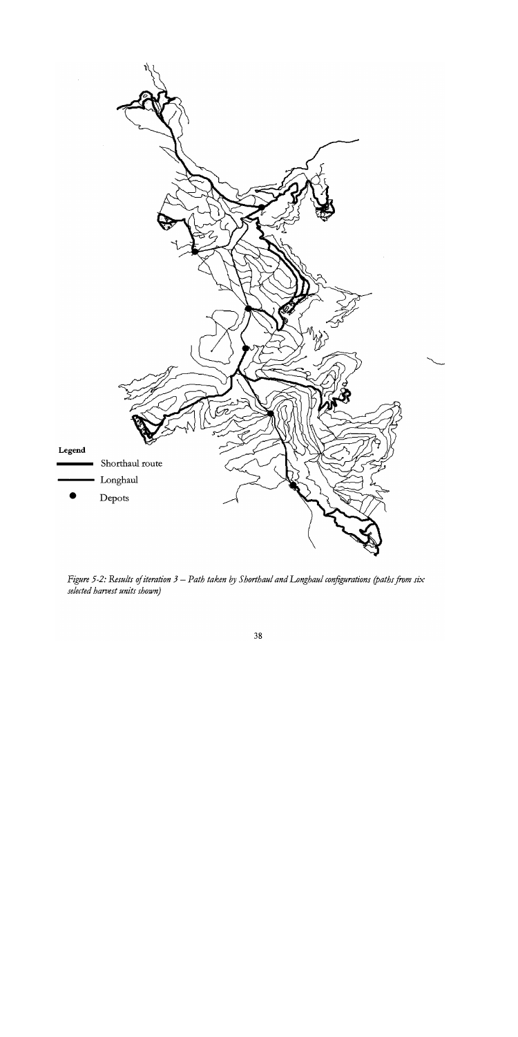Legend

Shorthaul route

Longhaul

Depots

*Figure 5-2: Results of iteration 3 – Path taken by Shorthaul and Longhaul configurations (paths from six selected harvest units shown)*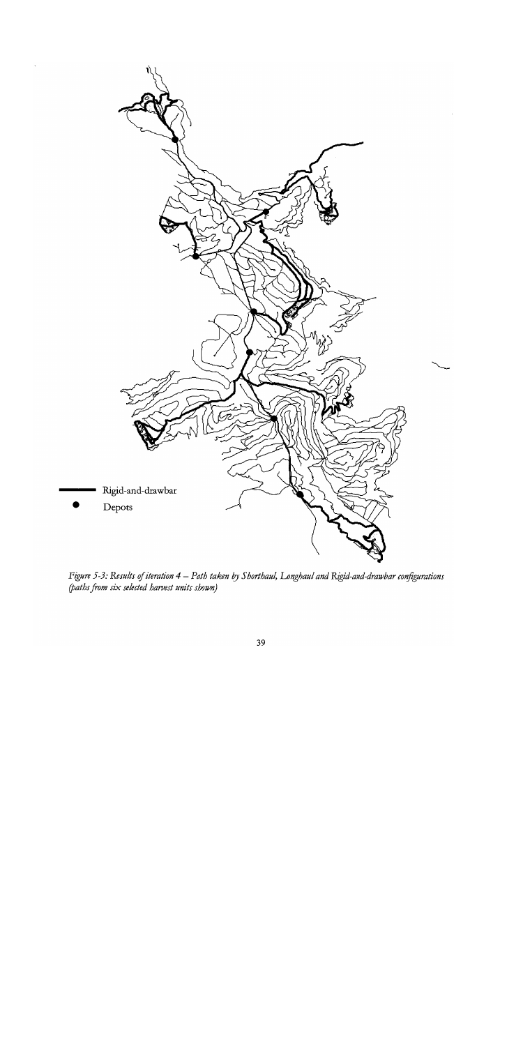Rigid-and-drawbar

Depots

*Figure 5-3: Results of iteration 4 – Path taken by Shorthaul, Longhaul and Rigid-and-drawbar configurations (paths from six selected harvest units shown)*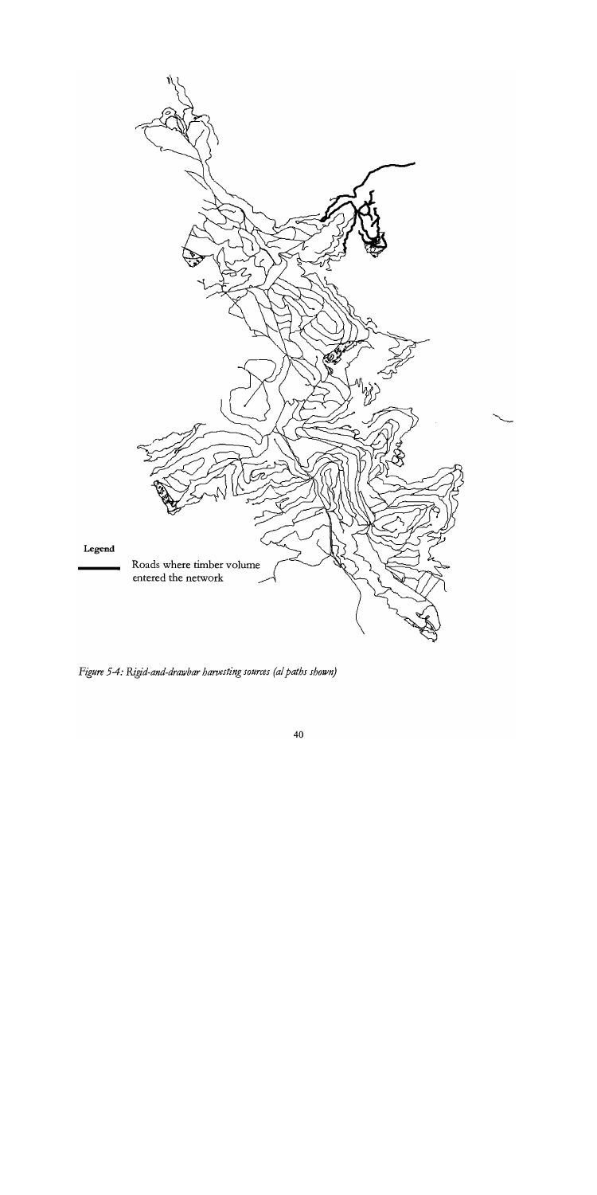Legend

Roads where timber volume entered the network

*Figure 5-4: Rigid-and-drawbar harvesting sources (al paths shown)*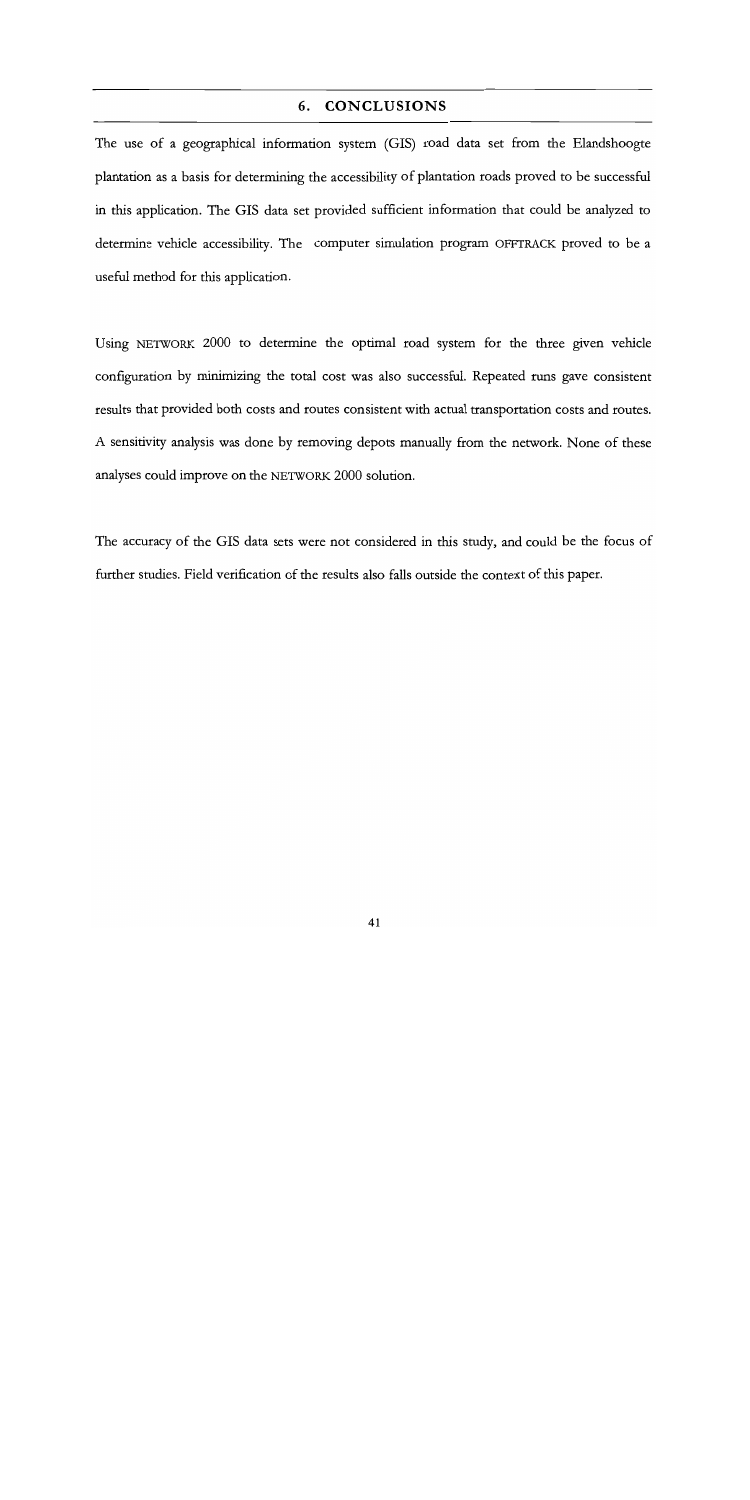## 6. CONCLUSIONS

The use of a geographical information system (GIS) road data set from the Elandshoogte plantation as a basis for determining the accessibility of plantation roads proved to be successful in this application. The GIS data set provided sufficient information that could be analyzed to determine vehicle accessibility. The computer simulation program OFFTRACK proved to be a useful method for this application.

Using NETWORK 2000 to determine the optimal road system for the three given vehicle configuration by minimizing the total cost was also successful. Repeated runs gave consistent results that provided both costs and routes consistent with actual transportation costs and routes. A sensitivity analysis was done by removing depots manually from the network. None of these analyses could improve on the NETWORK 2000 solution.

The accuracy of the GIS data sets were not considered in this study, and could be the focus of further studies. Field verification of the results also falls outside the context of this paper.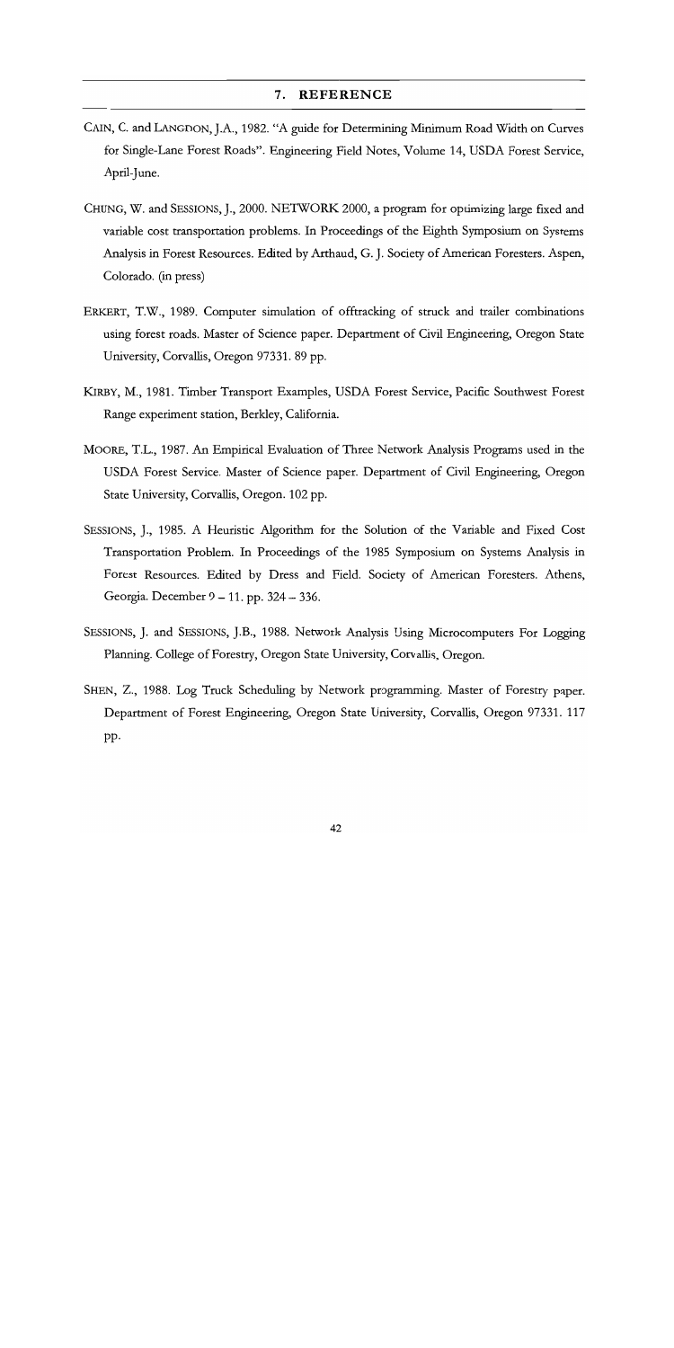## 7. REFERENCE

CAIN, C. and LANGDON, J.A., 1982. "A guide for Determining Minimum Road Width on Curves for Single-Lane Forest Roads". Engineering Field Notes, Volume 14, USDA Forest Service, April-June.

CHUNG, W. and SESSIONS, J., 2000. NETWORK 2000, a program for optimizing large fixed and variable cost transportation problems. In Proceedings of the Eighth Symposium on Systems Analysis in Forest Resources. Edited by Arthaud, G. J. Society of American Foresters. Aspen, Colorado. (in press)

ERKERT, T.W., 1989. Computer simulation of offtracking of struck and trailer combinations using forest roads. Master of Science paper. Department of Civil Engineering, Oregon State University, Corvallis, Oregon 97331. 89 pp.

KIRBY, M., 1981. Timber Transport Examples, USDA Forest Service, Pacific Southwest Forest Range experiment station, Berkley, California.

MOORE, T.L., 1987. An Empirical Evaluation of Three Network Analysis Programs used in the USDA Forest Service. Master of Science paper. Department of Civil Engineering, Oregon State University, Corvallis, Oregon. 102 pp.

SESSIONS, J., 1985. A Heuristic Algorithm for the Solution of the Variable and Fixed Cost Transportation Problem. In Proceedings of the 1985 Symposium on Systems Analysis in Forest Resources. Edited by Dress and Field. Society of American Foresters. Athens, Georgia. December 9 – 11. pp. 324 – 336.

SESSIONS, J. and SESSIONS, J.B., 1988. Network Analysis Using Microcomputers For Logging Planning. College of Forestry, Oregon State University, Corvallis, Oregon.

SHEN, Z., 1988. Log Truck Scheduling by Network programming. Master of Forestry paper. Department of Forest Engineering, Oregon State University, Corvallis, Oregon 97331. 117 pp.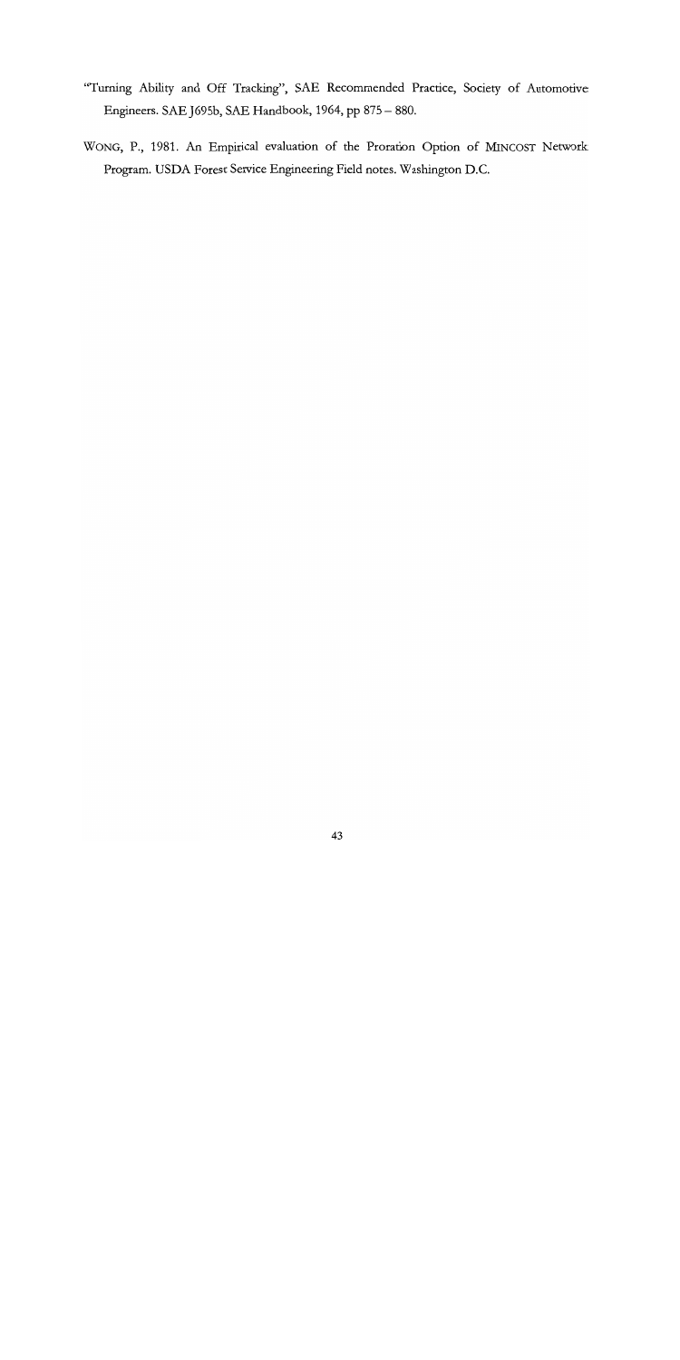"Turning Ability and Off Tracking", SAE Recommended Practice, Society of Automotive Engineers. SAE J695b, SAE Handbook, 1964, pp 875 – 880.

WONG, P., 1981. An Empirical evaluation of the Proration Option of MINCOST Network Program. USDA Forest Service Engineering Field notes. Washington D.C.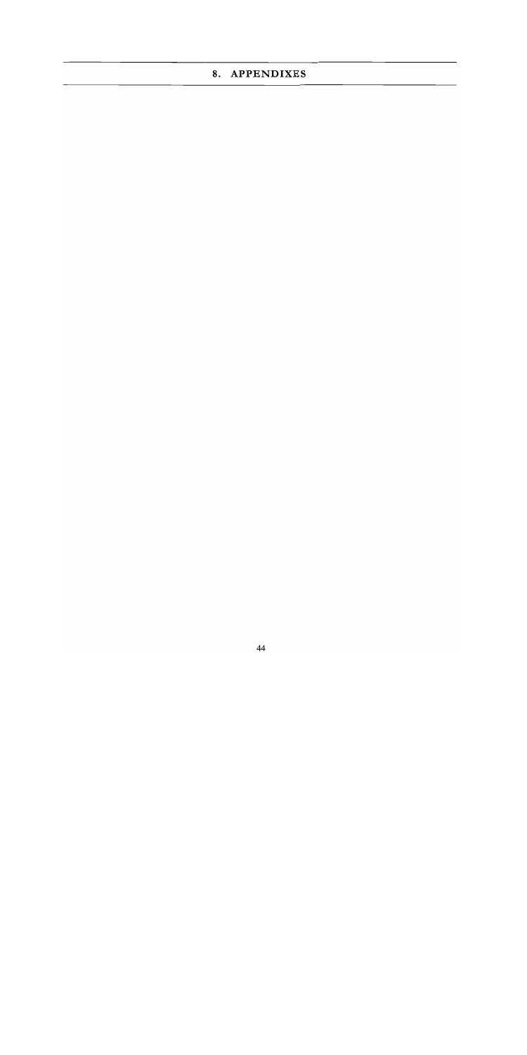# 8. APPENDIXES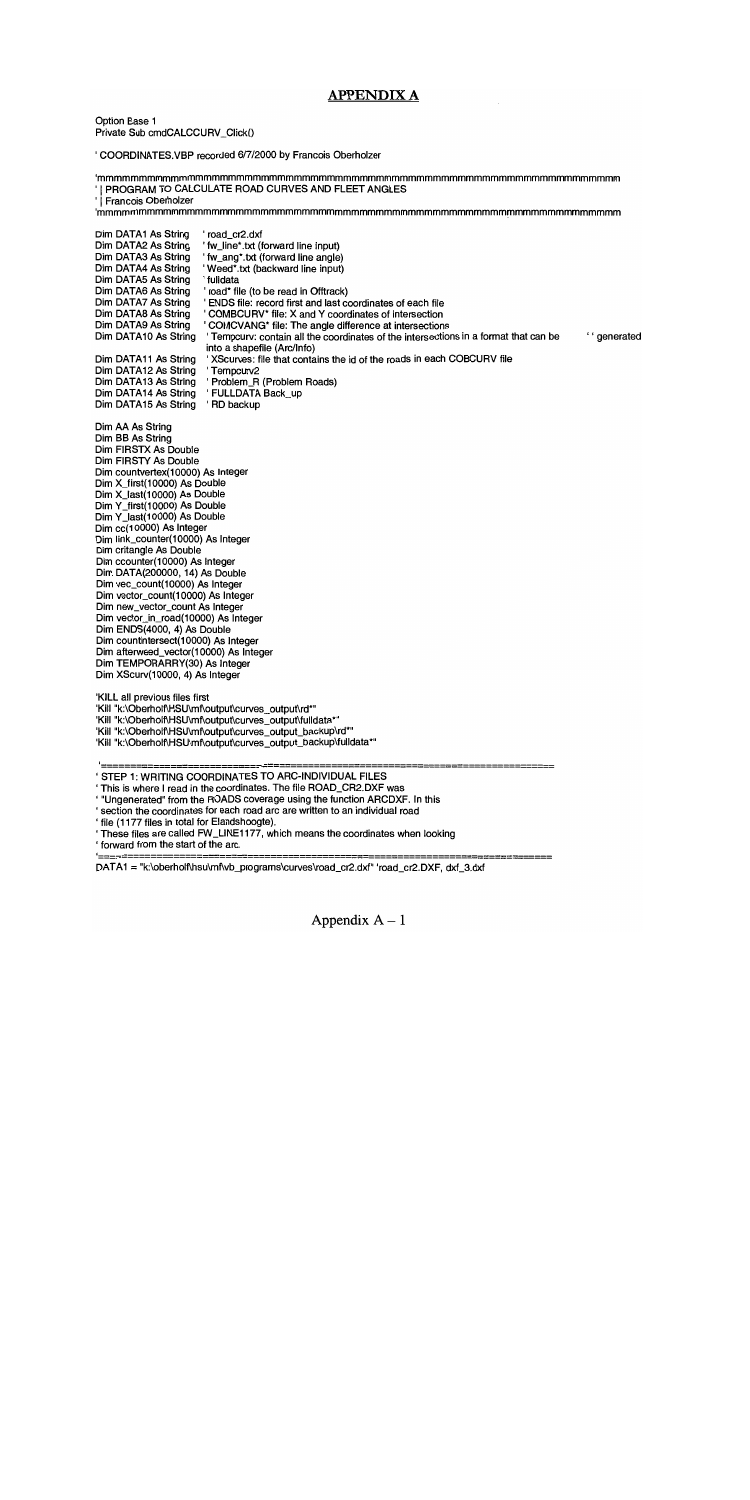# APPENDIX A

```
Option Base 1
Private Sub cmdCALCCURV_Click()

' COORDINATES.VBP recorded 6/7/2000 by Francois Oberholzer

'mmmmmmmmmmmmmmmmmmmmmmmmmmmmmmmmmmmmmmmmmmmmmmmmmmmmmmmmmmmmmmmmmmmmmmmmmmmm
' | PROGRAM TO CALCULATE ROAD CURVES AND FLEET ANGLES
' | Francois Oberholzer
'mmmmmmmmmmmmmmmmmmmmmmmmmmmmmmmmmmmmmmmmmmmmmmmmmmmmmmmmmmmmmmmmmmmmmmmmmmmm

Dim DATA1 As String     ' road_cr2.dxf
Dim DATA2 As String     ' fw_line*.txt (forward line input)
Dim DATA3 As String     ' fw_ang*.txt (forward line angle)
Dim DATA4 As String     ' Weed*.txt (backward line input)
Dim DATA5 As String     ' fulldata
Dim DATA6 As String     ' road* file (to be read in Offtrack)
Dim DATA7 As String     ' ENDS file: record first and last coordinates of each file
Dim DATA8 As String     ' COMBCURV* file: X and Y coordinates of intersection
Dim DATA9 As String     ' COMCVANG* file: The angle difference at intersections
Dim DATA10 As String    ' Tempcurv: contain all the coordinates of the intersections in a format that can be    ' ' generated
                        into a shapefile (Arc/Info)
Dim DATA11 As String    ' XScurves: file that contains the id of the roads in each COBCURV file
Dim DATA12 As String    ' Tempcurv2
Dim DATA13 As String    ' Problem_R (Problem Roads)
Dim DATA14 As String    ' FULLDATA Back_up
Dim DATA15 As String    ' RD backup

Dim AA As String
Dim BB As String
Dim FIRSTX As Double
Dim FIRSTY As Double
Dim countvertex(10000) As Integer
Dim X_first(10000) As Double
Dim X_last(10000) As Double
Dim Y_first(10000) As Double
Dim Y_last(10000) As Double
Dim cc(10000) As Integer
Dim link_counter(10000) As Integer
Dim critangle As Double
Dim ccounter(10000) As Integer
Dim DATA(200000, 14) As Double
Dim vec_count(10000) As Integer
Dim vector_count(10000) As Integer
Dim new_vector_count As Integer
Dim vector_in_road(10000) As Integer
Dim ENDS(4000, 4) As Double
Dim countintersect(10000) As Integer
Dim afterweed_vector(10000) As Integer
Dim TEMPORARRY(30) As Integer
Dim XScurv(10000, 4) As Integer

'KILL all previous files first
'Kill "k:\Oberholf\HSU\mf\output\curves_output\rd*"
'Kill "k:\Oberholf\HSU\mf\output\curves_output\fulldata*"
'Kill "k:\Oberholf\HSU\mf\output\curves_output_backup\rd*"
'Kill "k:\Oberholf\HSU\mf\output\curves_output_backup\fulldata*"

'==============================================================================
' STEP 1: WRITING COORDINATES TO ARC-INDIVIDUAL FILES
' This is where I read in the coordinates. The file ROAD_CR2.DXF was
' "Ungenerated" from the ROADS coverage using the function ARCDXF. In this
' section the coordinates for each road arc are written to an individual road
' file (1177 files in total for Elandshoogte).
' These files are called FW_LINE1177, which means the coordinates when looking
' forward from the start of the arc.
'==============================================================================
DATA1 = "k:\oberholf\hsu\mf\vb_programs\curves\road_cr2.dxf" 'road_cr2.DXF, dxf_3.dxf
```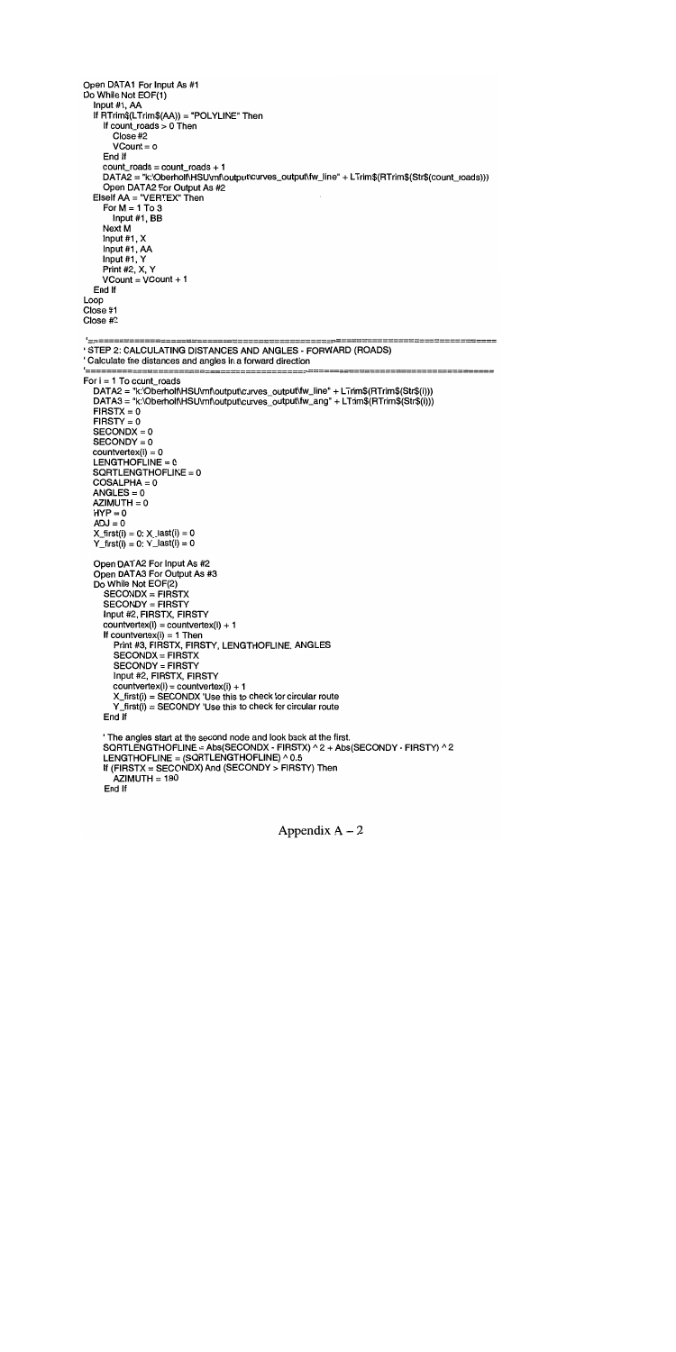```
Open DATA1 For Input As #1
Do While Not EOF(1)
   Input #1, AA
   If RTrim$(LTrim$(AA)) = "POLYLINE" Then
      If count_roads > 0 Then
         Close #2
         VCount = 0
      End If
      count_roads = count_roads + 1
      DATA2 = "k:\Oberholt\HSU\mf\output\curves_output\fw_line" + LTrim$(RTrim$(Str$(count_roads)))
      Open DATA2 For Output As #2
   ElseIf AA = "VERTEX" Then
      For M = 1 To 3
         Input #1, BB
      Next M
      Input #1, X
      Input #1, AA
      Input #1, Y
      Print #2, X, Y
      VCount = VCount + 1
   End If
Loop
Close #1
Close #2

'==============================================================================
' STEP 2: CALCULATING DISTANCES AND ANGLES - FORWARD (ROADS)
' Calculate the distances and angles in a forward direction
'==============================================================================
For i = 1 To count_roads
   DATA2 = "k:\Oberholt\HSU\mf\output\curves_output\fw_line" + LTrim$(RTrim$(Str$(i)))
   DATA3 = "k:\Oberholt\HSU\mf\output\curves_output\fw_ang" + LTrim$(RTrim$(Str$(i)))
   FIRSTX = 0
   FIRSTY = 0
   SECONDX = 0
   SECONDY = 0
   countvertex(i) = 0
   LENGTHOFLINE = 0
   SQRTLENGTHOFLINE = 0
   COSALPHA = 0
   ANGLES = 0
   AZIMUTH = 0
   HYP = 0
   ADJ = 0
   X_first(i) = 0: X_last(i) = 0
   Y_first(i) = 0: Y_last(i) = 0

   Open DATA2 For Input As #2
   Open DATA3 For Output As #3
   Do While Not EOF(2)
      SECONDX = FIRSTX
      SECONDY = FIRSTY
      Input #2, FIRSTX, FIRSTY
      countvertex(i) = countvertex(i) + 1
      If countvertex(i) = 1 Then
         Print #3, FIRSTX, FIRSTY, LENGTHOFLINE, ANGLES
         SECONDX = FIRSTX
         SECONDY = FIRSTY
         Input #2, FIRSTX, FIRSTY
         countvertex(i) = countvertex(i) + 1
         X_first(i) = SECONDX 'Use this to check for circular route
         Y_first(i) = SECONDY 'Use this to check for circular route
      End If

      ' The angles start at the second node and look back at the first.
      SQRTLENGTHOFLINE = Abs(SECONDX - FIRSTX) ^ 2 + Abs(SECONDY - FIRSTY) ^ 2
      LENGTHOFLINE = (SQRTLENGTHOFLINE) ^ 0.5
      If (FIRSTX = SECONDX) And (SECONDY > FIRSTY) Then
         AZIMUTH = 180
      End If
```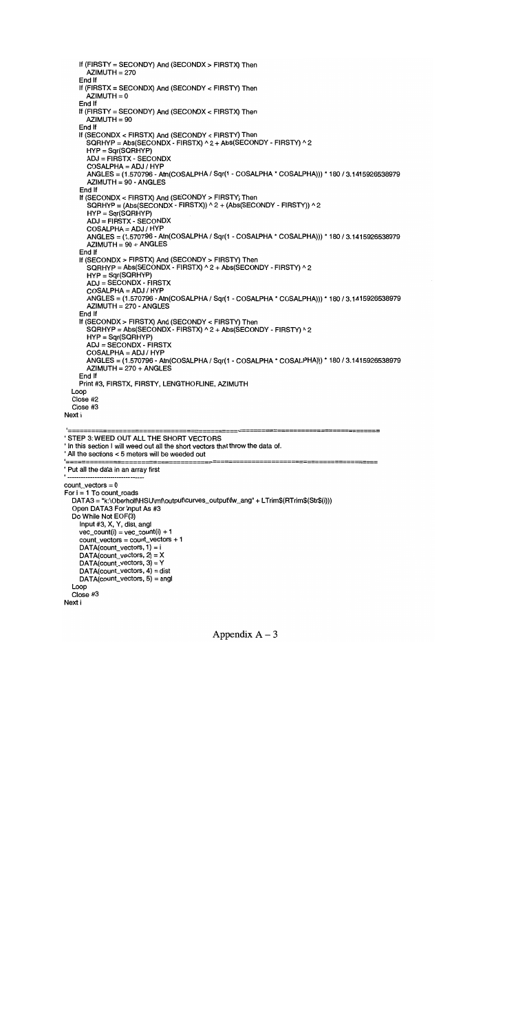```
    If (FIRSTY = SECONDY) And (SECONDX > FIRSTX) Then
      AZIMUTH = 270
    End If
    If (FIRSTX = SECONDX) And (SECONDY < FIRSTY) Then
      AZIMUTH = 0
    End If
    If (FIRSTY = SECONDY) And (SECONDX < FIRSTX) Then
      AZIMUTH = 90
    End If
    If (SECONDX < FIRSTX) And (SECONDY < FIRSTY) Then
      SQRHYP = Abs(SECONDX - FIRSTX) ^ 2 + Abs(SECONDY - FIRSTY) ^ 2
      HYP = Sqr(SQRHYP)
      ADJ = FIRSTX - SECONDX
      COSALPHA = ADJ / HYP
      ANGLES = (1.570796 - Atn(COSALPHA / Sqr(1 - COSALPHA * COSALPHA))) * 180 / 3.1415926538979
      AZIMUTH = 90 - ANGLES
    End If
    If (SECONDX < FIRSTX) And (SECONDY > FIRSTY) Then
      SQRHYP = (Abs(SECONDX - FIRSTX)) ^ 2 + (Abs(SECONDY - FIRSTY)) ^ 2
      HYP = Sqr(SQRHYP)
      ADJ = FIRSTX - SECONDX
      COSALPHA = ADJ / HYP
      ANGLES = (1.570796 - Atn(COSALPHA / Sqr(1 - COSALPHA * COSALPHA))) * 180 / 3.1415926538979
      AZIMUTH = 90 + ANGLES
    End If
    If (SECONDX > FIRSTX) And (SECONDY > FIRSTY) Then
      SQRHYP = Abs(SECONDX - FIRSTX) ^ 2 + Abs(SECONDY - FIRSTY) ^ 2
      HYP = Sqr(SQRHYP)
      ADJ = SECONDX - FIRSTX
      COSALPHA = ADJ / HYP
      ANGLES = (1.570796 - Atn(COSALPHA / Sqr(1 - COSALPHA * COSALPHA))) * 180 / 3.1415926538979
      AZIMUTH = 270 - ANGLES
    End If
    If (SECONDX > FIRSTX) And (SECONDY < FIRSTY) Then
      SQRHYP = Abs(SECONDX - FIRSTX) ^ 2 + Abs(SECONDY - FIRSTY) ^ 2
      HYP = Sqr(SQRHYP)
      ADJ = SECONDX - FIRSTX
      COSALPHA = ADJ / HYP
      ANGLES = (1.570796 - Atn(COSALPHA / Sqr(1 - COSALPHA * COSALPHA))) * 180 / 3.1415926538979
      AZIMUTH = 270 + ANGLES
    End If
    Print #3, FIRSTX, FIRSTY, LENGTHOFLINE, AZIMUTH
  Loop
  Close #2
  Close #3
Next i

'==========================================================================
' STEP 3: WEED OUT ALL THE SHORT VECTORS
' In this section I will weed out all the short vectors that throw the data of.
' All the sections < 5 meters will be weeded out
'==========================================================================
' Put all the data in an array first
' ----------------------------------
count_vectors = 0
For i = 1 To count_roads
  DATA3 = "k:\Oberholf\HSU\mf\output\curves_output\fw_ang" + LTrim$(RTrim$(Str$(i)))
  Open DATA3 For Input As #3
  Do While Not EOF(3)
    Input #3, X, Y, dist, angl
    vec_count(i) = vec_count(i) + 1
    count_vectors = count_vectors + 1
    DATA(count_vectors, 1) = i
    DATA(count_vectors, 2) = X
    DATA(count_vectors, 3) = Y
    DATA(count_vectors, 4) = dist
    DATA(count_vectors, 5) = angl
  Loop
  Close #3
Next i
```

Appendix A – 3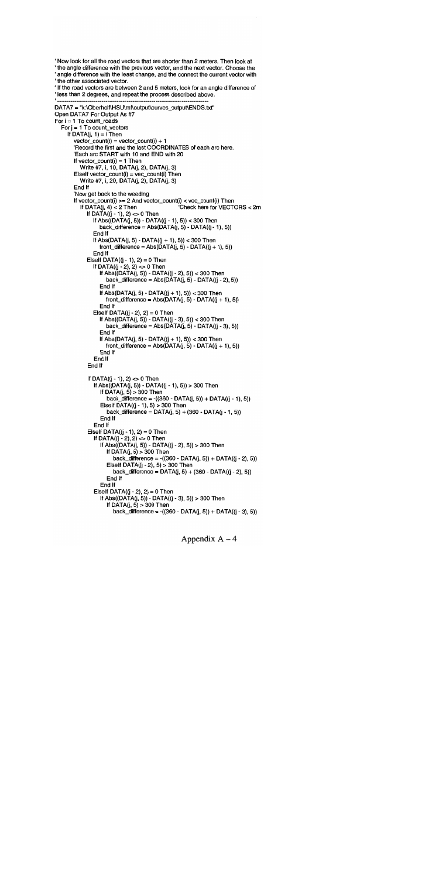```
' Now look for all the road vectors that are shorter than 2 meters. Then look at
' the angle difference with the previous vector, and the next vector. Choose the
' angle difference with the least change, and the connect the current vector with
' the other associated vector.
' If the road vectors are between 2 and 5 meters, look for an angle difference of
' less than 2 degrees, and repeat the process described above.
' -------------------------------------------------------------------------------
DATA7 = "k:\Oberhoff\HSU\mf\output\curves_output\ENDS.txt"
Open DATA7 For Output As #7
For i = 1 To count_roads
   For j = 1 To count_vectors
      If DATA(j, 1) = i Then
         vector_count(i) = vector_count(i) + 1
         'Record the first and the last COORDINATES of each arc here.
         'Each arc START with 10 and END with 20
         If vector_count(i) = 1 Then
            Write #7, i, 10, DATA(j, 2), DATA(j, 3)
         ElseIf vector_count(i) = vec_count(i) Then
            Write #7, i, 20, DATA(j, 2), DATA(j, 3)
         End If
         'Now get back to the weeding
         If vector_count(i) >= 2 And vector_count(i) < vec_count(i) Then
            If DATA(j, 4) < 2 Then                    'Check here for VECTORS < 2m
               If DATA((j - 1), 2) <> 0 Then
                  If Abs((DATA(j, 5)) - DATA((j - 1), 5)) < 300 Then
                     back_difference = Abs(DATA(j, 5) - DATA((j - 1), 5))
                  End If
                  If Abs(DATA(j, 5) - DATA((j + 1), 5)) < 300 Then
                     front_difference = Abs(DATA(j, 5) - DATA((j + 1), 5))
                  End If
               ElseIf DATA((j - 1), 2) = 0 Then
                  If DATA((j - 2), 2) <> 0 Then
                     If Abs((DATA(j, 5)) - DATA((j - 2), 5)) < 300 Then
                        back_difference = Abs(DATA(j, 5) - DATA((j - 2), 5))
                     End If
                     If Abs(DATA(j, 5) - DATA((j + 1), 5)) < 300 Then
                        front_difference = Abs(DATA(j, 5) - DATA((j + 1), 5))
                     End If
                  ElseIf DATA((j - 2), 2) = 0 Then
                     If Abs((DATA(j, 5)) - DATA((j - 3), 5)) < 300 Then
                        back_difference = Abs(DATA(j, 5) - DATA((j - 3), 5))
                     End If
                     If Abs(DATA(j, 5) - DATA((j + 1), 5)) < 300 Then
                        front_difference = Abs(DATA(j, 5) - DATA((j + 1), 5))
                     End If
                  End If
               End If

               If DATA((j - 1), 2) <> 0 Then
                  If Abs((DATA(j, 5)) - DATA((j - 1), 5)) > 300 Then
                     If DATA(j, 5) > 300 Then
                        back_difference = -((360 - DATA(j, 5)) + DATA((j - 1), 5))
                     ElseIf DATA((j - 1), 5) > 300 Then
                        back_difference = DATA(j, 5) + (360 - DATA(j - 1, 5))
                     End If
                  End If
               ElseIf DATA((j - 1), 2) = 0 Then
                  If DATA((j - 2), 2) <> 0 Then
                     If Abs((DATA(j, 5)) - DATA((j - 2), 5)) > 300 Then
                        If DATA(j, 5) > 300 Then
                           back_difference = -((360 - DATA(j, 5)) + DATA((j - 2), 5))
                        ElseIf DATA((j - 2), 5) > 300 Then
                           back_difference = DATA(j, 5) + (360 - DATA((j - 2), 5))
                        End If
                     End If
                  ElseIf DATA((j - 2), 2) = 0 Then
                     If Abs((DATA(j, 5)) - DATA((j - 3), 5)) > 300 Then
                        If DATA(j, 5) > 300 Then
                           back_difference = -((360 - DATA(j, 5)) + DATA((j - 3), 5))
```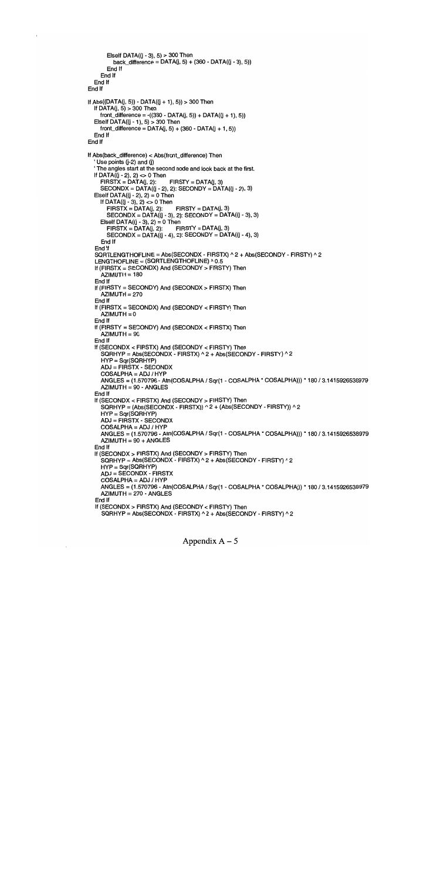```
            ElseIf DATA((j - 3), 5) > 300 Then
               back_difference = DATA(j, 5) + (360 - DATA((j - 3), 5))
            End If
         End If
      End If
   End If

If Abs((DATA(j, 5)) - DATA((j + 1), 5)) > 300 Then
   If DATA(j, 5) > 300 Then
      front_difference = -((360 - DATA(j, 5)) + DATA((j + 1), 5))
   ElseIf DATA((j - 1), 5) > 300 Then
      front_difference = DATA(j, 5) + (360 - DATA(j + 1, 5))
   End If
End If

If Abs(back_difference) < Abs(front_difference) Then
   ' Use points (j-2) and (j)
   ' The angles start at the second node and look back at the first.
   If DATA((j - 2), 2) <> 0 Then
      FIRSTX = DATA(j, 2):      FIRSTY = DATA(j, 3)
      SECONDX = DATA((j - 2), 2): SECONDY = DATA((j - 2), 3)
   ElseIf DATA((j - 2), 2) = 0 Then
      If DATA((j - 3), 2) <> 0 Then
         FIRSTX = DATA(j, 2):      FIRSTY = DATA(j, 3)
         SECONDX = DATA((j - 3), 2): SECONDY = DATA((j - 3), 3)
      ElseIf DATA((j - 3), 2) = 0 Then
         FIRSTX = DATA(j, 2):      FIRSTY = DATA(j, 3)
         SECONDX = DATA((j - 4), 2): SECONDY = DATA((j - 4), 3)
      End If
   End If
   SQRTLENGTHOFLINE = Abs(SECONDX - FIRSTX) ^ 2 + Abs(SECONDY - FIRSTY) ^ 2
   LENGTHOFLINE = (SQRTLENGTHOFLINE) ^ 0.5
   If (FIRSTX = SECONDX) And (SECONDY > FIRSTY) Then
      AZIMUTH = 180
   End If
   If (FIRSTY = SECONDY) And (SECONDX > FIRSTX) Then
      AZIMUTH = 270
   End If
   If (FIRSTX = SECONDX) And (SECONDY < FIRSTY) Then
      AZIMUTH = 0
   End If
   If (FIRSTY = SECONDY) And (SECONDX < FIRSTX) Then
      AZIMUTH = 90
   End If
   If (SECONDX < FIRSTX) And (SECONDY < FIRSTY) Then
      SQRHYP = Abs(SECONDX - FIRSTX) ^ 2 + Abs(SECONDY - FIRSTY) ^ 2
      HYP = Sqr(SQRHYP)
      ADJ = FIRSTX - SECONDX
      COSALPHA = ADJ / HYP
      ANGLES = (1.570796 - Atn(COSALPHA / Sqr(1 - COSALPHA * COSALPHA))) * 180 / 3.1415926538979
      AZIMUTH = 90 - ANGLES
   End If
   If (SECONDX < FIRSTX) And (SECONDY > FIRSTY) Then
      SQRHYP = (Abs(SECONDX - FIRSTX)) ^ 2 + (Abs(SECONDY - FIRSTY)) ^ 2
      HYP = Sqr(SQRHYP)
      ADJ = FIRSTX - SECONDX
      COSALPHA = ADJ / HYP
      ANGLES = (1.570796 - Atn(COSALPHA / Sqr(1 - COSALPHA * COSALPHA))) * 180 / 3.1415926538979
      AZIMUTH = 90 + ANGLES
   End If
   If (SECONDX > FIRSTX) And (SECONDY > FIRSTY) Then
      SQRHYP = Abs(SECONDX - FIRSTX) ^ 2 + Abs(SECONDY - FIRSTY) ^ 2
      HYP = Sqr(SQRHYP)
      ADJ = SECONDX - FIRSTX
      COSALPHA = ADJ / HYP
      ANGLES = (1.570796 - Atn(COSALPHA / Sqr(1 - COSALPHA * COSALPHA))) * 180 / 3.1415926538979
      AZIMUTH = 270 - ANGLES
   End If
   If (SECONDX > FIRSTX) And (SECONDY < FIRSTY) Then
      SQRHYP = Abs(SECONDX - FIRSTX) ^ 2 + Abs(SECONDY - FIRSTY) ^ 2
```

Appendix A – 5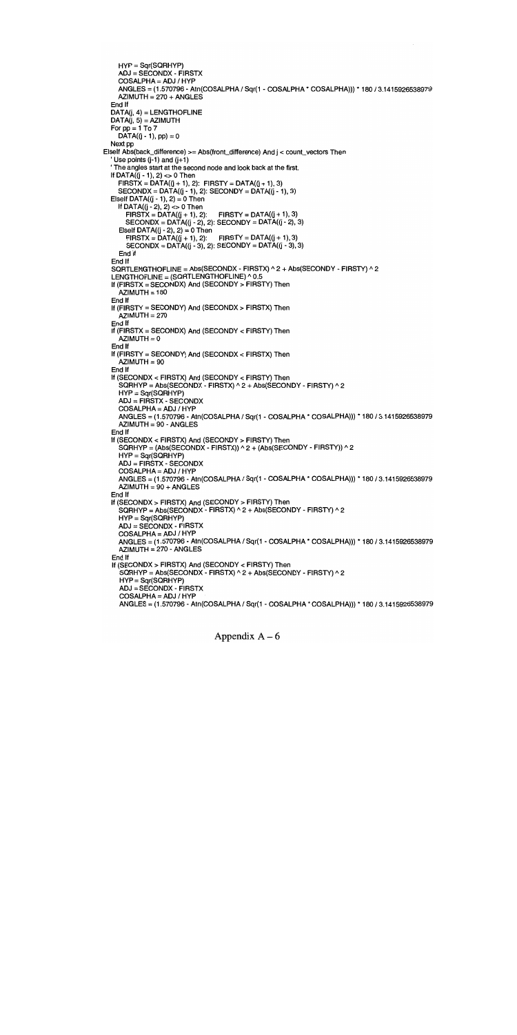```
      HYP = Sqr(SQRHYP)
      ADJ = SECONDX - FIRSTX
      COSALPHA = ADJ / HYP
      ANGLES = (1.570796 - Atn(COSALPHA / Sqr(1 - COSALPHA * COSALPHA))) * 180 / 3.1415926538979
      AZIMUTH = 270 + ANGLES
    End If
    DATA(j, 4) = LENGTHOFLINE
    DATA(j, 5) = AZIMUTH
    For pp = 1 To 7
      DATA((j - 1), pp) = 0
    Next pp
  ElseIf Abs(back_difference) >= Abs(front_difference) And j < count_vectors Then
    ' Use points (j-1) and (j+1)
    ' The angles start at the second node and look back at the first.
    If DATA((j - 1), 2) <> 0 Then
      FIRSTX = DATA((j + 1), 2): FIRSTY = DATA((j + 1), 3)
      SECONDX = DATA((j - 1), 2): SECONDY = DATA((j - 1), 3)
    ElseIf DATA((j - 1), 2) = 0 Then
      If DATA((j - 2), 2) <> 0 Then
        FIRSTX = DATA((j + 1), 2):    FIRSTY = DATA((j + 1), 3)
        SECONDX = DATA((j - 2), 2): SECONDY = DATA((j - 2), 3)
      ElseIf DATA((j - 2), 2) = 0 Then
        FIRSTX = DATA((j + 1), 2):    FIRSTY = DATA((j + 1), 3)
        SECONDX = DATA((j - 3), 2): SECONDY = DATA((j - 3), 3)
      End if
    End If
    SQRTLENGTHOFLINE = Abs(SECONDX - FIRSTX) ^ 2 + Abs(SECONDY - FIRSTY) ^ 2
    LENGTHOFLINE = (SQRTLENGTHOFLINE) ^ 0.5
    If (FIRSTX = SECONDX) And (SECONDY > FIRSTY) Then
      AZIMUTH = 180
    End If
    If (FIRSTY = SECONDY) And (SECONDX > FIRSTX) Then
      AZIMUTH = 270
    End If
    If (FIRSTX = SECONDX) And (SECONDY < FIRSTY) Then
      AZIMUTH = 0
    End If
    If (FIRSTY = SECONDY) And (SECONDX < FIRSTX) Then
      AZIMUTH = 90
    End If
    If (SECONDX < FIRSTX) And (SECONDY < FIRSTY) Then
      SQRHYP = Abs(SECONDX - FIRSTX) ^ 2 + Abs(SECONDY - FIRSTY) ^ 2
      HYP = Sqr(SQRHYP)
      ADJ = FIRSTX - SECONDX
      COSALPHA = ADJ / HYP
      ANGLES = (1.570796 - Atn(COSALPHA / Sqr(1 - COSALPHA * COSALPHA))) * 180 / 3.1415926538979
      AZIMUTH = 90 - ANGLES
    End If
    If (SECONDX < FIRSTX) And (SECONDY > FIRSTY) Then
      SQRHYP = (Abs(SECONDX - FIRSTX)) ^ 2 + (Abs(SECONDY - FIRSTY)) ^ 2
      HYP = Sqr(SQRHYP)
      ADJ = FIRSTX - SECONDX
      COSALPHA = ADJ / HYP
      ANGLES = (1.570796 - Atn(COSALPHA / Sqr(1 - COSALPHA * COSALPHA))) * 180 / 3.1415926538979
      AZIMUTH = 90 + ANGLES
    End If
    If (SECONDX > FIRSTX) And (SECONDY > FIRSTY) Then
      SQRHYP = Abs(SECONDX - FIRSTX) ^ 2 + Abs(SECONDY - FIRSTY) ^ 2
      HYP = Sqr(SQRHYP)
      ADJ = SECONDX - FIRSTX
      COSALPHA = ADJ / HYP
      ANGLES = (1.570796 - Atn(COSALPHA / Sqr(1 - COSALPHA * COSALPHA))) * 180 / 3.1415926538979
      AZIMUTH = 270 - ANGLES
    End If
    If (SECONDX > FIRSTX) And (SECONDY < FIRSTY) Then
      SQRHYP = Abs(SECONDX - FIRSTX) ^ 2 + Abs(SECONDY - FIRSTY) ^ 2
      HYP = Sqr(SQRHYP)
      ADJ = SECONDX - FIRSTX
      COSALPHA = ADJ / HYP
      ANGLES = (1.570796 - Atn(COSALPHA / Sqr(1 - COSALPHA * COSALPHA))) * 180 / 3.1415926538979
```

Appendix A – 6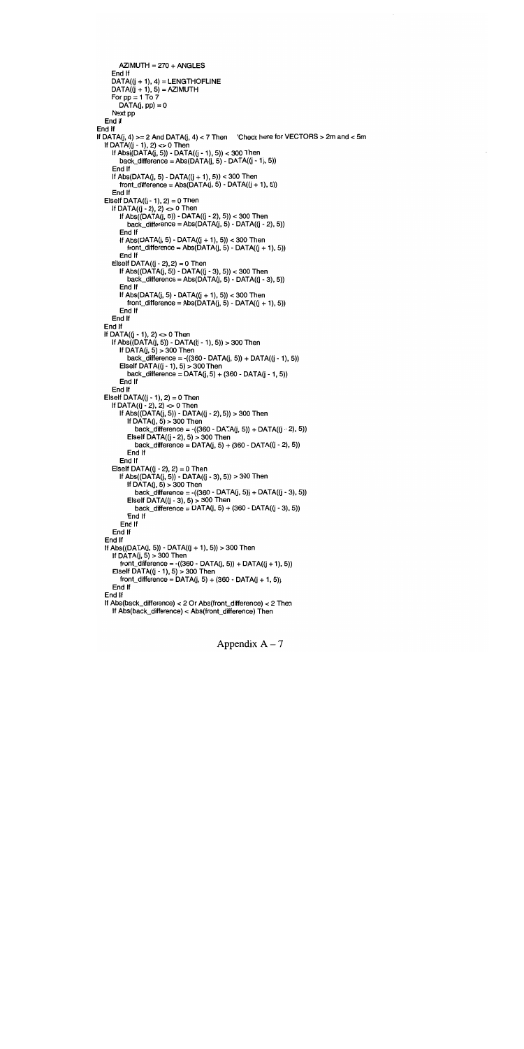```
            AZIMUTH = 270 + ANGLES
        End If
        DATA((j + 1), 4) = LENGTHOFLINE
        DATA((j + 1), 5) = AZIMUTH
        For pp = 1 To 7
            DATA(j, pp) = 0
        Next pp
    End If
End If
If DATA(j, 4) >= 2 And DATA(j, 4) < 7 Then    'Check here for VECTORS > 2m and < 5m
    If DATA((j - 1), 2) <> 0 Then
        If Abs((DATA(j, 5)) - DATA((j - 1), 5)) < 300 Then
            back_difference = Abs(DATA(j, 5) - DATA((j - 1), 5))
        End If
        If Abs(DATA(j, 5) - DATA((j + 1), 5)) < 300 Then
            front_difference = Abs(DATA(j, 5) - DATA((j + 1), 5))
        End If
    ElseIf DATA((j - 1), 2) = 0 Then
        If DATA((j - 2), 2) <> 0 Then
            If Abs((DATA(j, 5)) - DATA((j - 2), 5)) < 300 Then
                back_difference = Abs(DATA(j, 5) - DATA((j - 2), 5))
            End If
            If Abs(DATA(j, 5) - DATA((j + 1), 5)) < 300 Then
                front_difference = Abs(DATA(j, 5) - DATA((j + 1), 5))
            End If
        ElseIf DATA((j - 2), 2) = 0 Then
            If Abs((DATA(j, 5)) - DATA((j - 3), 5)) < 300 Then
                back_difference = Abs(DATA(j, 5) - DATA((j - 3), 5))
            End If
            If Abs(DATA(j, 5) - DATA((j + 1), 5)) < 300 Then
                front_difference = Abs(DATA(j, 5) - DATA((j + 1), 5))
            End If
        End If
    End If
    If DATA((j - 1), 2) <> 0 Then
        If Abs((DATA(j, 5)) - DATA((j - 1), 5)) > 300 Then
            If DATA(j, 5) > 300 Then
                back_difference = -((360 - DATA(j, 5)) + DATA((j - 1), 5))
            ElseIf DATA((j - 1), 5) > 300 Then
                back_difference = DATA(j, 5) + (360 - DATA(j - 1, 5))
            End If
        End If
    ElseIf DATA((j - 1), 2) = 0 Then
        If DATA((j - 2), 2) <> 0 Then
            If Abs((DATA(j, 5)) - DATA((j - 2), 5)) > 300 Then
                If DATA(j, 5) > 300 Then
                    back_difference = -((360 - DATA(j, 5)) + DATA((j - 2), 5))
                ElseIf DATA((j - 2), 5) > 300 Then
                    back_difference = DATA(j, 5) + (360 - DATA((j - 2), 5))
                End If
            End If
        ElseIf DATA((j - 2), 2) = 0 Then
            If Abs((DATA(j, 5)) - DATA((j - 3), 5)) > 300 Then
                If DATA(j, 5) > 300 Then
                    back_difference = -((360 - DATA(j, 5)) + DATA((j - 3), 5))
                ElseIf DATA((j - 3), 5) > 300 Then
                    back_difference = DATA(j, 5) + (360 - DATA((j - 3), 5))
                End If
            End If
        End If
    End If
    If Abs((DATA(j, 5)) - DATA((j + 1), 5)) > 300 Then
        If DATA(j, 5) > 300 Then
            front_difference = -((360 - DATA(j, 5)) + DATA((j + 1), 5))
        ElseIf DATA((j - 1), 5) > 300 Then
            front_difference = DATA(j, 5) + (360 - DATA(j + 1, 5))
        End If
    End If
    If Abs(back_difference) < 2 Or Abs(front_difference) < 2 Then
        If Abs(back_difference) < Abs(front_difference) Then
```

Appendix A – 7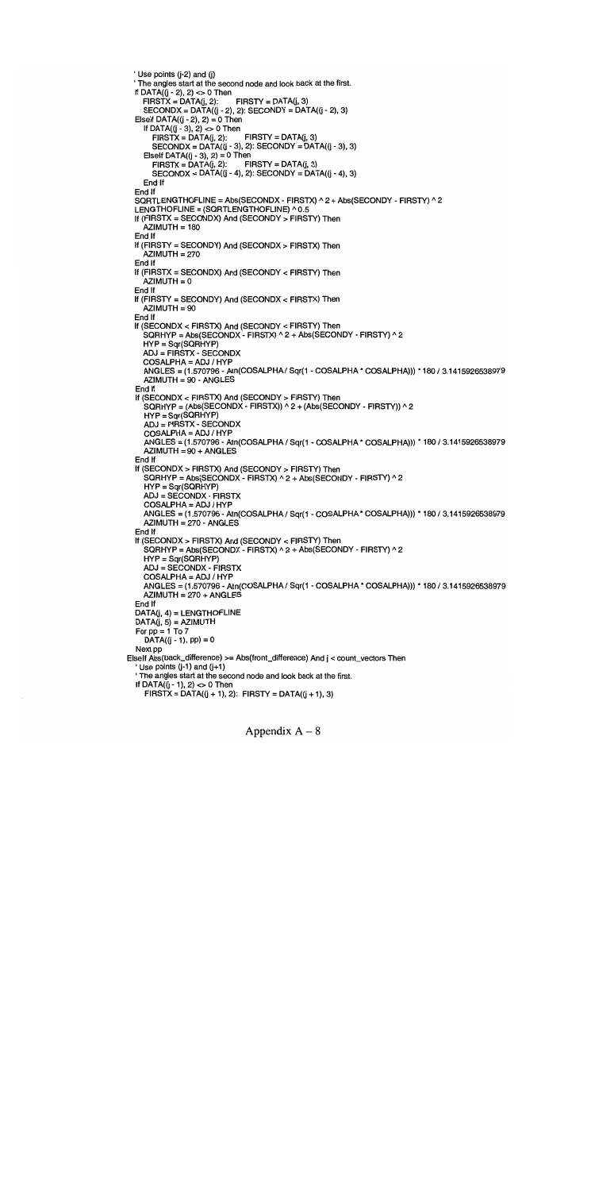```
' Use points (j-2) and (j)
' The angles start at the second node and look back at the first.
If DATA((j - 2), 2) <> 0 Then
   FIRSTX = DATA(j, 2):     FIRSTY = DATA(j, 3)
   SECONDX = DATA((j - 2), 2): SECONDY = DATA((j - 2), 3)
ElseIf DATA((j - 2), 2) = 0 Then
   If DATA((j - 3), 2) <> 0 Then
      FIRSTX = DATA(j, 2):     FIRSTY = DATA(j, 3)
      SECONDX = DATA((j - 3), 2): SECONDY = DATA((j - 3), 3)
   ElseIf DATA((j - 3), 2) = 0 Then
      FIRSTX = DATA(j, 2):     FIRSTY = DATA(j, 3)
      SECONDX = DATA((j - 4), 2): SECONDY = DATA((j - 4), 3)
   End If
End If
SQRTLENGTHOFLINE = Abs(SECONDX - FIRSTX) ^ 2 + Abs(SECONDY - FIRSTY) ^ 2
LENGTHOFLINE = (SQRTLENGTHOFLINE) ^ 0.5
If (FIRSTX = SECONDX) And (SECONDY > FIRSTY) Then
   AZIMUTH = 180
End If
If (FIRSTY = SECONDY) And (SECONDX > FIRSTX) Then
   AZIMUTH = 270
End If
If (FIRSTX = SECONDX) And (SECONDY < FIRSTY) Then
   AZIMUTH = 0
End If
If (FIRSTY = SECONDY) And (SECONDX < FIRSTX) Then
   AZIMUTH = 90
End If
If (SECONDX < FIRSTX) And (SECONDY < FIRSTY) Then
   SQRHYP = Abs(SECONDX - FIRSTX) ^ 2 + Abs(SECONDY - FIRSTY) ^ 2
   HYP = Sqr(SQRHYP)
   ADJ = FIRSTX - SECONDX
   COSALPHA = ADJ / HYP
   ANGLES = (1.570796 - Atn(COSALPHA / Sqr(1 - COSALPHA * COSALPHA))) * 180 / 3.1415926538979
   AZIMUTH = 90 - ANGLES
End If
If (SECONDX < FIRSTX) And (SECONDY > FIRSTY) Then
   SQRHYP = (Abs(SECONDX - FIRSTX)) ^ 2 + (Abs(SECONDY - FIRSTY)) ^ 2
   HYP = Sqr(SQRHYP)
   ADJ = FIRSTX - SECONDX
   COSALPHA = ADJ / HYP
   ANGLES = (1.570796 - Atn(COSALPHA / Sqr(1 - COSALPHA * COSALPHA))) * 180 / 3.1415926538979
   AZIMUTH = 90 + ANGLES
End If
If (SECONDX > FIRSTX) And (SECONDY > FIRSTY) Then
   SQRHYP = Abs(SECONDX - FIRSTX) ^ 2 + Abs(SECONDY - FIRSTY) ^ 2
   HYP = Sqr(SQRHYP)
   ADJ = SECONDX - FIRSTX
   COSALPHA = ADJ / HYP
   ANGLES = (1.570796 - Atn(COSALPHA / Sqr(1 - COSALPHA * COSALPHA))) * 180 / 3.1415926538979
   AZIMUTH = 270 - ANGLES
End If
If (SECONDX > FIRSTX) And (SECONDY < FIRSTY) Then
   SQRHYP = Abs(SECONDX - FIRSTX) ^ 2 + Abs(SECONDY - FIRSTY) ^ 2
   HYP = Sqr(SQRHYP)
   ADJ = SECONDX - FIRSTX
   COSALPHA = ADJ / HYP
   ANGLES = (1.570796 - Atn(COSALPHA / Sqr(1 - COSALPHA * COSALPHA))) * 180 / 3.1415926538979
   AZIMUTH = 270 + ANGLES
End If
DATA(j, 4) = LENGTHOFLINE
DATA(j, 5) = AZIMUTH
For pp = 1 To 7
   DATA((j - 1), pp) = 0
Next pp
ElseIf Abs(back_difference) >= Abs(front_difference) And j < count_vectors Then
' Use points (j-1) and (j+1)
' The angles start at the second node and look back at the first.
If DATA((j - 1), 2) <> 0 Then
   FIRSTX = DATA((j + 1), 2):  FIRSTY = DATA((j + 1), 3)
```

Appendix A – 8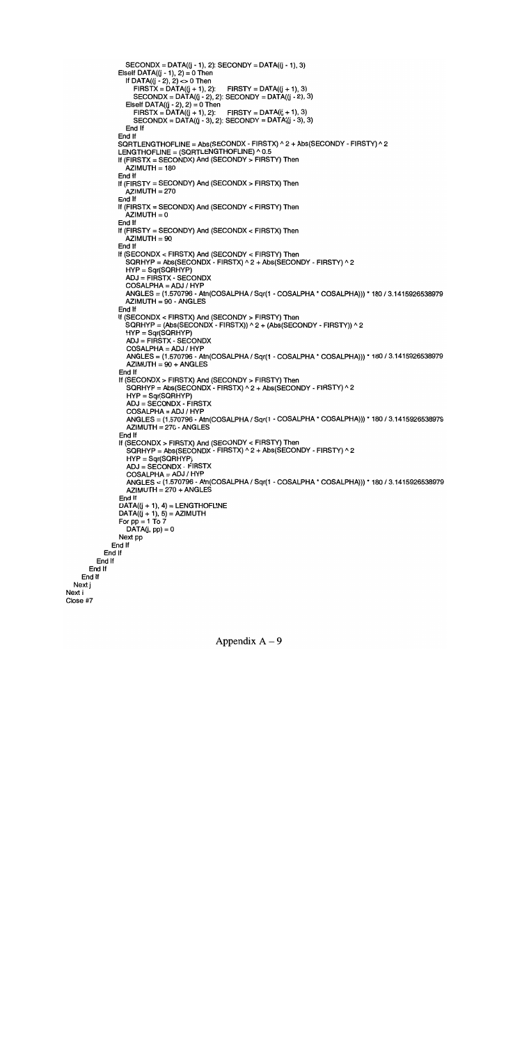```
                SECONDX = DATA((j - 1), 2): SECONDY = DATA((j - 1), 3)
              ElseIf DATA((j - 1), 2) = 0 Then
                If DATA((j - 2), 2) <> 0 Then
                  FIRSTX = DATA((j + 1), 2):    FIRSTY = DATA((j + 1), 3)
                  SECONDX = DATA((j - 2), 2): SECONDY = DATA((j - 2), 3)
                ElseIf DATA((j - 2), 2) = 0 Then
                  FIRSTX = DATA((j + 1), 2):    FIRSTY = DATA((j + 1), 3)
                  SECONDX = DATA((j - 3), 2): SECONDY = DATA((j - 3), 3)
                End If
              End If
              SQRTLENGTHOFLINE = Abs(SECONDX - FIRSTX) ^ 2 + Abs(SECONDY - FIRSTY) ^ 2
              LENGTHOFLINE = (SQRTLENGTHOFLINE) ^ 0.5
              If (FIRSTX = SECONDX) And (SECONDY > FIRSTY) Then
                AZIMUTH = 180
              End If
              If (FIRSTY = SECONDY) And (SECONDX > FIRSTX) Then
                AZIMUTH = 270
              End If
              If (FIRSTX = SECONDX) And (SECONDY < FIRSTY) Then
                AZIMUTH = 0
              End If
              If (FIRSTY = SECONDY) And (SECONDX < FIRSTX) Then
                AZIMUTH = 90
              End If
              If (SECONDX < FIRSTX) And (SECONDY < FIRSTY) Then
                SQRHYP = Abs(SECONDX - FIRSTX) ^ 2 + Abs(SECONDY - FIRSTY) ^ 2
                HYP = Sqr(SQRHYP)
                ADJ = FIRSTX - SECONDX
                COSALPHA = ADJ / HYP
                ANGLES = (1.570796 - Atn(COSALPHA / Sqr(1 - COSALPHA * COSALPHA))) * 180 / 3.1415926538979
                AZIMUTH = 90 - ANGLES
              End If
              If (SECONDX < FIRSTX) And (SECONDY > FIRSTY) Then
                SQRHYP = (Abs(SECONDX - FIRSTX)) ^ 2 + (Abs(SECONDY - FIRSTY)) ^ 2
                HYP = Sqr(SQRHYP)
                ADJ = FIRSTX - SECONDX
                COSALPHA = ADJ / HYP
                ANGLES = (1.570796 - Atn(COSALPHA / Sqr(1 - COSALPHA * COSALPHA))) * 180 / 3.1415926538979
                AZIMUTH = 90 + ANGLES
              End If
              If (SECONDX > FIRSTX) And (SECONDY > FIRSTY) Then
                SQRHYP = Abs(SECONDX - FIRSTX) ^ 2 + Abs(SECONDY - FIRSTY) ^ 2
                HYP = Sqr(SQRHYP)
                ADJ = SECONDX - FIRSTX
                COSALPHA = ADJ / HYP
                ANGLES = (1.570796 - Atn(COSALPHA / Sqr(1 - COSALPHA * COSALPHA))) * 180 / 3.1415926538979
                AZIMUTH = 270 - ANGLES
              End If
              If (SECONDX > FIRSTX) And (SECONDY < FIRSTY) Then
                SQRHYP = Abs(SECONDX - FIRSTX) ^ 2 + Abs(SECONDY - FIRSTY) ^ 2
                HYP = Sqr(SQRHYP)
                ADJ = SECONDX - FIRSTX
                COSALPHA = ADJ / HYP
                ANGLES = (1.570796 - Atn(COSALPHA / Sqr(1 - COSALPHA * COSALPHA))) * 180 / 3.1415926538979
                AZIMUTH = 270 + ANGLES
              End If
              DATA((j + 1), 4) = LENGTHOFLINE
              DATA((j + 1), 5) = AZIMUTH
              For pp = 1 To 7
                DATA(j, pp) = 0
              Next pp
            End If
          End If
        End If
      End If
    End If
  Next j
Next i
Close #7
```

Appendix A – 9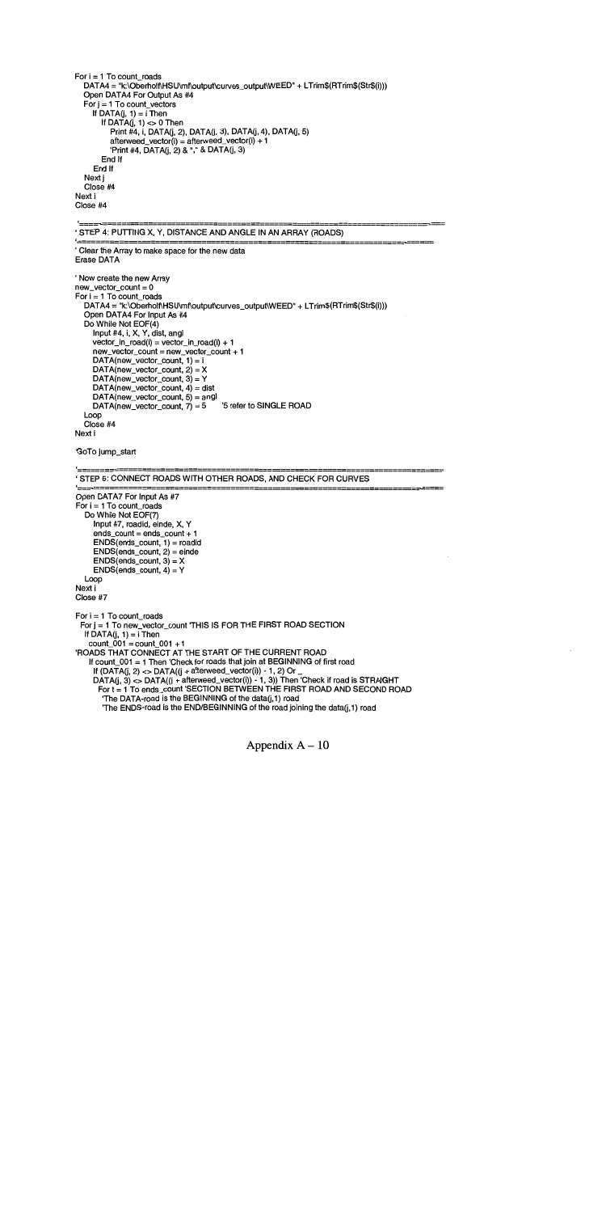```
For i = 1 To count_roads
   DATA4 = "k:\Oberholf\HSU\mf\output\curves_output\WEED" + LTrim$(RTrim$(Str$(i)))
   Open DATA4 For Output As #4
   For j = 1 To count_vectors
      If DATA(j, 1) = i Then
         If DATA(j, 1) <> 0 Then
            Print #4, i, DATA(j, 2), DATA(j, 3), DATA(j, 4), DATA(j, 5)
            afterweed_vector(i) = afterweed_vector(i) + 1
            'Print #4, DATA(j, 2) & "," & DATA(j, 3)
         End If
      End If
   Next j
   Close #4
Next i
Close #4

'==========================================================================
' STEP 4: PUTTING X, Y, DISTANCE AND ANGLE IN AN ARRAY (ROADS)
'==========================================================================
' Clear the Array to make space for the new data
Erase DATA

' Now create the new Array
new_vector_count = 0
For i = 1 To count_roads
   DATA4 = "k:\Oberholf\HSU\mf\output\curves_output\WEED" + LTrim$(RTrim$(Str$(i)))
   Open DATA4 For Input As #4
   Do While Not EOF(4)
      Input #4, i, X, Y, dist, angl
      vector_in_road(i) = vector_in_road(i) + 1
      new_vector_count = new_vector_count + 1
      DATA(new_vector_count, 1) = i
      DATA(new_vector_count, 2) = X
      DATA(new_vector_count, 3) = Y
      DATA(new_vector_count, 4) = dist
      DATA(new_vector_count, 5) = angl
      DATA(new_vector_count, 7) = 5     '5 refer to SINGLE ROAD
   Loop
   Close #4
Next i

'GoTo jump_start

'==========================================================================
' STEP 5: CONNECT ROADS WITH OTHER ROADS, AND CHECK FOR CURVES
'==========================================================================
Open DATA7 For Input As #7
For i = 1 To count_roads
   Do While Not EOF(7)
      Input #7, roadid, einde, X, Y
      ends_count = ends_count + 1
      ENDS(ends_count, 1) = roadid
      ENDS(ends_count, 2) = einde
      ENDS(ends_count, 3) = X
      ENDS(ends_count, 4) = Y
   Loop
Next i
Close #7

For i = 1 To count_roads
 For j = 1 To new_vector_count 'THIS IS FOR THE FIRST ROAD SECTION
  If DATA(j, 1) = i Then
    count_001 = count_001 + 1
'ROADS THAT CONNECT AT THE START OF THE CURRENT ROAD
   If count_001 = 1 Then 'Check for roads that join at BEGINNING of first road
     If (DATA(j, 2) <> DATA((j + afterweed_vector(i)) - 1, 2) Or _
     DATA(j, 3) <> DATA((j + afterweed_vector(i)) - 1, 3)) Then 'Check if road is STRAIGHT
      For t = 1 To ends_count 'SECTION BETWEEN THE FIRST ROAD AND SECOND ROAD
       'The DATA-road is the BEGINNING of the data(j,1) road
       'The ENDS-road is the END/BEGINNING of the road joining the data(j,1) road
```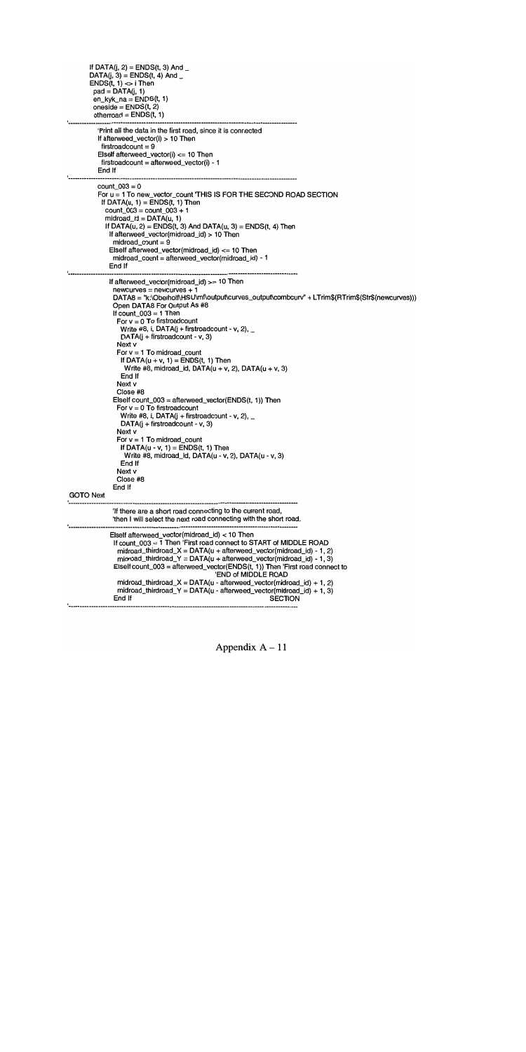```
If DATA(j, 2) = ENDS(t, 3) And _
DATA(j, 3) = ENDS(t, 4) And _
ENDS(t, 1) <> i Then
  pad = DATA(j, 1)
  en_kyk_na = ENDS(t, 1)
  oneside = ENDS(t, 2)
  otherroad = ENDS(t, 1)
'------------------------------------------------------------------------
        'Print all the data in the first road, since it is connected
        If afterweed_vector(i) > 10 Then
          firstroadcount = 9
        ElseIf afterweed_vector(i) <= 10 Then
          firstroadcount = afterweed_vector(i) - 1
        End If
'------------------------------------------------------------------------
        count_003 = 0
        For u = 1 To new_vector_count 'THIS IS FOR THE SECOND ROAD SECTION
          If DATA(u, 1) = ENDS(t, 1) Then
            count_003 = count_003 + 1
            midroad_id = DATA(u, 1)
            If DATA(u, 2) = ENDS(t, 3) And DATA(u, 3) = ENDS(t, 4) Then
              If afterweed_vector(midroad_id) > 10 Then
                midroad_count = 9
              ElseIf afterweed_vector(midroad_id) <= 10 Then
                midroad_count = afterweed_vector(midroad_id) - 1
              End If
'------------------------------------------------------------------------
              If afterweed_vector(midroad_id) >= 10 Then
                newcurves = newcurves + 1
                DATA8 = "k:\Oberholf\HSU\mf\output\curves_output\combcurv" + LTrim$(RTrim$(Str$(newcurves)))
                Open DATA8 For Output As #8
                If count_003 = 1 Then
                  For v = 0 To firstroadcount
                    Write #8, i, DATA(j + firstroadcount - v, 2), _
                    DATA(j + firstroadcount - v, 3)
                  Next v
                  For v = 1 To midroad_count
                    If DATA(u + v, 1) = ENDS(t, 1) Then
                      Write #8, midroad_id, DATA(u + v, 2), DATA(u + v, 3)
                    End If
                  Next v
                  Close #8
                ElseIf count_003 = afterweed_vector(ENDS(t, 1)) Then
                  For v = 0 To firstroadcount
                    Write #8, i, DATA(j + firstroadcount - v, 2), _
                    DATA(j + firstroadcount - v, 3)
                  Next v
                  For v = 1 To midroad_count
                    If DATA(u - v, 1) = ENDS(t, 1) Then
                      Write #8, midroad_id, DATA(u - v, 2), DATA(u - v, 3)
                    End If
                  Next v
                  Close #8
                End If
GOTO Next
'------------------------------------------------------------------------
              'If there are a short road connecting to the current road,
              'then I will select the next road connecting with the short road.
'------------------------------------------------------------------------
              ElseIf afterweed_vector(midroad_id) < 10 Then
                If count_003 = 1 Then 'First road connect to START of MIDDLE ROAD
                  midroad_thirdroad_X = DATA(u + afterweed_vector(midroad_id) - 1, 2)
                  midroad_thirdroad_Y = DATA(u + afterweed_vector(midroad_id) - 1, 3)
                ElseIf count_003 = afterweed_vector(ENDS(t, 1)) Then 'First road connect to
                                                        'END of MIDDLE ROAD
                  midroad_thirdroad_X = DATA(u - afterweed_vector(midroad_id) + 1, 2)
                  midroad_thirdroad_Y = DATA(u - afterweed_vector(midroad_id) + 1, 3)
                End If                                          SECTION
'------------------------------------------------------------------------
```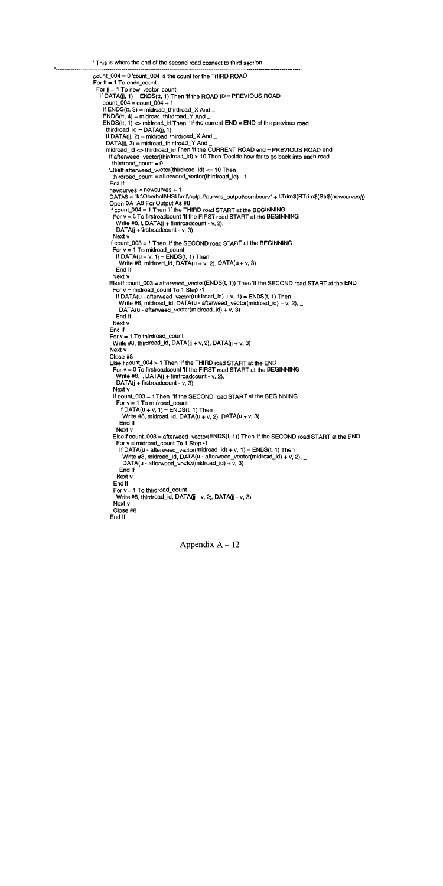```
' This is where the end of the second road connect to third section
'------------------------------------------------------------------------------------------------------------
count_004 = 0 'count_004 is the count for the THIRD ROAD
For tt = 1 To ends_count
  For jj = 1 To new_vector_count
    If DATA(jj, 1) = ENDS(tt, 1) Then 'If the ROAD ID = PREVIOUS ROAD
      count_004 = count_004 + 1
      If ENDS(tt, 3) = midroad_thirdroad_X And _
      ENDS(tt, 4) = midroad_thirdroad_Y And _
      ENDS(tt, 1) <> midroad_id Then  'If the current END = END of the previous road
        thirdroad_id = DATA(jj, 1)
        If DATA(jj, 2) = midroad_thirdroad_X And _
        DATA(jj, 3) = midroad_thirdroad_Y And _
        midroad_id <> thirdroad_id Then 'If the CURRENT ROAD end = PREVIOUS ROAD end
          If afterweed_vector(thirdroad_id) > 10 Then 'Decide how far to go back into each road
            thirdroad_count = 9
          ElseIf afterweed_vector(thirdroad_id) <= 10 Then
            thirdroad_count = afterweed_vector(thirdroad_id) - 1
          End If
          newcurves = newcurves + 1
          DATA8 = "k:\Oberholf\HSU\mf\output\curves_output\combcurv" + LTrim$(RTrim$(Str$(newcurves)))
          Open DATA8 For Output As #8
          If count_004 = 1 Then 'If the THIRD road START at the BEGINNING
            For v = 0 To firstroadcount 'If the FIRST road START at the BEGINNING
              Write #8, i, DATA(j + firstroadcount - v, 2), _
              DATA(j + firstroadcount - v, 3)
            Next v
          If count_003 = 1 Then 'If the SECOND road START at the BEGINNING
            For v = 1 To midroad_count
              If DATA(u + v, 1) = ENDS(t, 1) Then
                Write #8, midroad_id, DATA(u + v, 2), DATA(u + v, 3)
              End If
            Next v
          ElseIf count_003 = afterweed_vector(ENDS(t, 1)) Then 'If the SECOND road START at the END
            For v = midroad_count To 1 Step -1
              If DATA(u - afterweed_vector(midroad_id) + v, 1) = ENDS(t, 1) Then
                Write #8, midroad_id, DATA(u - afterweed_vector(midroad_id) + v, 2), _
                DATA(u - afterweed_vector(midroad_id) + v, 3)
              End If
            Next v
          End If
          For v = 1 To thirdroad_count
            Write #8, thirdroad_id, DATA(jj + v, 2), DATA(jj + v, 3)
          Next v
          Close #8
          ElseIf count_004 > 1 Then 'If the THIRD road START at the END
            For v = 0 To firstroadcount 'If the FIRST road START at the BEGINNING
              Write #8, i, DATA(j + firstroadcount - v, 2), _
              DATA(j + firstroadcount - v, 3)
            Next v
            If count_003 = 1 Then  'If the SECOND road START at the BEGINNING
              For v = 1 To midroad_count
                If DATA(u + v, 1) = ENDS(t, 1) Then
                  Write #8, midroad_id, DATA(u + v, 2), DATA(u + v, 3)
                End If
              Next v
            ElseIf count_003 = afterweed_vector(ENDS(t, 1)) Then 'If the SECOND road START at the END
              For v = midroad_count To 1 Step -1
                If DATA(u - afterweed_vector(midroad_id) + v, 1) = ENDS(t, 1) Then
                  Write #8, midroad_id, DATA(u - afterweed_vector(midroad_id) + v, 2), _
                  DATA(u - afterweed_vector(midroad_id) + v, 3)
                End If
              Next v
            End If
            For v = 1 To thirdroad_count
              Write #8, thirdroad_id, DATA(jj - v, 2), DATA(jj - v, 3)
            Next v
            Close #8
          End If
```

Appendix A – 12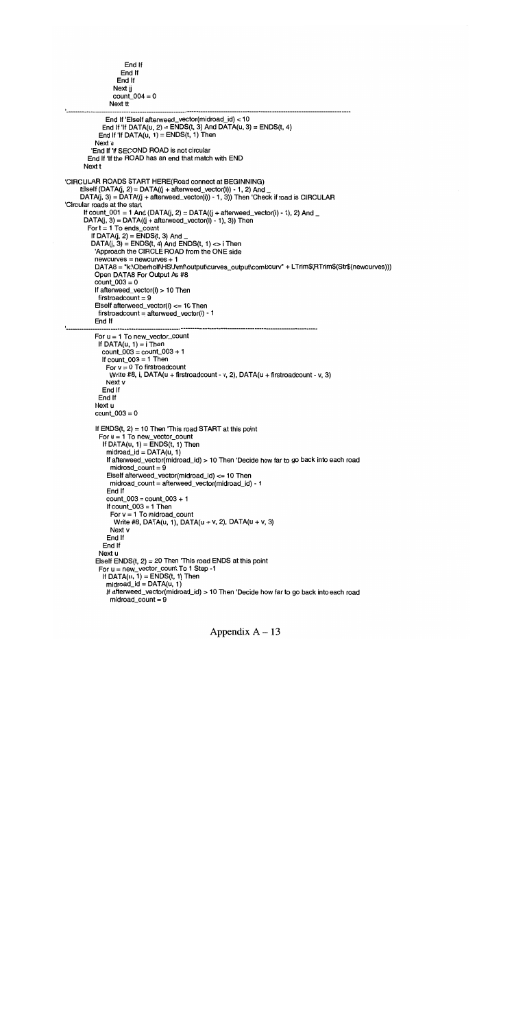```
                End If
              End If
            End If
          Next jj
          count_004 = 0
        Next tt
'------------------------------------------------------------------------------------------------------------------
        End If 'ElseIf afterweed_vector(midroad_id) < 10
      End If 'If DATA(u, 2) = ENDS(t, 3) And DATA(u, 3) = ENDS(t, 4)
    End If 'If DATA(u, 1) = ENDS(t, 1) Then
   Next u
  'End If 'If SECOND ROAD is not circular
 End If 'If the ROAD has an end that match with END
Next t

'CIRCULAR ROADS START HERE(Road connect at BEGINNING)
   ElseIf (DATA(j, 2) = DATA((j + afterweed_vector(i)) - 1, 2) And _
   DATA(j, 3) = DATA((j + afterweed_vector(i)) - 1, 3)) Then 'Check if road is CIRCULAR
'Circular roads at the start
    If count_001 = 1 And (DATA(j, 2) = DATA((j + afterweed_vector(i) - 1), 2) And _
    DATA(j, 3) = DATA((j + afterweed_vector(i) - 1), 3)) Then
     For t = 1 To ends_count
      If DATA(j, 2) = ENDS(t, 3) And _
      DATA(j, 3) = ENDS(t, 4) And ENDS(t, 1) <> i Then
       'Approach the CIRCLE ROAD from the ONE side
       newcurves = newcurves + 1
       DATA8 = "k:\Oberholf\HSU\mf\output\curves_output\combcurv" + LTrim$(RTrim$(Str$(newcurves)))
       Open DATA8 For Output As #8
       count_003 = 0
       If afterweed_vector(i) > 10 Then
        firstroadcount = 9
       ElseIf afterweed_vector(i) <= 10 Then
        firstroadcount = afterweed_vector(i) - 1
       End If
'------------------------------------------------------------------------------------------------------------------
       For u = 1 To new_vector_count
        If DATA(u, 1) = i Then
         count_003 = count_003 + 1
         If count_003 = 1 Then
          For v = 0 To firstroadcount
           Write #8, i, DATA(u + firstroadcount - v, 2), DATA(u + firstroadcount - v, 3)
          Next v
         End If
        End If
       Next u
       count_003 = 0

       If ENDS(t, 2) = 10 Then 'This road START at this point
        For u = 1 To new_vector_count
         If DATA(u, 1) = ENDS(t, 1) Then
          midroad_id = DATA(u, 1)
          If afterweed_vector(midroad_id) > 10 Then 'Decide how far to go back into each road
           midroad_count = 9
          ElseIf afterweed_vector(midroad_id) <= 10 Then
           midroad_count = afterweed_vector(midroad_id) - 1
          End If
          count_003 = count_003 + 1
          If count_003 = 1 Then
           For v = 1 To midroad_count
            Write #8, DATA(u, 1), DATA(u + v, 2), DATA(u + v, 3)
           Next v
          End If
         End If
        Next u
       ElseIf ENDS(t, 2) = 20 Then 'This road ENDS at this point
        For u = new_vector_count To 1 Step -1
         If DATA(u, 1) = ENDS(t, 1) Then
          midroad_id = DATA(u, 1)
          If afterweed_vector(midroad_id) > 10 Then 'Decide how far to go back into each road
           midroad_count = 9
```

Appendix A – 13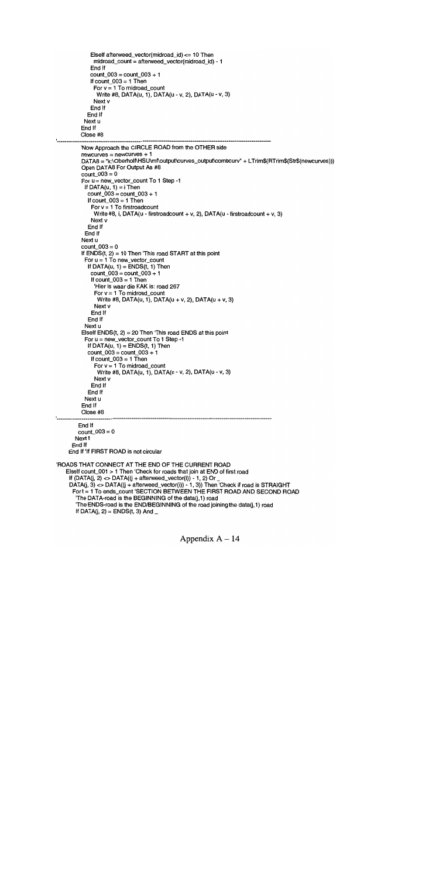```
            ElseIf afterweed_vector(midroad_id) <= 10 Then
              midroad_count = afterweed_vector(midroad_id) - 1
            End If
            count_003 = count_003 + 1
            If count_003 = 1 Then
              For v = 1 To midroad_count
                Write #8, DATA(u, 1), DATA(u - v, 2), DATA(u - v, 3)
              Next v
            End If
          End If
        Next u
      End If
      Close #8
'-----------------------------------------------------------------------------------------------------------
      'Now Approach the CIRCLE ROAD from the OTHER side
      newcurves = newcurves + 1
      DATA8 = "k:\Oberholf\HSU\mf\output\curves_output\combcurv" + LTrim$(RTrim$(Str$(newcurves)))
      Open DATA8 For Output As #8
      count_003 = 0
      For u = new_vector_count To 1 Step -1
        If DATA(u, 1) = i Then
          count_003 = count_003 + 1
          If count_003 = 1 Then
            For v = 1 To firstroadcount
              Write #8, i, DATA(u - firstroadcount + v, 2), DATA(u - firstroadcount + v, 3)
            Next v
          End If
        End If
      Next u
      count_003 = 0
      If ENDS(t, 2) = 10 Then 'This road START at this point
        For u = 1 To new_vector_count
          If DATA(u, 1) = ENDS(t, 1) Then
            count_003 = count_003 + 1
            If count_003 = 1 Then
              'Hier is waar die KAK is: road 267
              For v = 1 To midroad_count
                Write #8, DATA(u, 1), DATA(u + v, 2), DATA(u + v, 3)
              Next v
            End If
          End If
        Next u
      ElseIf ENDS(t, 2) = 20 Then 'This road ENDS at this point
        For u = new_vector_count To 1 Step -1
          If DATA(u, 1) = ENDS(t, 1) Then
          count_003 = count_003 + 1
            If count_003 = 1 Then
              For v = 1 To midroad_count
                Write #8, DATA(u, 1), DATA(u - v, 2), DATA(u - v, 3)
              Next v
            End If
          End If
        Next u
      End If
      Close #8
'-----------------------------------------------------------------------------------------------------------
      End If
      count_003 = 0
    Next t
  End If
End If 'If FIRST ROAD is not circular

'ROADS THAT CONNECT AT THE END OF THE CURRENT ROAD
  ElseIf count_001 > 1 Then 'Check for roads that join at END of first road
    If (DATA(j, 2) <> DATA((j + afterweed_vector(i)) - 1, 2) Or _
    DATA(j, 3) <> DATA((j + afterweed_vector(i)) - 1, 3)) Then 'Check if road is STRAIGHT
      For t = 1 To ends_count 'SECTION BETWEEN THE FIRST ROAD AND SECOND ROAD
        'The DATA-road is the BEGINNING of the data(j,1) road
        'The ENDS-road is the END/BEGINNING of the road joining the data(j,1) road
        If DATA(j, 2) = ENDS(t, 3) And _
```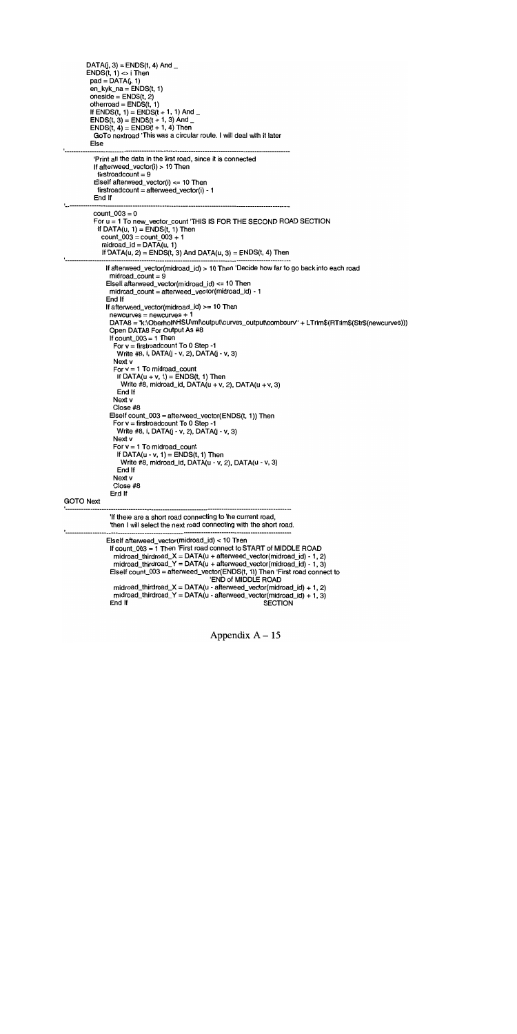```
DATA(j, 3) = ENDS(t, 4) And _
ENDS(t, 1) <> i Then
  pad = DATA(j, 1)
  en_kyk_na = ENDS(t, 1)
  oneside = ENDS(t, 2)
  otherroad = ENDS(t, 1)
  If ENDS(t, 1) = ENDS(t + 1, 1) And _
  ENDS(t, 3) = ENDS(t + 1, 3) And _
  ENDS(t, 4) = ENDS(t + 1, 4) Then
    GoTo nextroad 'This was a circular route. I will deal with it later
  Else
'------------------------------------------------------------------------------
    'Print all the data in the first road, since it is connected
    If afterweed_vector(i) > 10 Then
      firstroadcount = 9
    ElseIf afterweed_vector(i) <= 10 Then
      firstroadcount = afterweed_vector(i) - 1
    End If
'------------------------------------------------------------------------------
    count_003 = 0
    For u = 1 To new_vector_count 'THIS IS FOR THE SECOND ROAD SECTION
      If DATA(u, 1) = ENDS(t, 1) Then
        count_003 = count_003 + 1
        midroad_id = DATA(u, 1)
        If DATA(u, 2) = ENDS(t, 3) And DATA(u, 3) = ENDS(t, 4) Then
'------------------------------------------------------------------------------
          If afterweed_vector(midroad_id) > 10 Then 'Decide how far to go back into each road
            midroad_count = 9
          ElseIf afterweed_vector(midroad_id) <= 10 Then
            midroad_count = afterweed_vector(midroad_id) - 1
          End If
          If afterweed_vector(midroad_id) >= 10 Then
            newcurves = newcurves + 1
            DATA8 = "k:\Oberholt\HSU\mf\output\curves_output\combcurv" + LTrim$(RTrim$(Str$(newcurves)))
            Open DATA8 For Output As #8
            If count_003 = 1 Then
              For v = firstroadcount To 0 Step -1
                Write #8, i, DATA(j - v, 2), DATA(j - v, 3)
              Next v
              For v = 1 To midroad_count
                If DATA(u + v, 1) = ENDS(t, 1) Then
                  Write #8, midroad_id, DATA(u + v, 2), DATA(u + v, 3)
                End If
              Next v
              Close #8
            ElseIf count_003 = afterweed_vector(ENDS(t, 1)) Then
              For v = firstroadcount To 0 Step -1
                Write #8, i, DATA(j - v, 2), DATA(j - v, 3)
              Next v
              For v = 1 To midroad_count
                If DATA(u - v, 1) = ENDS(t, 1) Then
                  Write #8, midroad_id, DATA(u - v, 2), DATA(u - v, 3)
                End If
              Next v
              Close #8
            End If
GOTO Next
'------------------------------------------------------------------------------
          'If there are a short road connecting to the current road,
          'then I will select the next road connecting with the short road.
'------------------------------------------------------------------------------
          ElseIf afterweed_vector(midroad_id) < 10 Then
            If count_003 = 1 Then 'First road connect to START of MIDDLE ROAD
              midroad_thirdroad_X = DATA(u + afterweed_vector(midroad_id) - 1, 2)
              midroad_thirdroad_Y = DATA(u + afterweed_vector(midroad_id) - 1, 3)
            ElseIf count_003 = afterweed_vector(ENDS(t, 1)) Then 'First road connect to
                                                    'END of MIDDLE ROAD
              midroad_thirdroad_X = DATA(u - afterweed_vector(midroad_id) + 1, 2)
              midroad_thirdroad_Y = DATA(u - afterweed_vector(midroad_id) + 1, 3)
            End If                                  SECTION
```

Appendix A – 15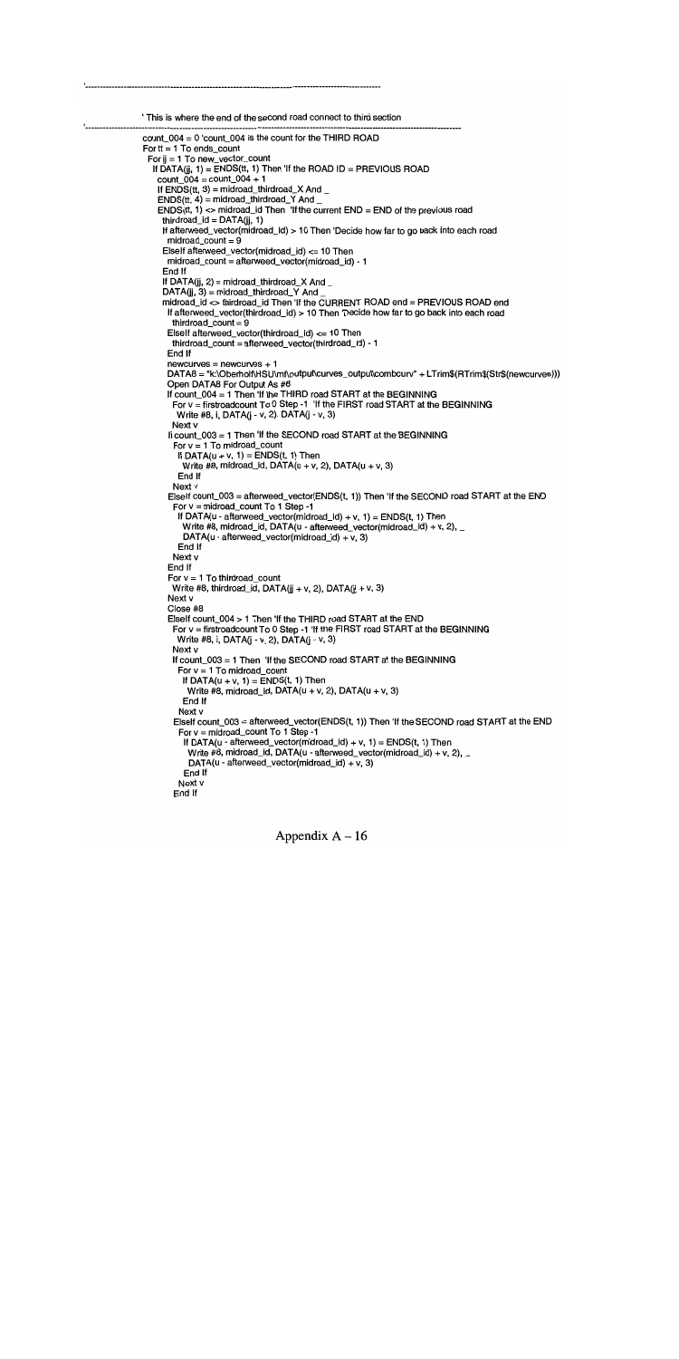```
'-----------------------------------------------------------------------------------------------

' This is where the end of the second road connect to third section
'-----------------------------------------------------------------------------------------------
count_004 = 0 'count_004 is the count for the THIRD ROAD
For tt = 1 To ends_count
 For jj = 1 To new_vector_count
  If DATA(jj, 1) = ENDS(tt, 1) Then 'If the ROAD ID = PREVIOUS ROAD
   count_004 = count_004 + 1
   If ENDS(tt, 3) = midroad_thirdroad_X And _
   ENDS(tt, 4) = midroad_thirdroad_Y And _
   ENDS(tt, 1) <> midroad_id Then 'If the current END = END of the previous road
    thirdroad_id = DATA(jj, 1)
    If afterweed_vector(midroad_id) > 10 Then 'Decide how far to go back into each road
     midroad_count = 9
    ElseIf afterweed_vector(midroad_id) <= 10 Then
     midroad_count = afterweed_vector(midroad_id) - 1
    End If
    If DATA(jj, 2) = midroad_thirdroad_X And _
    DATA(jj, 3) = midroad_thirdroad_Y And _
    midroad_id <> thirdroad_id Then 'If the CURRENT ROAD end = PREVIOUS ROAD end
     If afterweed_vector(thirdroad_id) > 10 Then 'Decide how far to go back into each road
      thirdroad_count = 9
     ElseIf afterweed_vector(thirdroad_id) <= 10 Then
      thirdroad_count = afterweed_vector(thirdroad_id) - 1
     End If
     newcurves = newcurves + 1
     DATA8 = "k:\Oberholf\HSU\mf\output\curves_output\combcurv" + LTrim$(RTrim$(Str$(newcurves)))
     Open DATA8 For Output As #8
     If count_004 = 1 Then 'If the THIRD road START at the BEGINNING
      For v = firstroadcount To 0 Step -1 'If the FIRST road START at the BEGINNING
       Write #8, i, DATA(j - v, 2), DATA(j - v, 3)
      Next v
      If count_003 = 1 Then 'If the SECOND road START at the BEGINNING
       For v = 1 To midroad_count
        If DATA(u + v, 1) = ENDS(t, 1) Then
         Write #8, midroad_id, DATA(u + v, 2), DATA(u + v, 3)
        End If
       Next v
      ElseIf count_003 = afterweed_vector(ENDS(t, 1)) Then 'If the SECOND road START at the END
       For v = midroad_count To 1 Step -1
        If DATA(u - afterweed_vector(midroad_id) + v, 1) = ENDS(t, 1) Then
         Write #8, midroad_id, DATA(u - afterweed_vector(midroad_id) + v, 2), _
         DATA(u - afterweed_vector(midroad_id) + v, 3)
        End If
       Next v
      End If
      For v = 1 To thirdroad_count
       Write #8, thirdroad_id, DATA(jj + v, 2), DATA(jj + v, 3)
      Next v
      Close #8
     ElseIf count_004 > 1 Then 'If the THIRD road START at the END
      For v = firstroadcount To 0 Step -1 'If the FIRST road START at the BEGINNING
       Write #8, i, DATA(j - v, 2), DATA(j - v, 3)
      Next v
      If count_003 = 1 Then 'If the SECOND road START at the BEGINNING
       For v = 1 To midroad_count
        If DATA(u + v, 1) = ENDS(t, 1) Then
         Write #8, midroad_id, DATA(u + v, 2), DATA(u + v, 3)
        End If
       Next v
      ElseIf count_003 = afterweed_vector(ENDS(t, 1)) Then 'If the SECOND road START at the END
       For v = midroad_count To 1 Step -1
        If DATA(u - afterweed_vector(midroad_id) + v, 1) = ENDS(t, 1) Then
         Write #8, midroad_id, DATA(u - afterweed_vector(midroad_id) + v, 2), _
         DATA(u - afterweed_vector(midroad_id) + v, 3)
        End If
       Next v
      End If
```

Appendix A – 16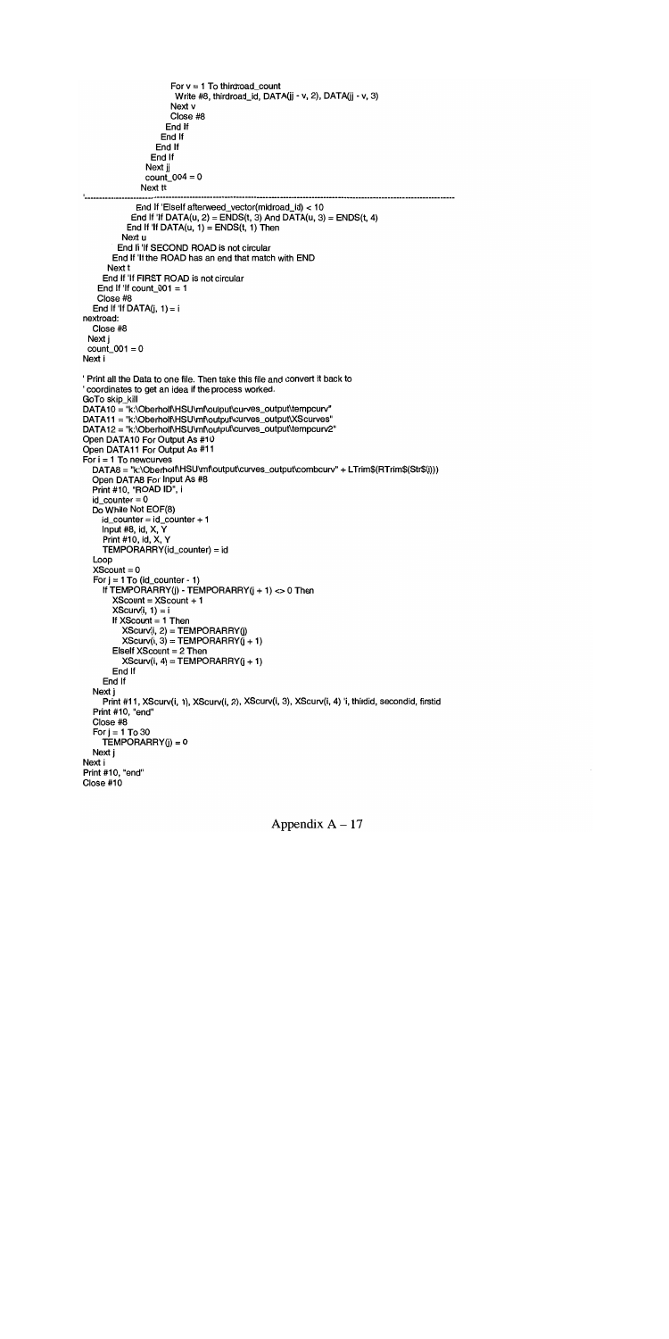```
                        For v = 1 To thirdroad_count
                          Write #8, thirdroad_id, DATA(jj - v, 2), DATA(jj - v, 3)
                        Next v
                        Close #8
                      End If
                    End If
                  End If
                End If
              Next jj
              count_004 = 0
            Next tt
'------------------------------------------------------------------------------------------------------------------------
            End If 'ElseIf afterweed_vector(midroad_id) < 10
          End If 'If DATA(u, 2) = ENDS(t, 3) And DATA(u, 3) = ENDS(t, 4)
        End If 'If DATA(u, 1) = ENDS(t, 1) Then
      Next u
      End If 'If SECOND ROAD is not circular
    End If 'If the ROAD has an end that match with END
  Next t
  End If 'If FIRST ROAD is not circular
  End If 'If count_001 = 1
  Close #8
End If 'If DATA(j, 1) = i
nextroad:
  Close #8
 Next j
 count_001 = 0
Next i

' Print all the Data to one file. Then take this file and convert it back to
' coordinates to get an idea if the process worked.
GoTo skip_kill
DATA10 = "k:\Oberholf\HSU\mf\output\curves_output\tempcurv"
DATA11 = "k:\Oberholf\HSU\mf\output\curves_output\XScurves"
DATA12 = "k:\Oberholf\HSU\mf\output\curves_output\tempcurv2"
Open DATA10 For Output As #10
Open DATA11 For Output As #11
For i = 1 To newcurves
  DATA8 = "k:\Oberholf\HSU\mf\output\curves_output\combcurv" + LTrim$(RTrim$(Str$(i)))
  Open DATA8 For Input As #8
  Print #10, "ROAD ID", i
  id_counter = 0
  Do While Not EOF(8)
    id_counter = id_counter + 1
    Input #8, id, X, Y
    Print #10, id, X, Y
    TEMPORARRY(id_counter) = id
  Loop
  XScount = 0
  For j = 1 To (id_counter - 1)
    If TEMPORARRY(j) - TEMPORARRY(j + 1) <> 0 Then
      XScount = XScount + 1
      XScurv(i, 1) = i
      If XScount = 1 Then
        XScurv(i, 2) = TEMPORARRY(j)
        XScurv(i, 3) = TEMPORARRY(j + 1)
      ElseIf XScount = 2 Then
        XScurv(i, 4) = TEMPORARRY(j + 1)
      End If
    End If
  Next j
    Print #11, XScurv(i, 1), XScurv(i, 2), XScurv(i, 3), XScurv(i, 4) 'i, thirdid, secondid, firstid
  Print #10, "end"
  Close #8
  For j = 1 To 30
    TEMPORARRY(j) = 0
  Next j
Next i
Print #10, "end"
Close #10
```

Appendix A – 17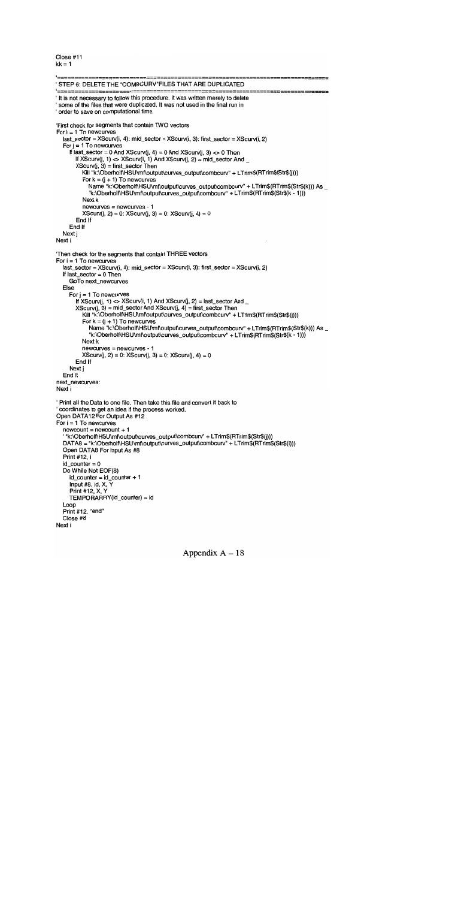```
Close #11
kk = 1

'==========================================================================
' STEP 6: DELETE THE "COMBCURV"FILES THAT ARE DUPLICATED
'==========================================================================
' It is not necessary to follow this procedure. It was written merely to delete
' some of the files that were duplicated. It was not used in the final run in
' order to save on computational time.

'First check for segments that contain TWO vectors
For i = 1 To newcurves
   last_sector = XScurv(i, 4): mid_sector = XScurv(i, 3): first_sector = XScurv(i, 2)
   For j = 1 To newcurves
      If last_sector = 0 And XScurv(j, 4) = 0 And XScurv(j, 3) <> 0 Then
         If XScurv(j, 1) <> XScurv(i, 1) And XScurv(j, 2) = mid_sector And _
         XScurv(j, 3) = first_sector Then
            Kill "k:\Oberholf\HSU\mf\output\curves_output\combcurv" + LTrim$(RTrim$(Str$(j)))
            For k = (j + 1) To newcurves
               Name "k:\Oberholf\HSU\mf\output\curves_output\combcurv" + LTrim$(RTrim$(Str$(k))) As _
               "k:\Oberholf\HSU\mf\output\curves_output\combcurv" + LTrim$(RTrim$(Str$(k - 1)))
            Next k
            newcurves = newcurves - 1
            XScurv(j, 2) = 0: XScurv(j, 3) = 0: XScurv(j, 4) = 0
         End If
      End If
   Next j
Next i

'Then check for the segments that contain THREE vectors
For i = 1 To newcurves
   last_sector = XScurv(i, 4): mid_sector = XScurv(i, 3): first_sector = XScurv(i, 2)
   If last_sector = 0 Then
      GoTo next_newcurves
   Else
      For j = 1 To newcurves
         If XScurv(j, 1) <> XScurv(i, 1) And XScurv(j, 2) = last_sector And _
         XScurv(j, 3) = mid_sector And XScurv(j, 4) = first_sector Then
            Kill "k:\Oberholf\HSU\mf\output\curves_output\combcurv" + LTrim$(RTrim$(Str$(j)))
            For k = (j + 1) To newcurves
               Name "k:\Oberholf\HSU\mf\output\curves_output\combcurv" + LTrim$(RTrim$(Str$(k))) As _
               "k:\Oberholf\HSU\mf\output\curves_output\combcurv" + LTrim$(RTrim$(Str$(k - 1)))
            Next k
            newcurves = newcurves - 1
            XScurv(j, 2) = 0: XScurv(j, 3) = 0: XScurv(j, 4) = 0
         End If
      Next j
   End If
next_newcurves:
Next i

' Print all the Data to one file. Then take this file and convert it back to
' coordinates to get an idea if the process worked.
Open DATA12 For Output As #12
For i = 1 To newcurves
   newcount = newcount + 1
   ' "k:\Oberholf\HSU\mf\output\curves_output\combcurv" + LTrim$(RTrim$(Str$(j)))
   DATA8 = "k:\Oberholf\HSU\mf\output\curves_output\combcurv" + LTrim$(RTrim$(Str$(i)))
   Open DATA8 For Input As #8
   Print #12, i
   id_counter = 0
   Do While Not EOF(8)
      id_counter = id_counter + 1
      Input #8, id, X, Y
      Print #12, X, Y
      TEMPORARRY(id_counter) = id
   Loop
   Print #12, "end"
   Close #8
Next i
```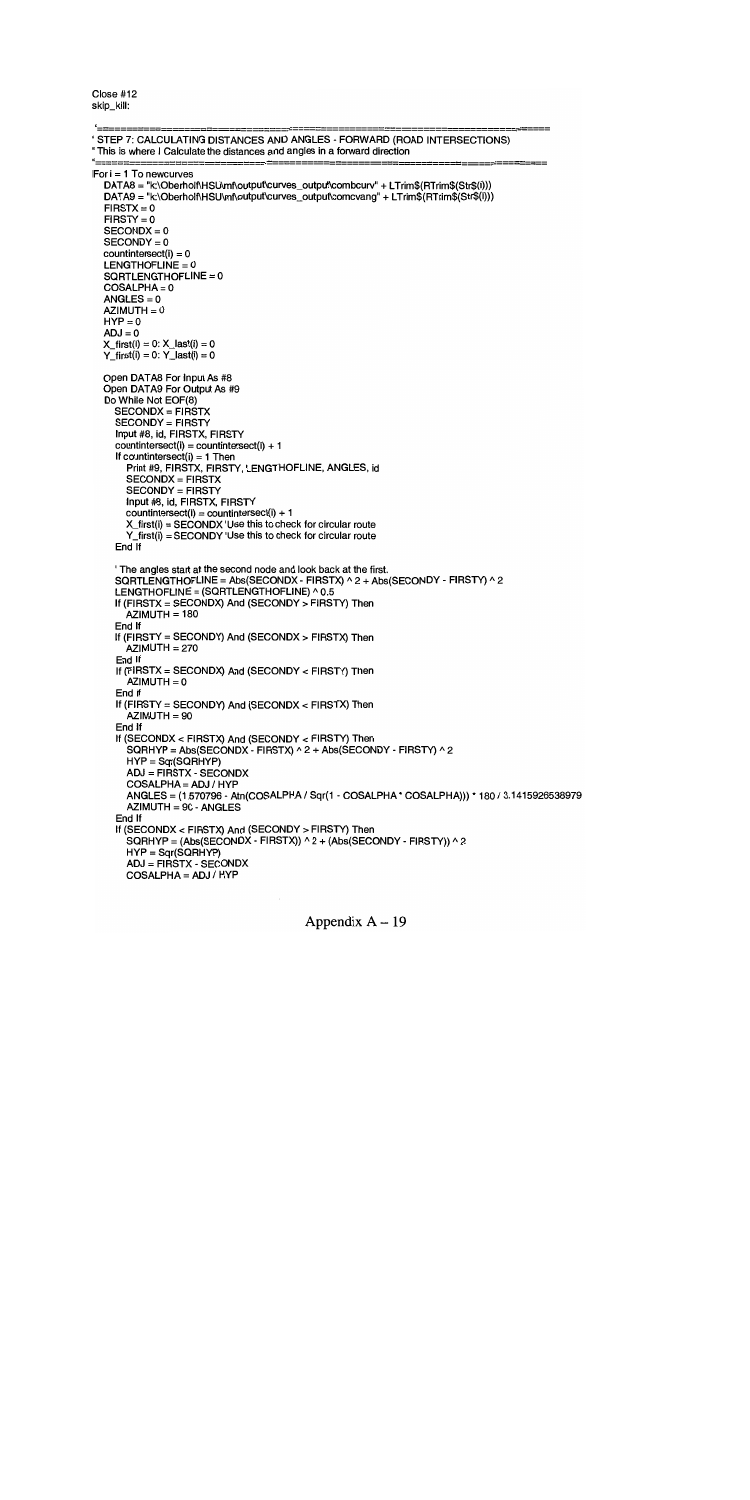```
Close #12
skip_kill:

'==========================================================================
' STEP 7: CALCULATING DISTANCES AND ANGLES - FORWARD (ROAD INTERSECTIONS)
' This is where I Calculate the distances and angles in a forward direction
'==========================================================================
For i = 1 To newcurves
   DATA8 = "k:\Oberholf\HSU\mf\output\curves_output\combcurv" + LTrim$(RTrim$(Str$(i)))
   DATA9 = "k:\Oberholf\HSU\mf\output\curves_output\comcvang" + LTrim$(RTrim$(Str$(i)))
   FIRSTX = 0
   FIRSTY = 0
   SECONDX = 0
   SECONDY = 0
   countintersect(i) = 0
   LENGTHOFLINE = 0
   SQRTLENGTHOFLINE = 0
   COSALPHA = 0
   ANGLES = 0
   AZIMUTH = 0
   HYP = 0
   ADJ = 0
   X_first(i) = 0: X_last(i) = 0
   Y_first(i) = 0: Y_last(i) = 0

   Open DATA8 For Input As #8
   Open DATA9 For Output As #9
   Do While Not EOF(8)
      SECONDX = FIRSTX
      SECONDY = FIRSTY
      Input #8, id, FIRSTX, FIRSTY
      countintersect(i) = countintersect(i) + 1
      If countintersect(i) = 1 Then
         Print #9, FIRSTX, FIRSTY, LENGTHOFLINE, ANGLES, id
         SECONDX = FIRSTX
         SECONDY = FIRSTY
         Input #8, id, FIRSTX, FIRSTY
         countintersect(i) = countintersect(i) + 1
         X_first(i) = SECONDX 'Use this to check for circular route
         Y_first(i) = SECONDY 'Use this to check for circular route
      End If

      ' The angles start at the second node and look back at the first.
      SQRTLENGTHOFLINE = Abs(SECONDX - FIRSTX) ^ 2 + Abs(SECONDY - FIRSTY) ^ 2
      LENGTHOFLINE = (SQRTLENGTHOFLINE) ^ 0.5
      If (FIRSTX = SECONDX) And (SECONDY > FIRSTY) Then
         AZIMUTH = 180
      End If
      If (FIRSTY = SECONDY) And (SECONDX > FIRSTX) Then
         AZIMUTH = 270
      End If
      If (FIRSTX = SECONDX) And (SECONDY < FIRSTY) Then
         AZIMUTH = 0
      End If
      If (FIRSTY = SECONDY) And (SECONDX < FIRSTX) Then
         AZIMUTH = 90
      End If
      If (SECONDX < FIRSTX) And (SECONDY < FIRSTY) Then
         SQRHYP = Abs(SECONDX - FIRSTX) ^ 2 + Abs(SECONDY - FIRSTY) ^ 2
         HYP = Sqr(SQRHYP)
         ADJ = FIRSTX - SECONDX
         COSALPHA = ADJ / HYP
         ANGLES = (1.570796 - Atn(COSALPHA / Sqr(1 - COSALPHA * COSALPHA))) * 180 / 3.1415926538979
         AZIMUTH = 90 - ANGLES
      End If
      If (SECONDX < FIRSTX) And (SECONDY > FIRSTY) Then
         SQRHYP = (Abs(SECONDX - FIRSTX)) ^ 2 + (Abs(SECONDY - FIRSTY)) ^ 2
         HYP = Sqr(SQRHYP)
         ADJ = FIRSTX - SECONDX
         COSALPHA = ADJ / HYP
```

Appendix A – 19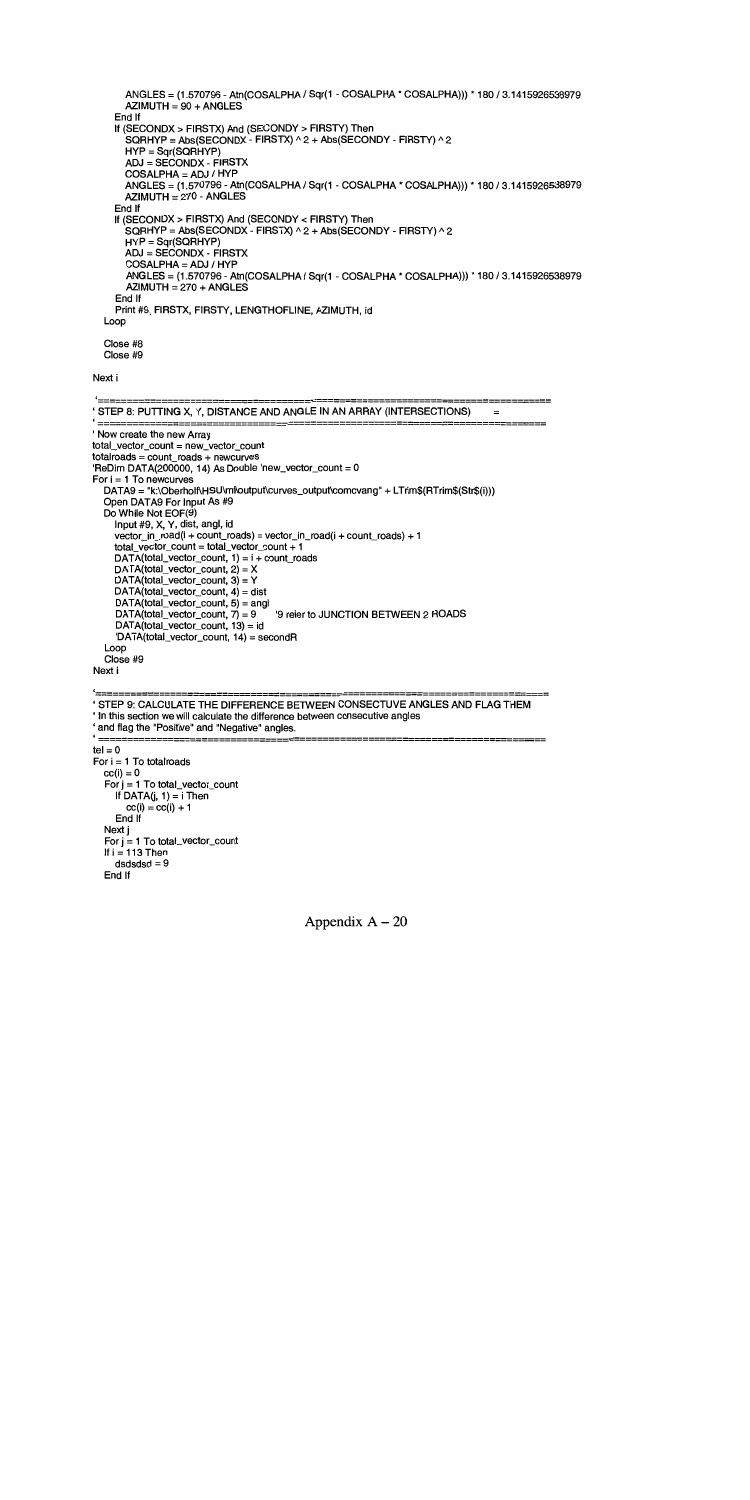```
        ANGLES = (1.570796 - Atn(COSALPHA / Sqr(1 - COSALPHA * COSALPHA))) * 180 / 3.1415926538979
        AZIMUTH = 90 + ANGLES
      End If
      If (SECONDX > FIRSTX) And (SECONDY > FIRSTY) Then
        SQRHYP = Abs(SECONDX - FIRSTX) ^ 2 + Abs(SECONDY - FIRSTY) ^ 2
        HYP = Sqr(SQRHYP)
        ADJ = SECONDX - FIRSTX
        COSALPHA = ADJ / HYP
        ANGLES = (1.570796 - Atn(COSALPHA / Sqr(1 - COSALPHA * COSALPHA))) * 180 / 3.1415926538979
        AZIMUTH = 270 - ANGLES
      End If
      If (SECONDX > FIRSTX) And (SECONDY < FIRSTY) Then
        SQRHYP = Abs(SECONDX - FIRSTX) ^ 2 + Abs(SECONDY - FIRSTY) ^ 2
        HYP = Sqr(SQRHYP)
        ADJ = SECONDX - FIRSTX
        COSALPHA = ADJ / HYP
        ANGLES = (1.570796 - Atn(COSALPHA / Sqr(1 - COSALPHA * COSALPHA))) * 180 / 3.1415926538979
        AZIMUTH = 270 + ANGLES
      End If
      Print #9, FIRSTX, FIRSTY, LENGTHOFLINE, AZIMUTH, id
    Loop

    Close #8
    Close #9

Next i

'=========================================================================
' STEP 8: PUTTING X, Y, DISTANCE AND ANGLE IN AN ARRAY (INTERSECTIONS)      =
'=========================================================================
' Now create the new Array
total_vector_count = new_vector_count
totalroads = count_roads + newcurves
'ReDim DATA(200000, 14) As Double 'new_vector_count = 0
For i = 1 To newcurves
  DATA9 = "k:\Oberholf\HSU\mfoutput\curves_output\comcvang" + LTrim$(RTrim$(Str$(i)))
  Open DATA9 For Input As #9
  Do While Not EOF(9)
    Input #9, X, Y, dist, angl, id
    vector_in_road(i + count_roads) = vector_in_road(i + count_roads) + 1
    total_vector_count = total_vector_count + 1
    DATA(total_vector_count, 1) = i + count_roads
    DATA(total_vector_count, 2) = X
    DATA(total_vector_count, 3) = Y
    DATA(total_vector_count, 4) = dist
    DATA(total_vector_count, 5) = angl
    DATA(total_vector_count, 7) = 9     '9 refer to JUNCTION BETWEEN 2 ROADS
    DATA(total_vector_count, 13) = id
    'DATA(total_vector_count, 14) = secondR
  Loop
  Close #9
Next i

'=========================================================================
' STEP 9: CALCULATE THE DIFFERENCE BETWEEN CONSECUTUVE ANGLES AND FLAG THEM
' In this section we will calculate the difference between consecutive angles
' and flag the "Positive" and "Negative" angles.
'=========================================================================
tel = 0
For i = 1 To totalroads
  cc(i) = 0
  For j = 1 To total_vector_count
    If DATA(j, 1) = i Then
      cc(i) = cc(i) + 1
    End If
  Next j
  For j = 1 To total_vector_count
  If i = 113 Then
    dsdsdsd = 9
  End If
```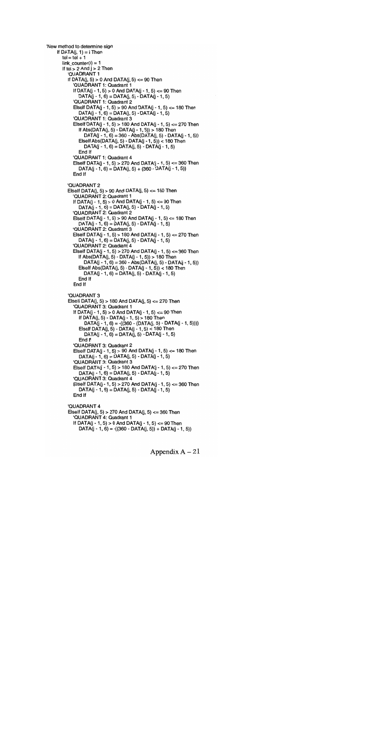```
'New method to determine sign
    If DATA(j, 1) = i Then
        tel = tel + 1
        link_counter(i) = 1
        If tel > 2 And j > 2 Then
            'QUADRANT 1
            If DATA(j, 5) > 0 And DATA(j, 5) <= 90 Then
                'QUADRANT 1: Quadrant 1
                If DATA(j - 1, 5) > 0 And DATA(j - 1, 5) <= 90 Then
                    DATA(j - 1, 6) = DATA(j, 5) - DATA(j - 1, 5)
                'QUADRANT 1: Quadrant 2
                ElseIf DATA(j - 1, 5) > 90 And DATA(j - 1, 5) <= 180 Then
                    DATA(j - 1, 6) = DATA(j, 5) - DATA(j - 1, 5)
                'QUADRANT 1: Quadrant 3
                ElseIf DATA(j - 1, 5) > 180 And DATA(j - 1, 5) <= 270 Then
                    If Abs(DATA(j, 5) - DATA(j - 1, 5)) > 180 Then
                        DATA(j - 1, 6) = 360 - Abs(DATA(j, 5) - DATA(j - 1, 5))
                    ElseIf Abs(DATA(j, 5) - DATA(j - 1, 5)) < 180 Then
                        DATA(j - 1, 6) = DATA(j, 5) - DATA(j - 1, 5)
                    End If
                'QUADRANT 1: Quadrant 4
                ElseIf DATA(j - 1, 5) > 270 And DATA(j - 1, 5) <= 360 Then
                    DATA(j - 1, 6) = DATA(j, 5) + (360 - DATA(j - 1, 5))
                End If

            'QUADRANT 2
            ElseIf DATA(j, 5) > 90 And DATA(j, 5) <= 180 Then
                'QUADRANT 2: Quadrant 1
                If DATA(j - 1, 5) > 0 And DATA(j - 1, 5) <= 90 Then
                    DATA(j - 1, 6) = DATA(j, 5) - DATA(j - 1, 5)
                'QUADRANT 2: Quadrant 2
                ElseIf DATA(j - 1, 5) > 90 And DATA(j - 1, 5) <= 180 Then
                    DATA(j - 1, 6) = DATA(j, 5) - DATA(j - 1, 5)
                'QUADRANT 2: Quadrant 3
                ElseIf DATA(j - 1, 5) > 180 And DATA(j - 1, 5) <= 270 Then
                    DATA(j - 1, 6) = DATA(j, 5) - DATA(j - 1, 5)
                'QUADRANT 2: Quadrant 4
                ElseIf DATA(j - 1, 5) > 270 And DATA(j - 1, 5) <= 360 Then
                    If Abs(DATA(j, 5) - DATA(j - 1, 5)) > 180 Then
                        DATA(j - 1, 6) = 360 - Abs(DATA(j, 5) - DATA(j - 1, 5))
                    ElseIf Abs(DATA(j, 5) - DATA(j - 1, 5)) < 180 Then
                        DATA(j - 1, 6) = DATA(j, 5) - DATA(j - 1, 5)
                    End If
                End If

            'QUADRANT 3
            ElseIf DATA(j, 5) > 180 And DATA(j, 5) <= 270 Then
                'QUADRANT 3: Quadrant 1
                If DATA(j - 1, 5) > 0 And DATA(j - 1, 5) <= 90 Then
                    If DATA(j, 5) - DATA(j - 1, 5) > 180 Then
                        DATA(j - 1, 6) = -((360 - (DATA(j, 5) - DATA(j - 1, 5))))
                    ElseIf DATA(j, 5) - DATA(j - 1, 5) < 180 Then
                        DATA(j - 1, 6) = DATA(j, 5) - DATA(j - 1, 5)
                    End If
                'QUADRANT 3: Quadrant 2
                ElseIf DATA(j - 1, 5) > 90 And DATA(j - 1, 5) <= 180 Then
                    DATA(j - 1, 6) = DATA(j, 5) - DATA(j - 1, 5)
                'QUADRANT 3: Quadrant 3
                ElseIf DATA(j - 1, 5) > 180 And DATA(j - 1, 5) <= 270 Then
                    DATA(j - 1, 6) = DATA(j, 5) - DATA(j - 1, 5)
                'QUADRANT 3: Quadrant 4
                ElseIf DATA(j - 1, 5) > 270 And DATA(j - 1, 5) <= 360 Then
                    DATA(j - 1, 6) = DATA(j, 5) - DATA(j - 1, 5)
                End If

            'QUADRANT 4
            ElseIf DATA(j, 5) > 270 And DATA(j, 5) <= 360 Then
                'QUADRANT 4: Quadrant 1
                If DATA(j - 1, 5) > 0 And DATA(j - 1, 5) <= 90 Then
                    DATA(j - 1, 6) = -((360 - DATA(j, 5)) + DATA(j - 1, 5))
```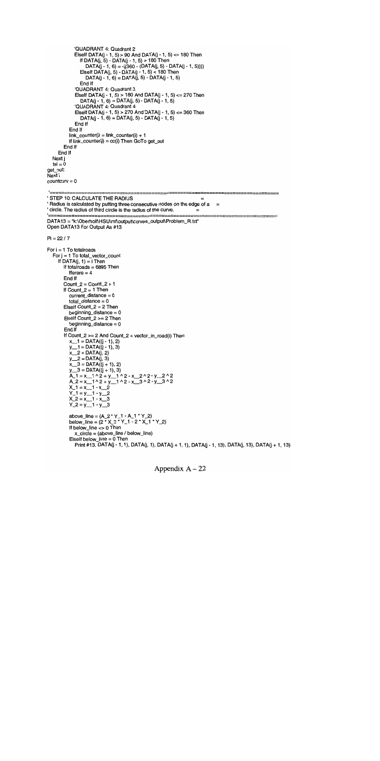```
            'QUADRANT 4: Quadrant 2
            ElseIf DATA(j - 1, 5) > 90 And DATA(j - 1, 5) <= 180 Then
               If DATA(j, 5) - DATA(j - 1, 5) > 180 Then
                  DATA(j - 1, 6) = -((360 - (DATA(j, 5) - DATA(j - 1, 5))))
               ElseIf DATA(j, 5) - DATA(j - 1, 5) < 180 Then
                  DATA(j - 1, 6) = DATA(j, 5) - DATA(j - 1, 5)
               End If
            'QUADRANT 4: Quadrant 3
            ElseIf DATA(j - 1, 5) > 180 And DATA(j - 1, 5) <= 270 Then
               DATA(j - 1, 6) = DATA(j, 5) - DATA(j - 1, 5)
            'QUADRANT 4: Quadrant 4
            ElseIf DATA(j - 1, 5) > 270 And DATA(j - 1, 5) <= 360 Then
               DATA(j - 1, 6) = DATA(j, 5) - DATA(j - 1, 5)
            End If
         End If
         link_counter(i) = link_counter(i) + 1
         If link_counter(i) = cc(i) Then GoTo get_out
      End If
   End If
  Next j
  tel = 0
get_out:
Next i
countcurv = 0

'==========================================================================
' STEP 10: CALCULATE THE RADIUS                                          =
' Radius is calculated by putting three consecutive nodes on the edge of a   =
' circle. The radius of third circle is the radius of the curve.         =
'==========================================================================
DATA13 = "k:\Oberholt\HSU\mf\output\curves_output\Problem_R.txt"
Open DATA13 For Output As #13

Pi = 22 / 7

For i = 1 To totalroads
   For j = 1 To total_vector_count
      If DATA(j, 1) = i Then
         If totalroads = 6895 Then
            fferere = 4
         End If
         Count_2 = Count_2 + 1
         If Count_2 = 1 Then
            current_distance = 0
            total_distance = 0
         ElseIf Count_2 = 2 Then
            beginning_distance = 0
         ElseIf Count_2 >= 2 Then
            beginning_distance = 0
         End If
         If Count_2 >= 2 And Count_2 < vector_in_road(i) Then
            x__1 = DATA((j - 1), 2)
            y__1 = DATA((j - 1), 3)
            x__2 = DATA(j, 2)
            y__2 = DATA(j, 3)
            x__3 = DATA((j + 1), 2)
            y__3 = DATA((j + 1), 3)
            A_1 = x__1 ^ 2 + y__1 ^ 2 - x__2 ^ 2 - y__2 ^ 2
            A_2 = x__1 ^ 2 + y__1 ^ 2 - x__3 ^ 2 - y__3 ^ 2
            X_1 = x__1 - x__2
            Y_1 = y__1 - y__2
            X_2 = x__1 - x__3
            Y_2 = y__1 - y__3

            above_line = (A_2 * Y_1 - A_1 * Y_2)
            below_line = (2 * X_2 * Y_1 - 2 * X_1 * Y_2)
            If below_line <> 0 Then
               x_circle = (above_line / below_line)
            ElseIf below_line = 0 Then
               Print #13, DATA(j - 1, 1), DATA(j, 1), DATA(j + 1, 1), DATA(j - 1, 13), DATA(j, 13), DATA(j + 1, 13)
```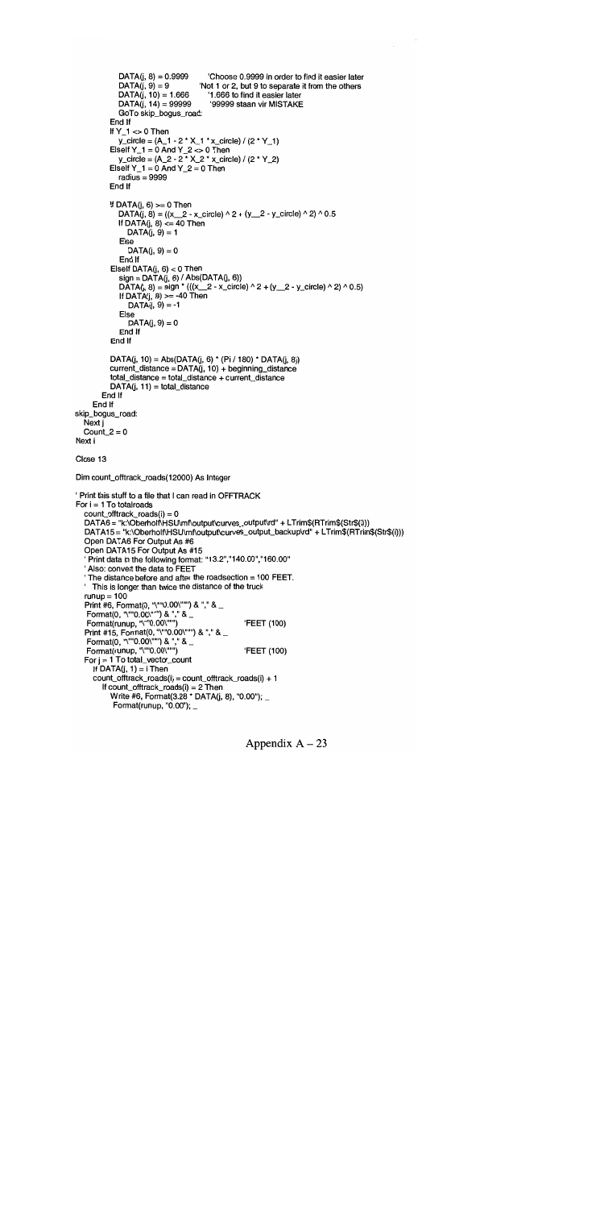```
            DATA(j, 8) = 0.9999       'Choose 0.9999 in order to find it easier later
            DATA(j, 9) = 9            'Not 1 or 2, but 9 to separate it from the others
            DATA(j, 10) = 1.666       '1.666 to find it easier later
            DATA(j, 14) = 99999       '99999 staan vir MISTAKE
            GoTo skip_bogus_road
         End If
         If Y_1 <> 0 Then
            y_circle = (A_1 - 2 * X_1 * x_circle) / (2 * Y_1)
         ElseIf Y_1 = 0 And Y_2 <> 0 Then
            y_circle = (A_2 - 2 * X_2 * x_circle) / (2 * Y_2)
         ElseIf Y_1 = 0 And Y_2 = 0 Then
            radius = 9999
         End If

         If DATA(j, 6) >= 0 Then
            DATA(j, 8) = ((x__2 - x_circle) ^ 2 + (y__2 - y_circle) ^ 2) ^ 0.5
            If DATA(j, 8) <= 40 Then
               DATA(j, 9) = 1
            Else
               DATA(j, 9) = 0
            End If
         ElseIf DATA(j, 6) < 0 Then
            sign = DATA(j, 6) / Abs(DATA(j, 6))
            DATA(j, 8) = sign * (((x__2 - x_circle) ^ 2 + (y__2 - y_circle) ^ 2) ^ 0.5)
            If DATA(j, 8) >= -40 Then
               DATA(j, 9) = -1
            Else
               DATA(j, 9) = 0
            End If
         End If

         DATA(j, 10) = Abs(DATA(j, 6) * (Pi / 180) * DATA(j, 8))
         current_distance = DATA(j, 10) + beginning_distance
         total_distance = total_distance + current_distance
         DATA(j, 11) = total_distance
      End If
   End If
skip_bogus_road:
   Next j
   Count_2 = 0
Next i

Close 13

Dim count_offtrack_roads(12000) As Integer

' Print this stuff to a file that I can read in OFFTRACK
For i = 1 To totalroads
   count_offtrack_roads(i) = 0
   DATA6 = "k:\Oberholf\HSU\mf\output\curves_output\rd" + LTrim$(RTrim$(Str$(i)))
   DATA15 = "k:\Oberholf\HSU\mf\output\curves_output_backup\rd" + LTrim$(RTrim$(Str$(i)))
   Open DATA6 For Output As #6
   Open DATA15 For Output As #15
   ' Print data in the following format: "13.2","140.00","160.00"
   ' Also: convert the data to FEET
   ' The distance before and after the roadsection = 100 FEET.
   '  This is longer than twice the distance of the truck
   runup = 100
   Print #6, Format(0, "\""0.00\""") & "," & _
    Format(0, "\""0.00\""") & "," & _
    Format(runup, "\""0.00\""")                  'FEET (100)
   Print #15, Format(0, "\""0.00\""") & "," & _
    Format(0, "\""0.00\""") & "," & _
    Format(runup, "\""0.00\""")                  'FEET (100)
   For j = 1 To total_vector_count
      If DATA(j, 1) = i Then
      count_offtrack_roads(i) = count_offtrack_roads(i) + 1
         If count_offtrack_roads(i) = 2 Then
            Write #6, Format(3.28 * DATA(j, 8), "0.00"); _
             Format(runup, "0.00"); _
```

Appendix A – 23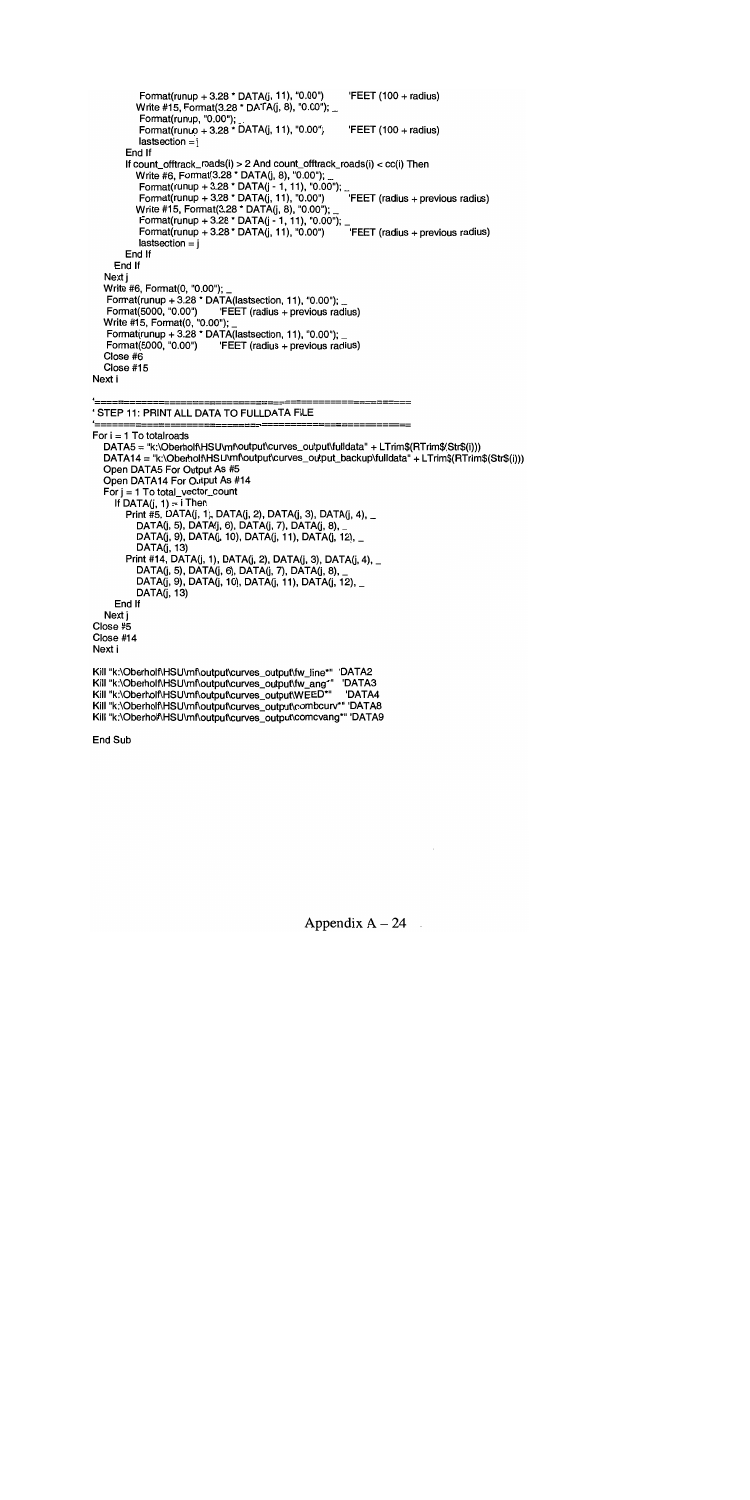```
            Format(runup + 3.28 * DATA(j, 11), "0.00")      'FEET (100 + radius)
          Write #15, Format(3.28 * DATA(j, 8), "0.00"); _
            Format(runup, "0.00"); _
            Format(runup + 3.28 * DATA(j, 11), "0.00");     'FEET (100 + radius)
            lastsection = j
        End If
        If count_offtrack_roads(i) > 2 And count_offtrack_roads(i) < cc(i) Then
          Write #6, Format(3.28 * DATA(j, 8), "0.00"); _
            Format(runup + 3.28 * DATA(j - 1, 11), "0.00"); _
            Format(runup + 3.28 * DATA(j, 11), "0.00")      'FEET (radius + previous radius)
          Write #15, Format(3.28 * DATA(j, 8), "0.00"); _
            Format(runup + 3.28 * DATA(j - 1, 11), "0.00"); _
            Format(runup + 3.28 * DATA(j, 11), "0.00")      'FEET (radius + previous radius)
            lastsection = j
        End If
      End If
    Next j
    Write #6, Format(0, "0.00"); _
     Format(runup + 3.28 * DATA(lastsection, 11), "0.00"); _
     Format(5000, "0.00")      'FEET (radius + previous radius)
    Write #15, Format(0, "0.00"); _
     Format(runup + 3.28 * DATA(lastsection, 11), "0.00"); _
     Format(5000, "0.00")      'FEET (radius + previous radius)
    Close #6
    Close #15
Next i

'=============================================================
' STEP 11: PRINT ALL DATA TO FULLDATA FILE
'=============================================================
For i = 1 To totalroads
    DATA5 = "k:\Oberholf\HSU\mf\output\curves_output\fulldata" + LTrim$(RTrim$(Str$(i)))
    DATA14 = "k:\Oberholf\HSU\mf\output\curves_output_backup\fulldata" + LTrim$(RTrim$(Str$(i)))
    Open DATA5 For Output As #5
    Open DATA14 For Output As #14
    For j = 1 To total_vector_count
      If DATA(j, 1) = i Then
        Print #5, DATA(j, 1), DATA(j, 2), DATA(j, 3), DATA(j, 4), _
          DATA(j, 5), DATA(j, 6), DATA(j, 7), DATA(j, 8), _
          DATA(j, 9), DATA(j, 10), DATA(j, 11), DATA(j, 12), _
          DATA(j, 13)
        Print #14, DATA(j, 1), DATA(j, 2), DATA(j, 3), DATA(j, 4), _
          DATA(j, 5), DATA(j, 6), DATA(j, 7), DATA(j, 8), _
          DATA(j, 9), DATA(j, 10), DATA(j, 11), DATA(j, 12), _
          DATA(j, 13)
      End If
    Next j
Close #5
Close #14
Next i

Kill "k:\Oberholf\HSU\mf\output\curves_output\fw_line*"  'DATA2
Kill "k:\Oberholf\HSU\mf\output\curves_output\fw_ang*"   'DATA3
Kill "k:\Oberholf\HSU\mf\output\curves_output\WEED*"     'DATA4
Kill "k:\Oberholf\HSU\mf\output\curves_output\combcurv*" 'DATA8
Kill "k:\Oberholf\HSU\mf\output\curves_output\comcvang*" 'DATA9

End Sub
```

Appendix A – 24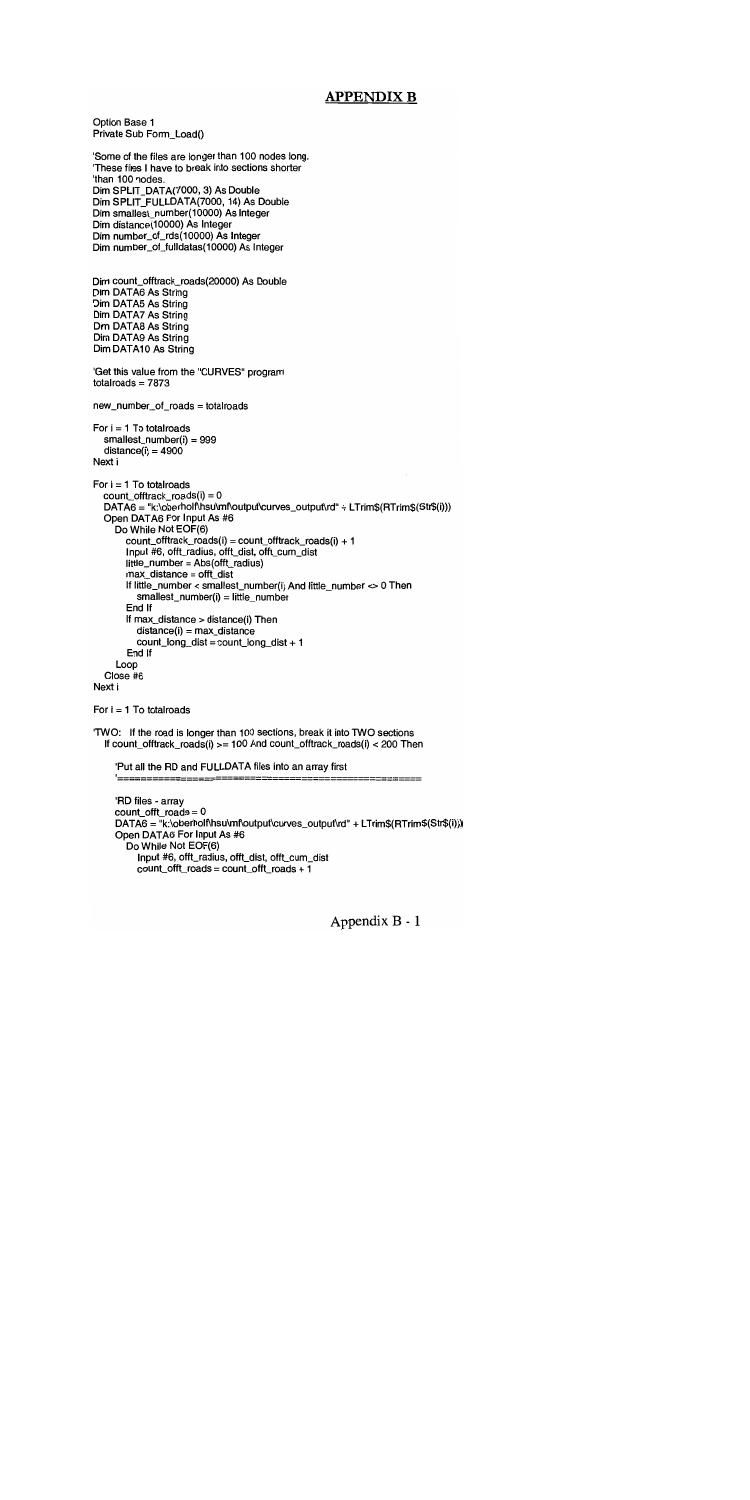## APPENDIX B

```
Option Base 1
Private Sub Form_Load()

'Some of the files are longer than 100 nodes long.
'These files I have to break into sections shorter
'than 100 nodes.
Dim SPLIT_DATA(7000, 3) As Double
Dim SPLIT_FULLDATA(7000, 14) As Double
Dim smallest_number(10000) As Integer
Dim distance(10000) As Integer
Dim number_of_rds(10000) As Integer
Dim number_of_fulldatas(10000) As Integer


Dim count_offtrack_roads(20000) As Double
Dim DATA6 As String
Dim DATA5 As String
Dim DATA7 As String
Dim DATA8 As String
Dim DATA9 As String
Dim DATA10 As String

'Get this value from the "CURVES" program
totalroads = 7873

new_number_of_roads = totalroads

For i = 1 To totalroads
   smallest_number(i) = 999
   distance(i) = 4900
Next i

For i = 1 To totalroads
   count_offtrack_roads(i) = 0
   DATA6 = "k:\oberholf\hsu\mf\output\curves_output\rd" + LTrim$(RTrim$(Str$(i)))
   Open DATA6 For Input As #6
      Do While Not EOF(6)
         count_offtrack_roads(i) = count_offtrack_roads(i) + 1
         Input #6, offt_radius, offt_dist, offt_cum_dist
         little_number = Abs(offt_radius)
         max_distance = offt_dist
         If little_number < smallest_number(i) And little_number <> 0 Then
            smallest_number(i) = little_number
         End If
         If max_distance > distance(i) Then
            distance(i) = max_distance
            count_long_dist = count_long_dist + 1
         End If
      Loop
   Close #6
Next i

For i = 1 To totalroads

'TWO: If the road is longer than 100 sections, break it into TWO sections
   If count_offtrack_roads(i) >= 100 And count_offtrack_roads(i) < 200 Then

      'Put all the RD and FULLDATA files into an array first
      '==================================================

      'RD files - array
      count_offt_roads = 0
      DATA6 = "k:\oberholf\hsu\mf\output\curves_output\rd" + LTrim$(RTrim$(Str$(i)))
      Open DATA6 For Input As #6
         Do While Not EOF(6)
            Input #6, offt_radius, offt_dist, offt_cum_dist
            count_offt_roads = count_offt_roads + 1
```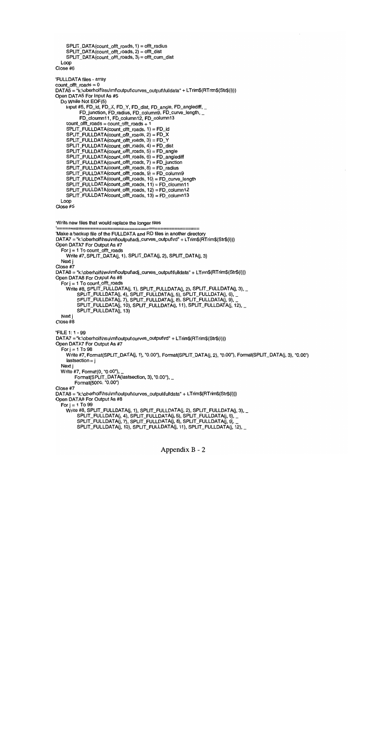```
      SPLIT_DATA(count_offt_roads, 1) = offt_radius
      SPLIT_DATA(count_offt_roads, 2) = offt_dist
      SPLIT_DATA(count_offt_roads, 3) = offt_cum_dist
   Loop
Close #6

'FULLDATA files - array
count_offt_roads = 0
DATA5 = "k:\oberholf\hsu\mf\output\curves_output\fulldata" + LTrim$(RTrim$(Str$(i)))
Open DATA5 For Input As #5
   Do While Not EOF(5)
      Input #5, FD_id, FD_X, FD_Y, FD_dist, FD_angle, FD_anglediff, _
            FD_junction, FD_radius, FD_column9, FD_curve_length, _
            FD_cloumn11, FD_column12, FD_column13
      count_offt_roads = count_offt_roads + 1
      SPLIT_FULLDATA(count_offt_roads, 1) = FD_id
      SPLIT_FULLDATA(count_offt_roads, 2) = FD_X
      SPLIT_FULLDATA(count_offt_roads, 3) = FD_Y
      SPLIT_FULLDATA(count_offt_roads, 4) = FD_dist
      SPLIT_FULLDATA(count_offt_roads, 5) = FD_angle
      SPLIT_FULLDATA(count_offt_roads, 6) = FD_anglediff
      SPLIT_FULLDATA(count_offt_roads, 7) = FD_junction
      SPLIT_FULLDATA(count_offt_roads, 8) = FD_radius
      SPLIT_FULLDATA(count_offt_roads, 9) = FD_column9
      SPLIT_FULLDATA(count_offt_roads, 10) = FD_curve_length
      SPLIT_FULLDATA(count_offt_roads, 11) = FD_cloumn11
      SPLIT_FULLDATA(count_offt_roads, 12) = FD_column12
      SPLIT_FULLDATA(count_offt_roads, 13) = FD_column13
   Loop
Close #5

'Write new files that would replace the longer files
'=================================================
'Make a backup file of the FULLDATA and RD files in another directory
DATA7 = "k:\oberholf\hsu\mf\output\adj_curves_output\rd" + LTrim$(RTrim$(Str$(i)))
Open DATA7 For Output As #7
   For j = 1 To count_offt_roads
      Write #7, SPLIT_DATA(j, 1), SPLIT_DATA(j, 2), SPLIT_DATA(j, 3)
   Next j
Close #7
DATA8 = "k:\oberholf\hsu\mf\output\adj_curves_output\fulldata" + LTrim$(RTrim$(Str$(i)))
Open DATA8 For Output As #8
   For j = 1 To count_offt_roads
      Write #8, SPLIT_FULLDATA(j, 1), SPLIT_FULLDATA(j, 2), SPLIT_FULLDATA(j, 3), _
            SPLIT_FULLDATA(j, 4), SPLIT_FULLDATA(j, 5), SPLIT_FULLDATA(j, 6), _
            SPLIT_FULLDATA(j, 7), SPLIT_FULLDATA(j, 8), SPLIT_FULLDATA(j, 9), _
            SPLIT_FULLDATA(j, 10), SPLIT_FULLDATA(j, 11), SPLIT_FULLDATA(j, 12), _
            SPLIT_FULLDATA(j, 13)
   Next j
Close #8

'FILE 1: 1 - 99
DATA7 = "k:\oberholf\hsu\mf\output\curves_output\rd" + LTrim$(RTrim$(Str$(i)))
Open DATA7 For Output As #7
   For j = 1 To 98
      Write #7, Format(SPLIT_DATA(j, 1), "0.00"), Format(SPLIT_DATA(j, 2), "0.00"), Format(SPLIT_DATA(j, 3), "0.00")
      lastsection = j
   Next j
   Write #7, Format(0, "0.00"), _
         Format(SPLIT_DATA(lastsection, 3), "0.00"), _
         Format(5000, "0.00")
Close #7
DATA8 = "k:\oberholf\hsu\mf\output\curves_output\fulldata" + LTrim$(RTrim$(Str$(i)))
Open DATA8 For Output As #8
   For j = 1 To 99
      Write #8, SPLIT_FULLDATA(j, 1), SPLIT_FULLDATA(j, 2), SPLIT_FULLDATA(j, 3), _
            SPLIT_FULLDATA(j, 4), SPLIT_FULLDATA(j, 5), SPLIT_FULLDATA(j, 6), _
            SPLIT_FULLDATA(j, 7), SPLIT_FULLDATA(j, 8), SPLIT_FULLDATA(j, 9), _
            SPLIT_FULLDATA(j, 10), SPLIT_FULLDATA(j, 11), SPLIT_FULLDATA(j, 12), _
```

Appendix B - 2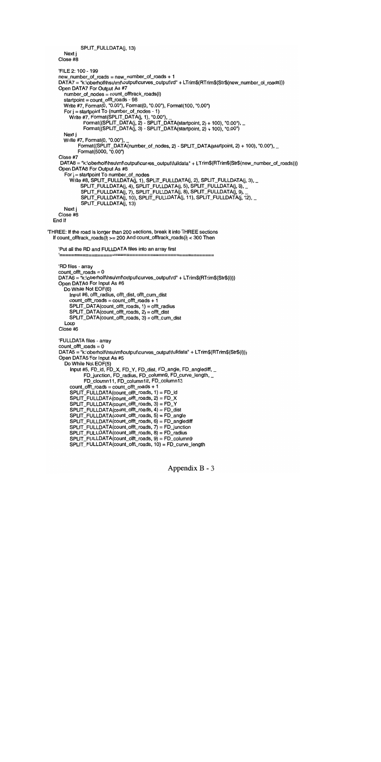```
            SPLIT_FULLDATA(j, 13)
      Next j
   Close #8

   'FILE 2: 100 - 199
   new_number_of_roads = new_number_of_roads + 1
   DATA7 = "k:\oberholf\hsu\mf\output\curves_output\rd" + LTrim$(RTrim$(Str$(new_number_of_roads)))
   Open DATA7 For Output As #7
      number_of_nodes = count_offtrack_roads(i)
      startpoint = count_offt_roads - 98
      Write #7, Format(0, "0.00"), Format(0, "0.00"), Format(100, "0.00")
      For j = startpoint To (number_of_nodes - 1)
         Write #7, Format(SPLIT_DATA(j, 1), "0.00"), _
               Format((SPLIT_DATA(j, 2) - SPLIT_DATA(startpoint, 2) + 100), "0.00"), _
               Format((SPLIT_DATA(j, 3) - SPLIT_DATA(startpoint, 2) + 100), "0.00")
      Next j
      Write #7, Format(0, "0.00"), _
            Format((SPLIT_DATA(number_of_nodes, 2) - SPLIT_DATA(startpoint, 2) + 100), "0.00"), _
            Format(5000, "0.00")
   Close #7
   DATA8 = "k:\oberholf\hsu\mf\output\curves_output\fulldata" + LTrim$(RTrim$(Str$(new_number_of_roads)))
   Open DATA8 For Output As #8
      For j = startpoint To number_of_nodes
         Write #8, SPLIT_FULLDATA(j, 1), SPLIT_FULLDATA(j, 2), SPLIT_FULLDATA(j, 3), _
               SPLIT_FULLDATA(j, 4), SPLIT_FULLDATA(j, 5), SPLIT_FULLDATA(j, 6), _
               SPLIT_FULLDATA(j, 7), SPLIT_FULLDATA(j, 8), SPLIT_FULLDATA(j, 9), _
               SPLIT_FULLDATA(j, 10), SPLIT_FULLDATA(j, 11), SPLIT_FULLDATA(j, 12), _
               SPLIT_FULLDATA(j, 13)
      Next j
   Close #8
End If

'THREE: If the road is longer than 200 sections, break it into THREE sections
If count_offtrack_roads(i) >= 200 And count_offtrack_roads(i) < 300 Then

   'Put all the RD and FULLDATA files into an array first
   '===========================================================

   'RD files - array
   count_offt_roads = 0
   DATA6 = "k:\oberholf\hsu\mf\output\curves_output\rd" + LTrim$(RTrim$(Str$(i)))
   Open DATA6 For Input As #6
      Do While Not EOF(6)
         Input #6, offt_radius, offt_dist, offt_cum_dist
         count_offt_roads = count_offt_roads + 1
         SPLIT_DATA(count_offt_roads, 1) = offt_radius
         SPLIT_DATA(count_offt_roads, 2) = offt_dist
         SPLIT_DATA(count_offt_roads, 3) = offt_cum_dist
      Loop
   Close #6

   'FULLDATA files - array
   count_offt_roads = 0
   DATA5 = "k:\oberholf\hsu\mf\output\curves_output\fulldata" + LTrim$(RTrim$(Str$(i)))
   Open DATA5 For Input As #5
      Do While Not EOF(5)
         Input #5, FD_id, FD_X, FD_Y, FD_dist, FD_angle, FD_anglediff, _
               FD_junction, FD_radius, FD_column9, FD_curve_length, _
               FD_cloumn11, FD_column12, FD_column13
         count_offt_roads = count_offt_roads + 1
         SPLIT_FULLDATA(count_offt_roads, 1) = FD_id
         SPLIT_FULLDATA(count_offt_roads, 2) = FD_X
         SPLIT_FULLDATA(count_offt_roads, 3) = FD_Y
         SPLIT_FULLDATA(count_offt_roads, 4) = FD_dist
         SPLIT_FULLDATA(count_offt_roads, 5) = FD_angle
         SPLIT_FULLDATA(count_offt_roads, 6) = FD_anglediff
         SPLIT_FULLDATA(count_offt_roads, 7) = FD_junction
         SPLIT_FULLDATA(count_offt_roads, 8) = FD_radius
         SPLIT_FULLDATA(count_offt_roads, 9) = FD_column9
         SPLIT_FULLDATA(count_offt_roads, 10) = FD_curve_length
```

Appendix B - 3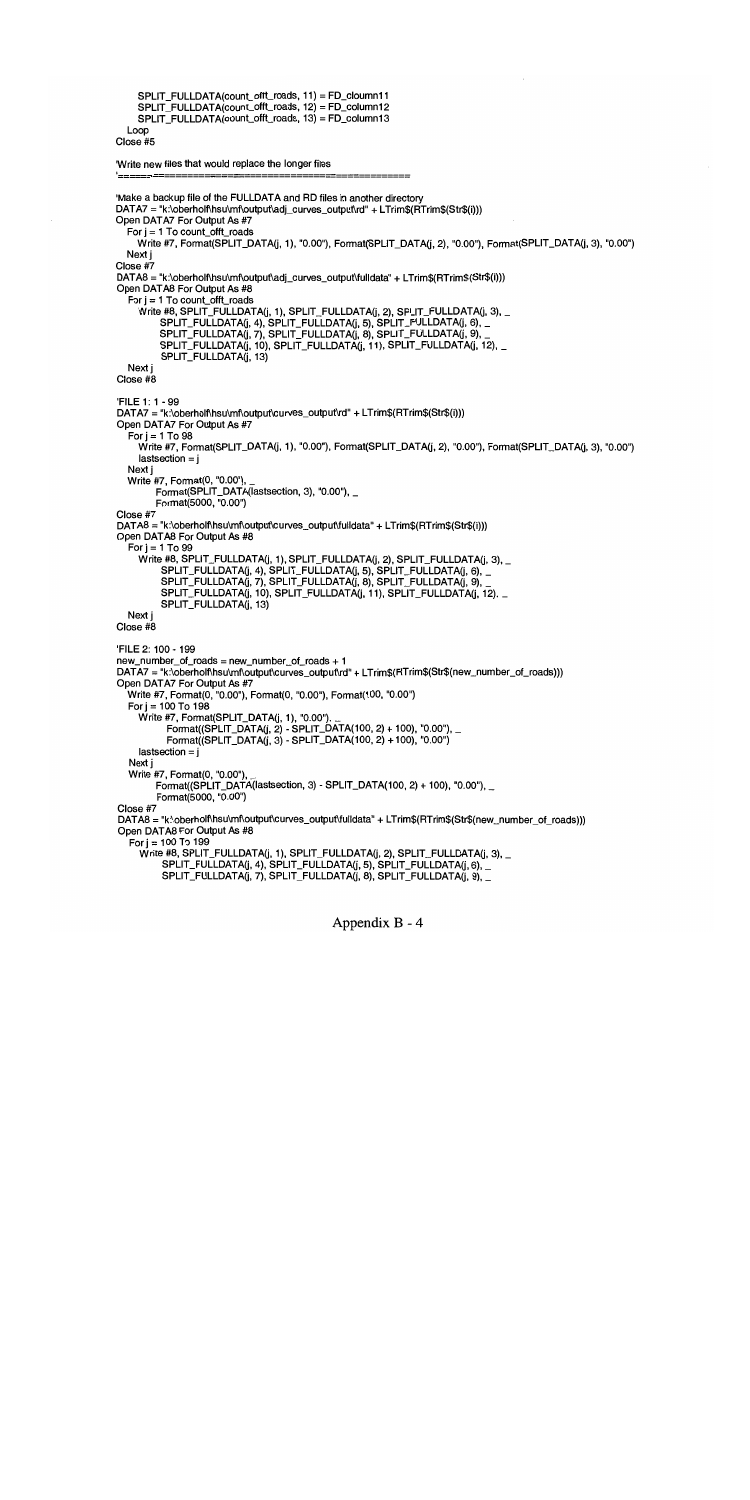```
        SPLIT_FULLDATA(count_offt_roads, 11) = FD_cloumn11
        SPLIT_FULLDATA(count_offt_roads, 12) = FD_column12
        SPLIT_FULLDATA(count_offt_roads, 13) = FD_column13
    Loop
Close #5

'Write new files that would replace the longer files
'==============================================

'Make a backup file of the FULLDATA and RD files in another directory
DATA7 = "k:\oberholf\hsu\mf\output\adj_curves_output\rd" + LTrim$(RTrim$(Str$(i)))
Open DATA7 For Output As #7
    For j = 1 To count_offt_roads
        Write #7, Format(SPLIT_DATA(j, 1), "0.00"), Format(SPLIT_DATA(j, 2), "0.00"), Format(SPLIT_DATA(j, 3), "0.00")
    Next j
Close #7
DATA8 = "k:\oberholf\hsu\mf\output\adj_curves_output\fulldata" + LTrim$(RTrim$(Str$(i)))
Open DATA8 For Output As #8
    For j = 1 To count_offt_roads
        Write #8, SPLIT_FULLDATA(j, 1), SPLIT_FULLDATA(j, 2), SPLIT_FULLDATA(j, 3), _
            SPLIT_FULLDATA(j, 4), SPLIT_FULLDATA(j, 5), SPLIT_FULLDATA(j, 6), _
            SPLIT_FULLDATA(j, 7), SPLIT_FULLDATA(j, 8), SPLIT_FULLDATA(j, 9), _
            SPLIT_FULLDATA(j, 10), SPLIT_FULLDATA(j, 11), SPLIT_FULLDATA(j, 12), _
            SPLIT_FULLDATA(j, 13)
    Next j
Close #8

'FILE 1: 1 - 99
DATA7 = "k:\oberholf\hsu\mf\output\curves_output\rd" + LTrim$(RTrim$(Str$(i)))
Open DATA7 For Output As #7
    For j = 1 To 98
        Write #7, Format(SPLIT_DATA(j, 1), "0.00"), Format(SPLIT_DATA(j, 2), "0.00"), Format(SPLIT_DATA(j, 3), "0.00")
        lastsection = j
    Next j
    Write #7, Format(0, "0.00"), _
        Format(SPLIT_DATA(lastsection, 3), "0.00"), _
        Format(5000, "0.00")
Close #7
DATA8 = "k:\oberholf\hsu\mf\output\curves_output\fulldata" + LTrim$(RTrim$(Str$(i)))
Open DATA8 For Output As #8
    For j = 1 To 99
        Write #8, SPLIT_FULLDATA(j, 1), SPLIT_FULLDATA(j, 2), SPLIT_FULLDATA(j, 3), _
            SPLIT_FULLDATA(j, 4), SPLIT_FULLDATA(j, 5), SPLIT_FULLDATA(j, 6), _
            SPLIT_FULLDATA(j, 7), SPLIT_FULLDATA(j, 8), SPLIT_FULLDATA(j, 9), _
            SPLIT_FULLDATA(j, 10), SPLIT_FULLDATA(j, 11), SPLIT_FULLDATA(j, 12), _
            SPLIT_FULLDATA(j, 13)
    Next j
Close #8

'FILE 2: 100 - 199
new_number_of_roads = new_number_of_roads + 1
DATA7 = "k:\oberholf\hsu\mf\output\curves_output\rd" + LTrim$(RTrim$(Str$(new_number_of_roads)))
Open DATA7 For Output As #7
    Write #7, Format(0, "0.00"), Format(0, "0.00"), Format(100, "0.00")
    For j = 100 To 198
        Write #7, Format(SPLIT_DATA(j, 1), "0.00"), _
            Format((SPLIT_DATA(j, 2) - SPLIT_DATA(100, 2) + 100), "0.00"), _
            Format((SPLIT_DATA(j, 3) - SPLIT_DATA(100, 2) + 100), "0.00")
        lastsection = j
    Next j
    Write #7, Format(0, "0.00"), _
        Format((SPLIT_DATA(lastsection, 3) - SPLIT_DATA(100, 2) + 100), "0.00"), _
        Format(5000, "0.00")
Close #7
DATA8 = "k:\oberholf\hsu\mf\output\curves_output\fulldata" + LTrim$(RTrim$(Str$(new_number_of_roads)))
Open DATA8 For Output As #8
    For j = 100 To 199
        Write #8, SPLIT_FULLDATA(j, 1), SPLIT_FULLDATA(j, 2), SPLIT_FULLDATA(j, 3), _
            SPLIT_FULLDATA(j, 4), SPLIT_FULLDATA(j, 5), SPLIT_FULLDATA(j, 6), _
            SPLIT_FULLDATA(j, 7), SPLIT_FULLDATA(j, 8), SPLIT_FULLDATA(j, 9), _
```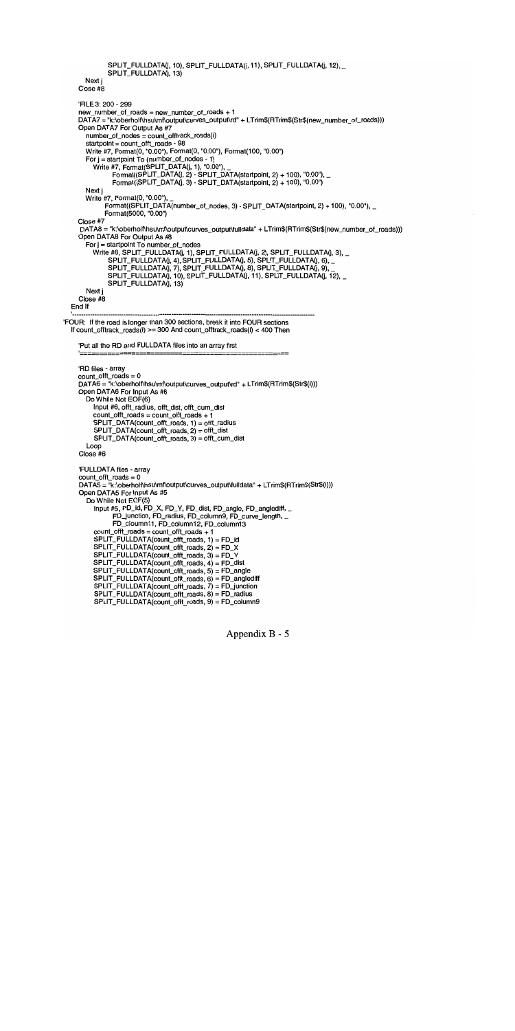```
            SPLIT_FULLDATA(j, 10), SPLIT_FULLDATA(j, 11), SPLIT_FULLDATA(j, 12), _
            SPLIT_FULLDATA(j, 13)
      Next j
   Close #8

   'FILE 3: 200 - 299
   new_number_of_roads = new_number_of_roads + 1
   DATA7 = "k:\oberholf\hsu\mf\output\curves_output\rd" + LTrim$(RTrim$(Str$(new_number_of_roads)))
   Open DATA7 For Output As #7
      number_of_nodes = count_offtrack_roads(i)
      startpoint = count_offt_roads - 98
      Write #7, Format(0, "0.00"), Format(0, "0.00"), Format(100, "0.00")
      For j = startpoint To (number_of_nodes - 1)
         Write #7, Format(SPLIT_DATA(j, 1), "0.00"), _
               Format((SPLIT_DATA(j, 2) - SPLIT_DATA(startpoint, 2) + 100), "0.00"), _
               Format((SPLIT_DATA(j, 3) - SPLIT_DATA(startpoint, 2) + 100), "0.00")
      Next j
      Write #7, Format(0, "0.00"), _
            Format((SPLIT_DATA(number_of_nodes, 3) - SPLIT_DATA(startpoint, 2) + 100), "0.00"), _
            Format(5000, "0.00")
   Close #7
   DATA8 = "k:\oberholf\hsu\mf\output\curves_output\fulldata" + LTrim$(RTrim$(Str$(new_number_of_roads)))
   Open DATA8 For Output As #8
      For j = startpoint To number_of_nodes
         Write #8, SPLIT_FULLDATA(j, 1), SPLIT_FULLDATA(j, 2), SPLIT_FULLDATA(j, 3), _
            SPLIT_FULLDATA(j, 4), SPLIT_FULLDATA(j, 5), SPLIT_FULLDATA(j, 6), _
            SPLIT_FULLDATA(j, 7), SPLIT_FULLDATA(j, 8), SPLIT_FULLDATA(j, 9), _
            SPLIT_FULLDATA(j, 10), SPLIT_FULLDATA(j, 11), SPLIT_FULLDATA(j, 12), _
            SPLIT_FULLDATA(j, 13)
      Next j
   Close #8
End If
'------------------------------------------------------------------------------------------------
'FOUR: If the road is longer than 300 sections, break it into FOUR sections
If count_offtrack_roads(i) >= 300 And count_offtrack_roads(i) < 400 Then

   'Put all the RD and FULLDATA files into an array first
   '==========================================================

   'RD files - array
   count_offt_roads = 0
   DATA6 = "k:\oberholf\hsu\mf\output\curves_output\rd" + LTrim$(RTrim$(Str$(i)))
   Open DATA6 For Input As #6
      Do While Not EOF(6)
         Input #6, offt_radius, offt_dist, offt_cum_dist
         count_offt_roads = count_offt_roads + 1
         SPLIT_DATA(count_offt_roads, 1) = offt_radius
         SPLIT_DATA(count_offt_roads, 2) = offt_dist
         SPLIT_DATA(count_offt_roads, 3) = offt_cum_dist
      Loop
   Close #6

   'FULLDATA files - array
   count_offt_roads = 0
   DATA5 = "k:\oberholf\hsu\mf\output\curves_output\fulldata" + LTrim$(RTrim$(Str$(i)))
   Open DATA5 For Input As #5
      Do While Not EOF(5)
         Input #5, FD_id, FD_X, FD_Y, FD_dist, FD_angle, FD_anglediff, _
               FD_junction, FD_radius, FD_column9, FD_curve_length, _
               FD_cloumn11, FD_column12, FD_column13
         count_offt_roads = count_offt_roads + 1
         SPLIT_FULLDATA(count_offt_roads, 1) = FD_id
         SPLIT_FULLDATA(count_offt_roads, 2) = FD_X
         SPLIT_FULLDATA(count_offt_roads, 3) = FD_Y
         SPLIT_FULLDATA(count_offt_roads, 4) = FD_dist
         SPLIT_FULLDATA(count_offt_roads, 5) = FD_angle
         SPLIT_FULLDATA(count_offt_roads, 6) = FD_anglediff
         SPLIT_FULLDATA(count_offt_roads, 7) = FD_junction
         SPLIT_FULLDATA(count_offt_roads, 8) = FD_radius
         SPLIT_FULLDATA(count_offt_roads, 9) = FD_column9
```

Appendix B - 5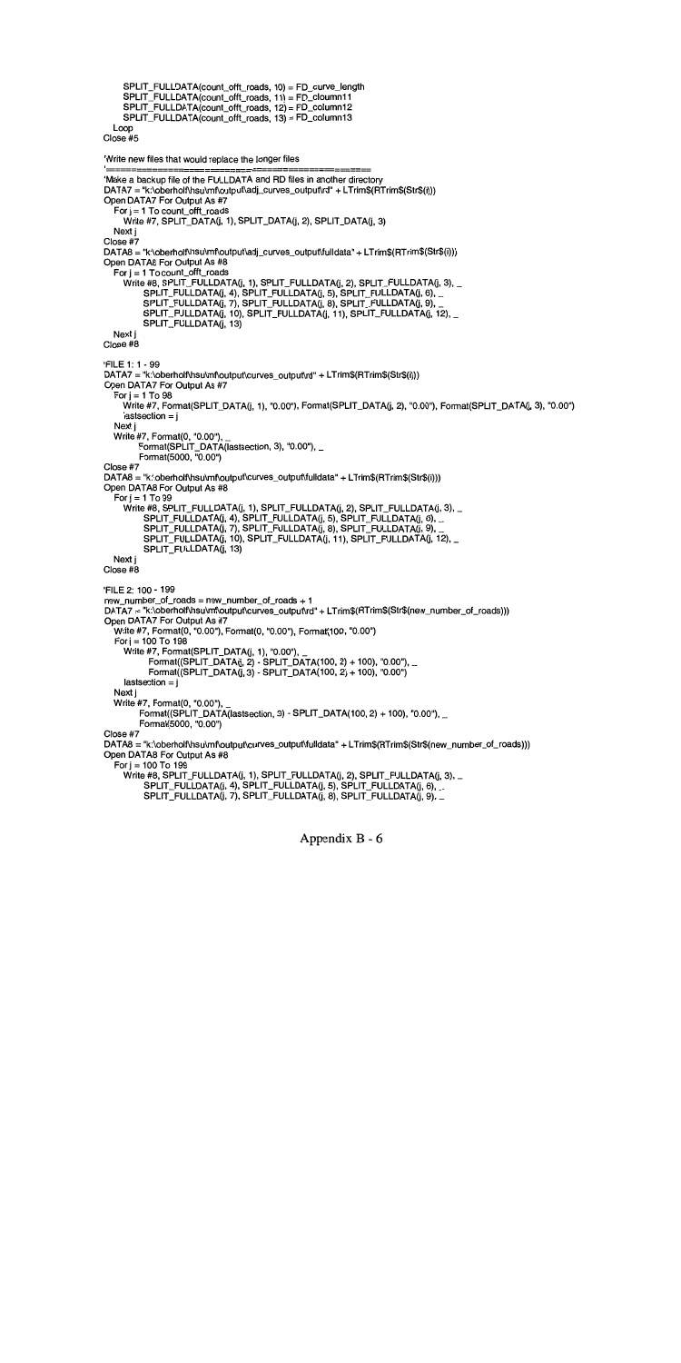```
      SPLIT_FULLDATA(count_offt_roads, 10) = FD_curve_length
      SPLIT_FULLDATA(count_offt_roads, 11) = FD_cloumn11
      SPLIT_FULLDATA(count_offt_roads, 12) = FD_column12
      SPLIT_FULLDATA(count_offt_roads, 13) = FD_column13
    Loop
Close #5

'Write new files that would replace the longer files
'=====================================================
'Make a backup file of the FULLDATA and RD files in another directory
DATA7 = "k:\oberholf\hsu\mf\output\adj_curves_output\rd" + LTrim$(RTrim$(Str$(i)))
Open DATA7 For Output As #7
   For j = 1 To count_offt_roads
      Write #7, SPLIT_DATA(j, 1), SPLIT_DATA(j, 2), SPLIT_DATA(j, 3)
   Next j
Close #7
DATA8 = "k:\oberholf\hsu\mf\output\adj_curves_output\fulldata" + LTrim$(RTrim$(Str$(i)))
Open DATA8 For Output As #8
   For j = 1 To count_offt_roads
      Write #8, SPLIT_FULLDATA(j, 1), SPLIT_FULLDATA(j, 2), SPLIT_FULLDATA(j, 3), _
            SPLIT_FULLDATA(j, 4), SPLIT_FULLDATA(j, 5), SPLIT_FULLDATA(j, 6), _
            SPLIT_FULLDATA(j, 7), SPLIT_FULLDATA(j, 8), SPLIT_FULLDATA(j, 9), _
            SPLIT_FULLDATA(j, 10), SPLIT_FULLDATA(j, 11), SPLIT_FULLDATA(j, 12), _
            SPLIT_FULLDATA(j, 13)
   Next j
Close #8

'FILE 1: 1 - 99
DATA7 = "k:\oberholf\hsu\mf\output\curves_output\rd" + LTrim$(RTrim$(Str$(i)))
Open DATA7 For Output As #7
   For j = 1 To 98
      Write #7, Format(SPLIT_DATA(j, 1), "0.00"), Format(SPLIT_DATA(j, 2), "0.00"), Format(SPLIT_DATA(j, 3), "0.00")
      lastsection = j
   Next j
   Write #7, Format(0, "0.00"), _
         Format(SPLIT_DATA(lastsection, 3), "0.00"), _
         Format(5000, "0.00")
Close #7
DATA8 = "k:\oberholf\hsu\mf\output\curves_output\fulldata" + LTrim$(RTrim$(Str$(i)))
Open DATA8 For Output As #8
   For j = 1 To 99
      Write #8, SPLIT_FULLDATA(j, 1), SPLIT_FULLDATA(j, 2), SPLIT_FULLDATA(j, 3), _
            SPLIT_FULLDATA(j, 4), SPLIT_FULLDATA(j, 5), SPLIT_FULLDATA(j, 6), _
            SPLIT_FULLDATA(j, 7), SPLIT_FULLDATA(j, 8), SPLIT_FULLDATA(j, 9), _
            SPLIT_FULLDATA(j, 10), SPLIT_FULLDATA(j, 11), SPLIT_FULLDATA(j, 12), _
            SPLIT_FULLDATA(j, 13)
   Next j
Close #8

'FILE 2: 100 - 199
new_number_of_roads = new_number_of_roads + 1
DATA7 = "k:\oberholf\hsu\mf\output\curves_output\rd" + LTrim$(RTrim$(Str$(new_number_of_roads)))
Open DATA7 For Output As #7
   Write #7, Format(0, "0.00"), Format(0, "0.00"), Format(100, "0.00")
   For j = 100 To 198
      Write #7, Format(SPLIT_DATA(j, 1), "0.00"), _
            Format((SPLIT_DATA(j, 2) - SPLIT_DATA(100, 2) + 100), "0.00"), _
            Format((SPLIT_DATA(j, 3) - SPLIT_DATA(100, 2) + 100), "0.00")
      lastsection = j
   Next j
   Write #7, Format(0, "0.00"), _
         Format((SPLIT_DATA(lastsection, 3) - SPLIT_DATA(100, 2) + 100), "0.00"), _
         Format(5000, "0.00")
Close #7
DATA8 = "k:\oberholf\hsu\mf\output\curves_output\fulldata" + LTrim$(RTrim$(Str$(new_number_of_roads)))
Open DATA8 For Output As #8
   For j = 100 To 199
      Write #8, SPLIT_FULLDATA(j, 1), SPLIT_FULLDATA(j, 2), SPLIT_FULLDATA(j, 3), _
            SPLIT_FULLDATA(j, 4), SPLIT_FULLDATA(j, 5), SPLIT_FULLDATA(j, 6), _
            SPLIT_FULLDATA(j, 7), SPLIT_FULLDATA(j, 8), SPLIT_FULLDATA(j, 9), _
```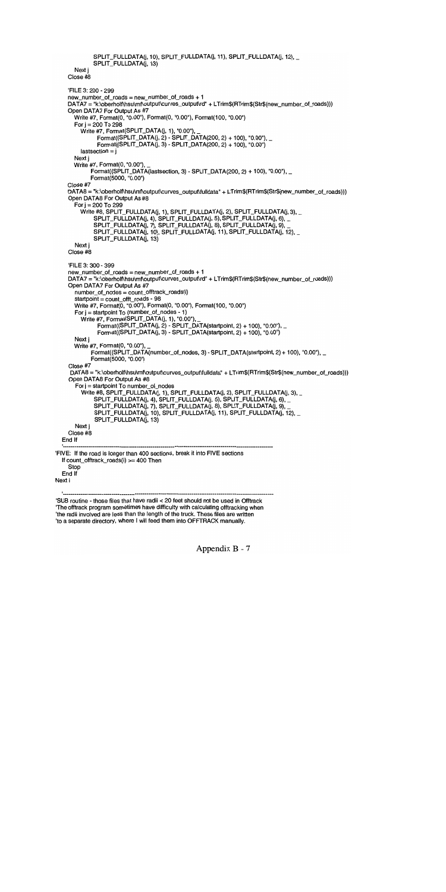```
            SPLIT_FULLDATA(j, 10), SPLIT_FULLDATA(j, 11), SPLIT_FULLDATA(j, 12), _
            SPLIT_FULLDATA(j, 13)
    Next j
    Close #8

    'FILE 3: 200 - 299
    new_number_of_roads = new_number_of_roads + 1
    DATA7 = "k:\oberholf\hsu\mf\output\curves_output\rd" + LTrim$(RTrim$(Str$(new_number_of_roads)))
    Open DATA7 For Output As #7
       Write #7, Format(0, "0.00"), Format(0, "0.00"), Format(100, "0.00")
       For j = 200 To 298
          Write #7, Format(SPLIT_DATA(j, 1), "0.00"), _
                Format((SPLIT_DATA(j, 2) - SPLIT_DATA(200, 2) + 100), "0.00"), _
                Format((SPLIT_DATA(j, 3) - SPLIT_DATA(200, 2) + 100), "0.00")
          lastsection = j
       Next j
       Write #7, Format(0, "0.00"), _
             Format((SPLIT_DATA(lastsection, 3) - SPLIT_DATA(200, 2) + 100), "0.00"), _
             Format(5000, "0.00")
    Close #7
    DATA8 = "k:\oberholf\hsu\mf\output\curves_output\fulldata" + LTrim$(RTrim$(Str$(new_number_of_roads)))
    Open DATA8 For Output As #8
       For j = 200 To 299
          Write #8, SPLIT_FULLDATA(j, 1), SPLIT_FULLDATA(j, 2), SPLIT_FULLDATA(j, 3), _
                SPLIT_FULLDATA(j, 4), SPLIT_FULLDATA(j, 5), SPLIT_FULLDATA(j, 6), _
                SPLIT_FULLDATA(j, 7), SPLIT_FULLDATA(j, 8), SPLIT_FULLDATA(j, 9), _
                SPLIT_FULLDATA(j, 10), SPLIT_FULLDATA(j, 11), SPLIT_FULLDATA(j, 12), _
                SPLIT_FULLDATA(j, 13)
       Next j
    Close #8

    'FILE 3: 300 - 399
    new_number_of_roads = new_number_of_roads + 1
    DATA7 = "k:\oberholf\hsu\mf\output\curves_output\rd" + LTrim$(RTrim$(Str$(new_number_of_roads)))
    Open DATA7 For Output As #7
       number_of_nodes = count_offtrack_roads(i)
       startpoint = count_offt_roads - 98
       Write #7, Format(0, "0.00"), Format(0, "0.00"), Format(100, "0.00")
       For j = startpoint To (number_of_nodes - 1)
          Write #7, Format(SPLIT_DATA(j, 1), "0.00"), _
                Format((SPLIT_DATA(j, 2) - SPLIT_DATA(startpoint, 2) + 100), "0.00"), _
                Format((SPLIT_DATA(j, 3) - SPLIT_DATA(startpoint, 2) + 100), "0.00")
       Next j
       Write #7, Format(0, "0.00"), _
             Format((SPLIT_DATA(number_of_nodes, 3) - SPLIT_DATA(startpoint, 2) + 100), "0.00"), _
             Format(5000, "0.00")
    Close #7
     DATA8 = "k:\oberholf\hsu\mf\output\curves_output\fulldata" + LTrim$(RTrim$(Str$(new_number_of_roads)))
    Open DATA8 For Output As #8
       For j = startpoint To number_of_nodes
          Write #8, SPLIT_FULLDATA(j, 1), SPLIT_FULLDATA(j, 2), SPLIT_FULLDATA(j, 3), _
                SPLIT_FULLDATA(j, 4), SPLIT_FULLDATA(j, 5), SPLIT_FULLDATA(j, 6), _
                SPLIT_FULLDATA(j, 7), SPLIT_FULLDATA(j, 8), SPLIT_FULLDATA(j, 9), _
                SPLIT_FULLDATA(j, 10), SPLIT_FULLDATA(j, 11), SPLIT_FULLDATA(j, 12), _
                SPLIT_FULLDATA(j, 13)
       Next j
    Close #8
  End If
  '---------------------------------------------------------------------------------------------------
'FIVE:  If the road is longer than 400 sections, break it into FIVE sections
  If count_offtrack_roads(i) >= 400 Then
    Stop
  End If
Next i

 '---------------------------------------------------------------------------------------------------
'SUB routine - those files that have radii < 20 feet should not be used in Offtrack
'The offtrack program sometimes have difficulty with calculating offtracking when
'the radii involved are less than the length of the truck. These files are written
'to a separate directory, where I will feed them into OFFTRACK manually.
```

Appendix B - 7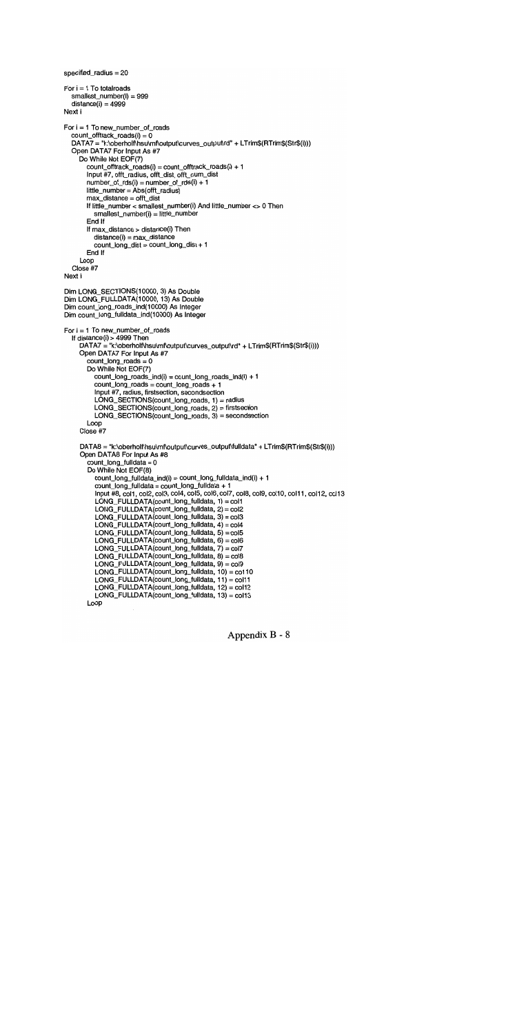```
specified_radius = 20

For i = 1 To totalroads
   smallest_number(i) = 999
   distance(i) = 4999
Next i

For i = 1 To new_number_of_roads
   count_offtrack_roads(i) = 0
   DATA7 = "k:\oberholf\hsu\mf\output\curves_output\rd" + LTrim$(RTrim$(Str$(i)))
   Open DATA7 For Input As #7
      Do While Not EOF(7)
         count_offtrack_roads(i) = count_offtrack_roads(i) + 1
         Input #7, offt_radius, offt_dist, offt_cum_dist
         number_of_rds(i) = number_of_rds(i) + 1
         little_number = Abs(offt_radius)
         max_distance = offt_dist
         If little_number < smallest_number(i) And little_number <> 0 Then
            smallest_number(i) = little_number
         End If
         If max_distance > distance(i) Then
            distance(i) = max_distance
            count_long_dist = count_long_dist + 1
         End If
      Loop
   Close #7
Next i

Dim LONG_SECTIONS(10000, 3) As Double
Dim LONG_FULLDATA(10000, 13) As Double
Dim count_long_roads_ind(10000) As Integer
Dim count_long_fulldata_ind(10000) As Integer

For i = 1 To new_number_of_roads
   If distance(i) > 4999 Then
      DATA7 = "k:\oberholf\hsu\mf\output\curves_output\rd" + LTrim$(RTrim$(Str$(i)))
      Open DATA7 For Input As #7
         count_long_roads = 0
         Do While Not EOF(7)
            count_long_roads_ind(i) = count_long_roads_ind(i) + 1
            count_long_roads = count_long_roads + 1
            Input #7, radius, firstsection, secondsection
            LONG_SECTIONS(count_long_roads, 1) = radius
            LONG_SECTIONS(count_long_roads, 2) = firstsection
            LONG_SECTIONS(count_long_roads, 3) = secondsection
         Loop
      Close #7

      DATA8 = "k:\oberholf\hsu\mf\output\curves_output\fulldata" + LTrim$(RTrim$(Str$(i)))
      Open DATA8 For Input As #8
         count_long_fulldata = 0
         Do While Not EOF(8)
            count_long_fulldata_ind(i) = count_long_fulldata_ind(i) + 1
            count_long_fulldata = count_long_fulldata + 1
            Input #8, col1, col2, col3, col4, col5, col6, col7, col8, col9, col10, col11, col12, col13
            LONG_FULLDATA(count_long_fulldata, 1) = col1
            LONG_FULLDATA(count_long_fulldata, 2) = col2
            LONG_FULLDATA(count_long_fulldata, 3) = col3
            LONG_FULLDATA(count_long_fulldata, 4) = col4
            LONG_FULLDATA(count_long_fulldata, 5) = col5
            LONG_FULLDATA(count_long_fulldata, 6) = col6
            LONG_FULLDATA(count_long_fulldata, 7) = col7
            LONG_FULLDATA(count_long_fulldata, 8) = col8
            LONG_FULLDATA(count_long_fulldata, 9) = col9
            LONG_FULLDATA(count_long_fulldata, 10) = col10
            LONG_FULLDATA(count_long_fulldata, 11) = col11
            LONG_FULLDATA(count_long_fulldata, 12) = col12
            LONG_FULLDATA(count_long_fulldata, 13) = col13
         Loop
```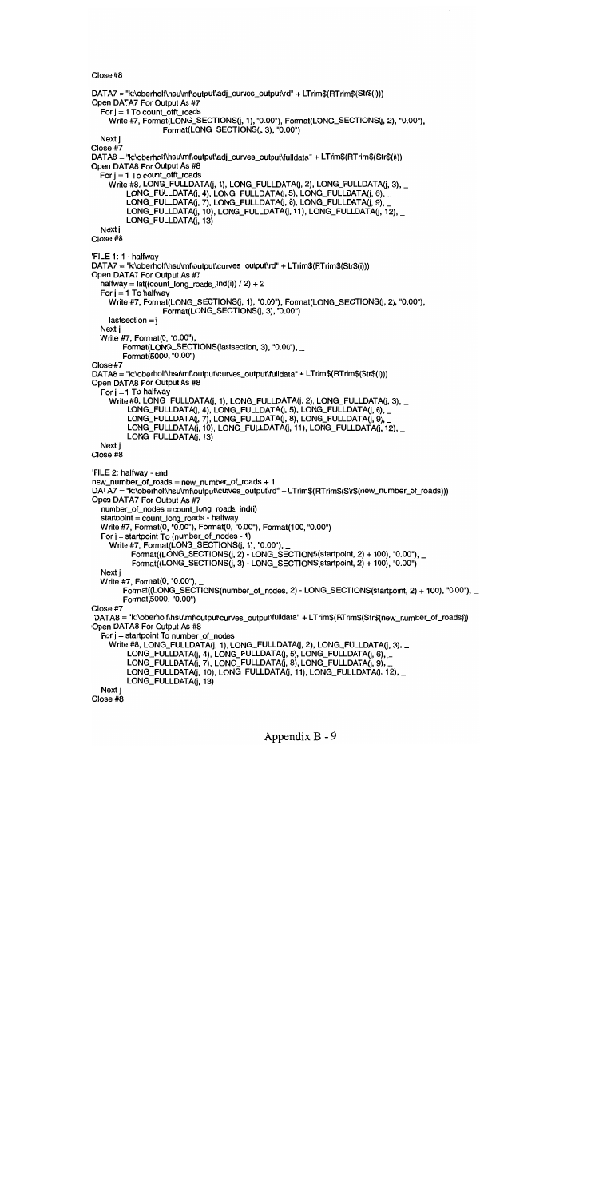```
Close #8

DATA7 = "k:\oberholf\hsu\mf\output\adj_curves_output\rd" + LTrim$(RTrim$(Str$(i)))
Open DATA7 For Output As #7
   For j = 1 To count_offt_roads
      Write #7, Format(LONG_SECTIONS(j, 1), "0.00"), Format(LONG_SECTIONS(j, 2), "0.00"),
                  Format(LONG_SECTIONS(j, 3), "0.00")
   Next j
Close #7
DATA8 = "k:\oberholf\hsu\mf\output\adj_curves_output\fulldata" + LTrim$(RTrim$(Str$(i)))
Open DATA8 For Output As #8
   For j = 1 To count_offt_roads
      Write #8, LONG_FULLDATA(j, 1), LONG_FULLDATA(j, 2), LONG_FULLDATA(j, 3), _
            LONG_FULLDATA(j, 4), LONG_FULLDATA(j, 5), LONG_FULLDATA(j, 6), _
            LONG_FULLDATA(j, 7), LONG_FULLDATA(j, 8), LONG_FULLDATA(j, 9), _
            LONG_FULLDATA(j, 10), LONG_FULLDATA(j, 11), LONG_FULLDATA(j, 12), _
            LONG_FULLDATA(j, 13)
   Next j
Close #8

'FILE 1: 1 - halfway
DATA7 = "k:\oberholf\hsu\mf\output\curves_output\rd" + LTrim$(RTrim$(Str$(i)))
Open DATA7 For Output As #7
   halfway = Int((count_long_roads_ind(i)) / 2) + 2
   For j = 1 To halfway
      Write #7, Format(LONG_SECTIONS(j, 1), "0.00"), Format(LONG_SECTIONS(j, 2), "0.00"),
                  Format(LONG_SECTIONS(j, 3), "0.00")
      lastsection = j
   Next j
   Write #7, Format(0, "0.00"), _
         Format(LONG_SECTIONS(lastsection, 3), "0.00"), _
         Format(5000, "0.00")
Close #7
DATA8 = "k:\oberholf\hsu\mf\output\curves_output\fulldata" + LTrim$(RTrim$(Str$(i)))
Open DATA8 For Output As #8
   For j = 1 To halfway
      Write #8, LONG_FULLDATA(j, 1), LONG_FULLDATA(j, 2), LONG_FULLDATA(j, 3), _
            LONG_FULLDATA(j, 4), LONG_FULLDATA(j, 5), LONG_FULLDATA(j, 6), _
            LONG_FULLDATA(j, 7), LONG_FULLDATA(j, 8), LONG_FULLDATA(j, 9), _
            LONG_FULLDATA(j, 10), LONG_FULLDATA(j, 11), LONG_FULLDATA(j, 12), _
            LONG_FULLDATA(j, 13)
   Next j
Close #8

'FILE 2: halfway - end
new_number_of_roads = new_number_of_roads + 1
DATA7 = "k:\oberholf\hsu\mf\output\curves_output\rd" + LTrim$(RTrim$(Str$(new_number_of_roads)))
Open DATA7 For Output As #7
   number_of_nodes = count_long_roads_ind(i)
   startpoint = count_long_roads - halfway
   Write #7, Format(0, "0.00"), Format(0, "0.00"), Format(100, "0.00")
   For j = startpoint To (number_of_nodes - 1)
      Write #7, Format(LONG_SECTIONS(j, 1), "0.00"), _
            Format((LONG_SECTIONS(j, 2) - LONG_SECTIONS(startpoint, 2) + 100), "0.00"), _
            Format((LONG_SECTIONS(j, 3) - LONG_SECTIONS(startpoint, 2) + 100), "0.00")
   Next j
   Write #7, Format(0, "0.00"), _
         Format((LONG_SECTIONS(number_of_nodes, 2) - LONG_SECTIONS(startpoint, 2) + 100), "0.00"), _
         Format(5000, "0.00")
Close #7
DATA8 = "k:\oberholf\hsu\mf\output\curves_output\fulldata" + LTrim$(RTrim$(Str$(new_number_of_roads)))
Open DATA8 For Output As #8
   For j = startpoint To number_of_nodes
      Write #8, LONG_FULLDATA(j, 1), LONG_FULLDATA(j, 2), LONG_FULLDATA(j, 3), _
            LONG_FULLDATA(j, 4), LONG_FULLDATA(j, 5), LONG_FULLDATA(j, 6), _
            LONG_FULLDATA(j, 7), LONG_FULLDATA(j, 8), LONG_FULLDATA(j, 9), _
            LONG_FULLDATA(j, 10), LONG_FULLDATA(j, 11), LONG_FULLDATA(j, 12), _
            LONG_FULLDATA(j, 13)
   Next j
Close #8
```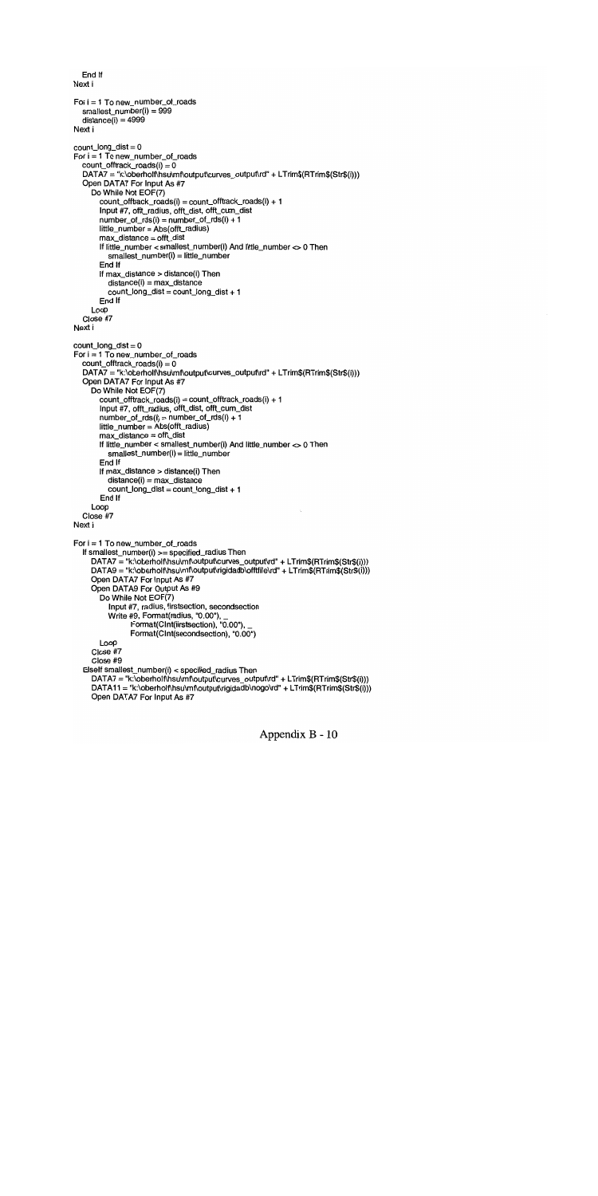```
    End If
Next i

For i = 1 To new_number_of_roads
    smallest_number(i) = 999
    distance(i) = 4999
Next i

count_long_dist = 0
For i = 1 To new_number_of_roads
    count_offtrack_roads(i) = 0
    DATA7 = "k:\oberholf\hsu\mf\output\curves_output\rd" + LTrim$(RTrim$(Str$(i)))
    Open DATA7 For Input As #7
        Do While Not EOF(7)
            count_offtrack_roads(i) = count_offtrack_roads(i) + 1
            Input #7, offt_radius, offt_dist, offt_cum_dist
            number_of_rds(i) = number_of_rds(i) + 1
            little_number = Abs(offt_radius)
            max_distance = offt_dist
            If little_number < smallest_number(i) And little_number <> 0 Then
                smallest_number(i) = little_number
            End If
            If max_distance > distance(i) Then
                distance(i) = max_distance
                count_long_dist = count_long_dist + 1
            End If
        Loop
    Close #7
Next i

count_long_dist = 0
For i = 1 To new_number_of_roads
    count_offtrack_roads(i) = 0
    DATA7 = "k:\oberholf\hsu\mf\output\curves_output\rd" + LTrim$(RTrim$(Str$(i)))
    Open DATA7 For Input As #7
        Do While Not EOF(7)
            count_offtrack_roads(i) = count_offtrack_roads(i) + 1
            Input #7, offt_radius, offt_dist, offt_cum_dist
            number_of_rds(i) = number_of_rds(i) + 1
            little_number = Abs(offt_radius)
            max_distance = offt_dist
            If little_number < smallest_number(i) And little_number <> 0 Then
                smallest_number(i) = little_number
            End If
            If max_distance > distance(i) Then
                distance(i) = max_distance
                count_long_dist = count_long_dist + 1
            End If
        Loop
    Close #7
Next i

For i = 1 To new_number_of_roads
    If smallest_number(i) >= specified_radius Then
        DATA7 = "k:\oberholf\hsu\mf\output\curves_output\rd" + LTrim$(RTrim$(Str$(i)))
        DATA9 = "k:\oberholf\hsu\mf\output\rigidadb\offtfile\rd" + LTrim$(RTrim$(Str$(i)))
        Open DATA7 For Input As #7
        Open DATA9 For Output As #9
            Do While Not EOF(7)
                Input #7, radius, firstsection, secondsection
                Write #9, Format(radius, "0.00"), _
                        Format(CInt(firstsection), "0.00"), _
                        Format(CInt(secondsection), "0.00")
            Loop
        Close #7
        Close #9
    ElseIf smallest_number(i) < specified_radius Then
        DATA7 = "k:\oberholf\hsu\mf\output\curves_output\rd" + LTrim$(RTrim$(Str$(i)))
        DATA11 = "k:\oberholf\hsu\mf\output\rigidadb\nogo\rd" + LTrim$(RTrim$(Str$(i)))
        Open DATA7 For Input As #7
```

Appendix B - 10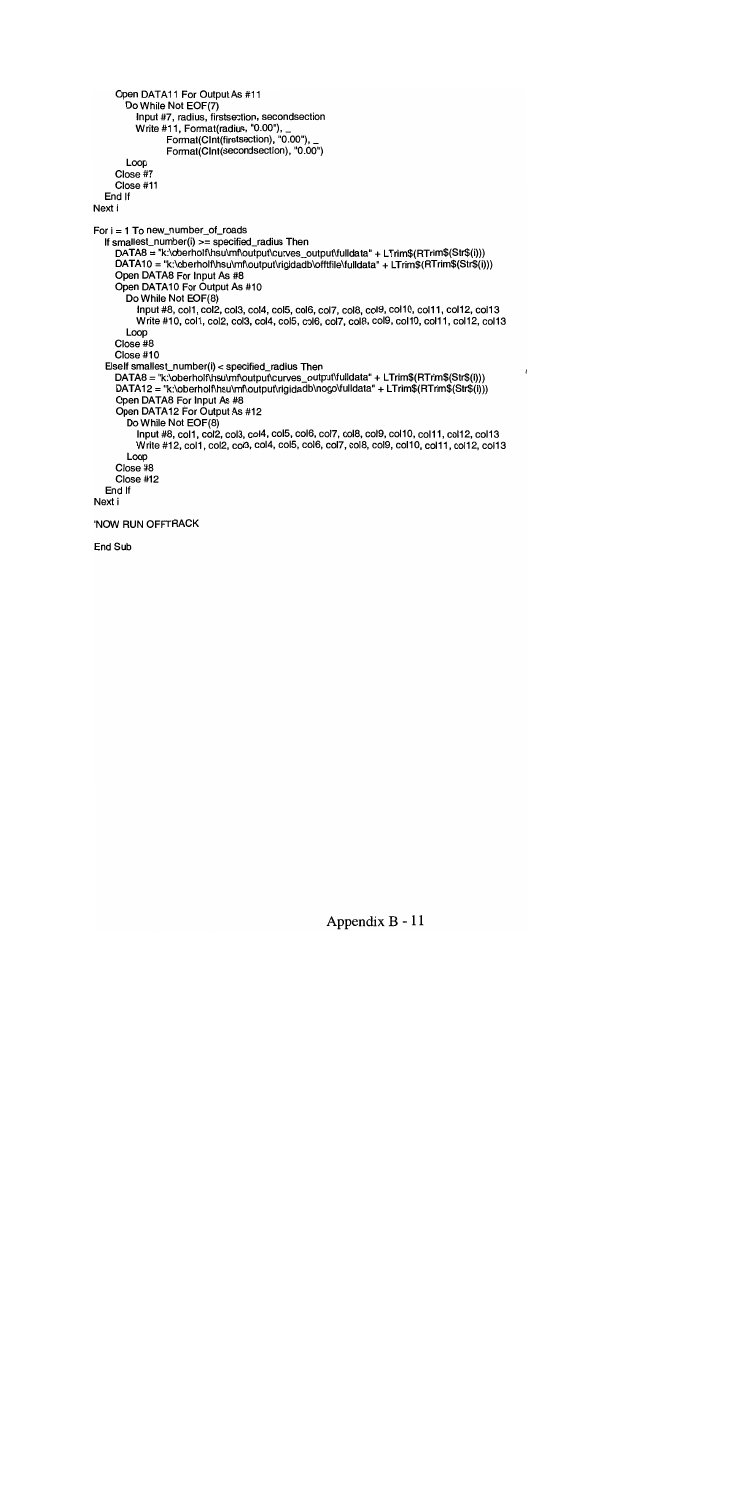```
      Open DATA11 For Output As #11
        Do While Not EOF(7)
           Input #7, radius, firstsection, secondsection
           Write #11, Format(radius, "0.00"), _
                   Format(CInt(firstsection), "0.00"), _
                   Format(CInt(secondsection), "0.00")
        Loop
      Close #7
      Close #11
   End If
Next i

For i = 1 To new_number_of_roads
   If smallest_number(i) >= specified_radius Then
      DATA8 = "k:\oberholf\hsu\mf\output\curves_output\fulldata" + LTrim$(RTrim$(Str$(i)))
      DATA10 = "k:\oberholf\hsu\mf\output\rigidadb\offtfile\fulldata" + LTrim$(RTrim$(Str$(i)))
      Open DATA8 For Input As #8
      Open DATA10 For Output As #10
        Do While Not EOF(8)
           Input #8, col1, col2, col3, col4, col5, col6, col7, col8, col9, col10, col11, col12, col13
           Write #10, col1, col2, col3, col4, col5, col6, col7, col8, col9, col10, col11, col12, col13
        Loop
      Close #8
      Close #10
   ElseIf smallest_number(i) < specified_radius Then
      DATA8 = "k:\oberholf\hsu\mf\output\curves_output\fulldata" + LTrim$(RTrim$(Str$(i)))
      DATA12 = "k:\oberholf\hsu\mf\output\rigidadb\nogo\fulldata" + LTrim$(RTrim$(Str$(i)))
      Open DATA8 For Input As #8
      Open DATA12 For Output As #12
        Do While Not EOF(8)
           Input #8, col1, col2, col3, col4, col5, col6, col7, col8, col9, col10, col11, col12, col13
           Write #12, col1, col2, col3, col4, col5, col6, col7, col8, col9, col10, col11, col12, col13
        Loop
      Close #8
      Close #12
   End If
Next i

'NOW RUN OFFTRACK

End Sub
```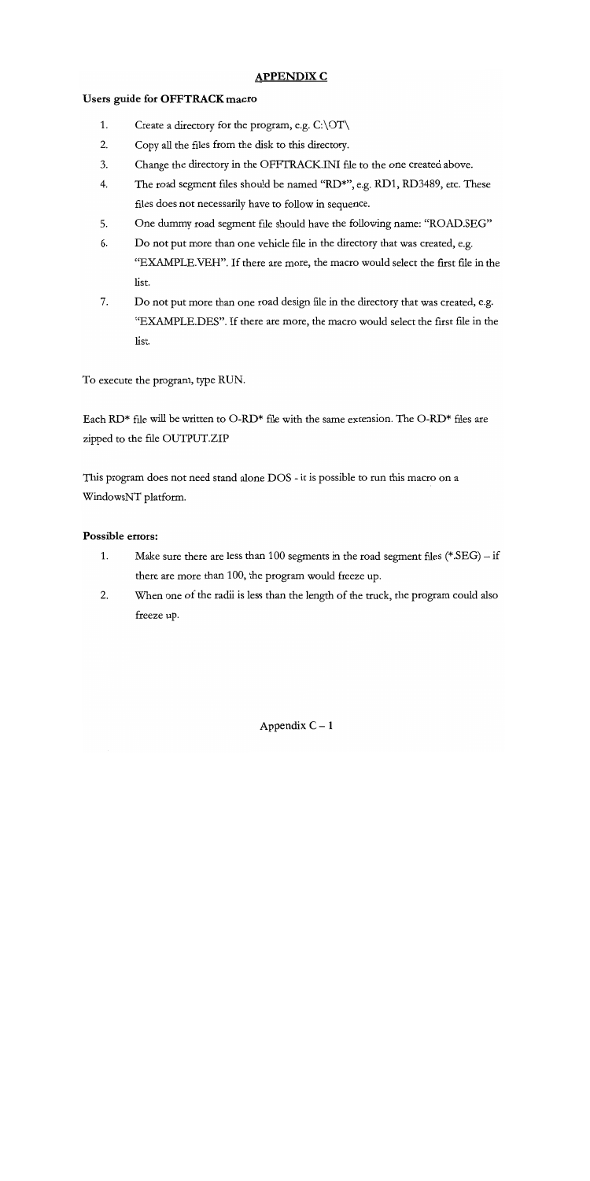## APPENDIX C

**Users guide for OFFTRACK macro**

1. Create a directory for the program, e.g. C:\OT\
2. Copy all the files from the disk to this directory.
3. Change the directory in the OFFTRACK.INI file to the one created above.
4. The road segment files should be named "RD*", e.g. RD1, RD3489, etc. These files does not necessarily have to follow in sequence.
5. One dummy road segment file should have the following name: "ROAD.SEG"
6. Do not put more than one vehicle file in the directory that was created, e.g. "EXAMPLE.VEH". If there are more, the macro would select the first file in the list.
7. Do not put more than one road design file in the directory that was created, e.g. "EXAMPLE.DES". If there are more, the macro would select the first file in the list.

To execute the program, type RUN.

Each RD* file will be written to O-RD* file with the same extension. The O-RD* files are zipped to the file OUTPUT.ZIP

This program does not need stand alone DOS - it is possible to run this macro on a WindowsNT platform.

**Possible errors:**

1. Make sure there are less than 100 segments in the road segment files (*.SEG) – if there are more than 100, the program would freeze up.
2. When one of the radii is less than the length of the truck, the program could also freeze up.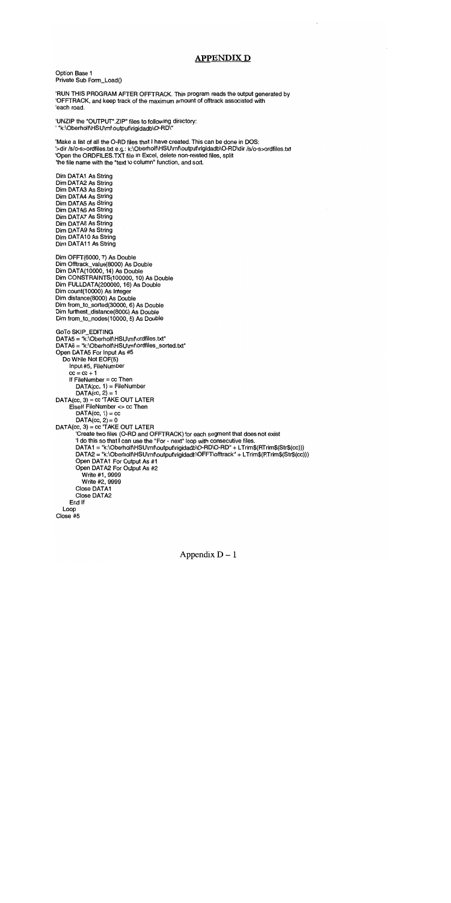## APPENDIX D

```
Option Base 1
Private Sub Form_Load()

'RUN THIS PROGRAM AFTER OFFTRACK. This program reads the output generated by
'OFFTRACK, and keep track of the maximum amount of offtrack associated with
'each road.

'UNZIP the "OUTPUT*.ZIP" files to following directory:
' "k:\Oberholf\HSU\mf\output\rigidadb\O-RD\"

'Make a list of all the O-RD files that I have created. This can be done in DOS:
'>dir /s/o-s>ordfiles.txt e.g.: k:\Oberholf\HSU\mf\output\rigidadb\O-RD\dir /s/o-s>ordfiles.txt
'Open the ORDFILES.TXT file in Excel, delete non-related files, split
'the file name with the "text to column" function, and sort.

Dim DATA1 As String
Dim DATA2 As String
Dim DATA3 As String
Dim DATA4 As String
Dim DATA5 As String
Dim DATA6 As String
Dim DATA7 As String
Dim DATA8 As String
Dim DATA9 As String
Dim DATA10 As String
Dim DATA11 As String

Dim OFFT(6000, 7) As Double
Dim Offtrack_value(8000) As Double
Dim DATA(10000, 14) As Double
Dim CONSTRAINTS(100000, 10) As Double
Dim FULLDATA(200000, 16) As Double
Dim count(10000) As Integer
Dim distance(8000) As Double
Dim from_to_sorted(30000, 6) As Double
Dim furthest_distance(8000) As Double
Dim from_to_nodes(10000, 5) As Double

GoTo SKIP_EDITING
DATA5 = "k:\Oberholf\HSU\mf\ordfiles.txt"
DATA6 = "k:\Oberholf\HSU\mf\ordfiles_sorted.txt"
Open DATA5 For Input As #5
  Do While Not EOF(5)
    Input #5, FileNumber
    cc = cc + 1
    If FileNumber = cc Then
      DATA(cc, 1) = FileNumber
      DATA(cc, 2) = 1
DATA(cc, 3) = cc 'TAKE OUT LATER
    ElseIf FileNumber <> cc Then
      DATA(cc, 1) = cc
      DATA(cc, 2) = 0
DATA(cc, 3) = cc 'TAKE OUT LATER
      'Create two files (O-RD and OFFTRACK) for each segment that does not exist
      'I do this so that I can use the "For - next" loop with consecutive files.
      DATA1 = "k:\Oberholf\HSU\mf\output\rigidadb\O-RD\O-RD" + LTrim$(RTrim$(Str$(cc)))
      DATA2 = "k:\Oberholf\HSU\mf\output\rigidadb\OFFT\offtrack" + LTrim$(RTrim$(Str$(cc)))
      Open DATA1 For Output As #1
      Open DATA2 For Output As #2
        Write #1, 9999
        Write #2, 9999
      Close DATA1
      Close DATA2
    End If
  Loop
Close #5
```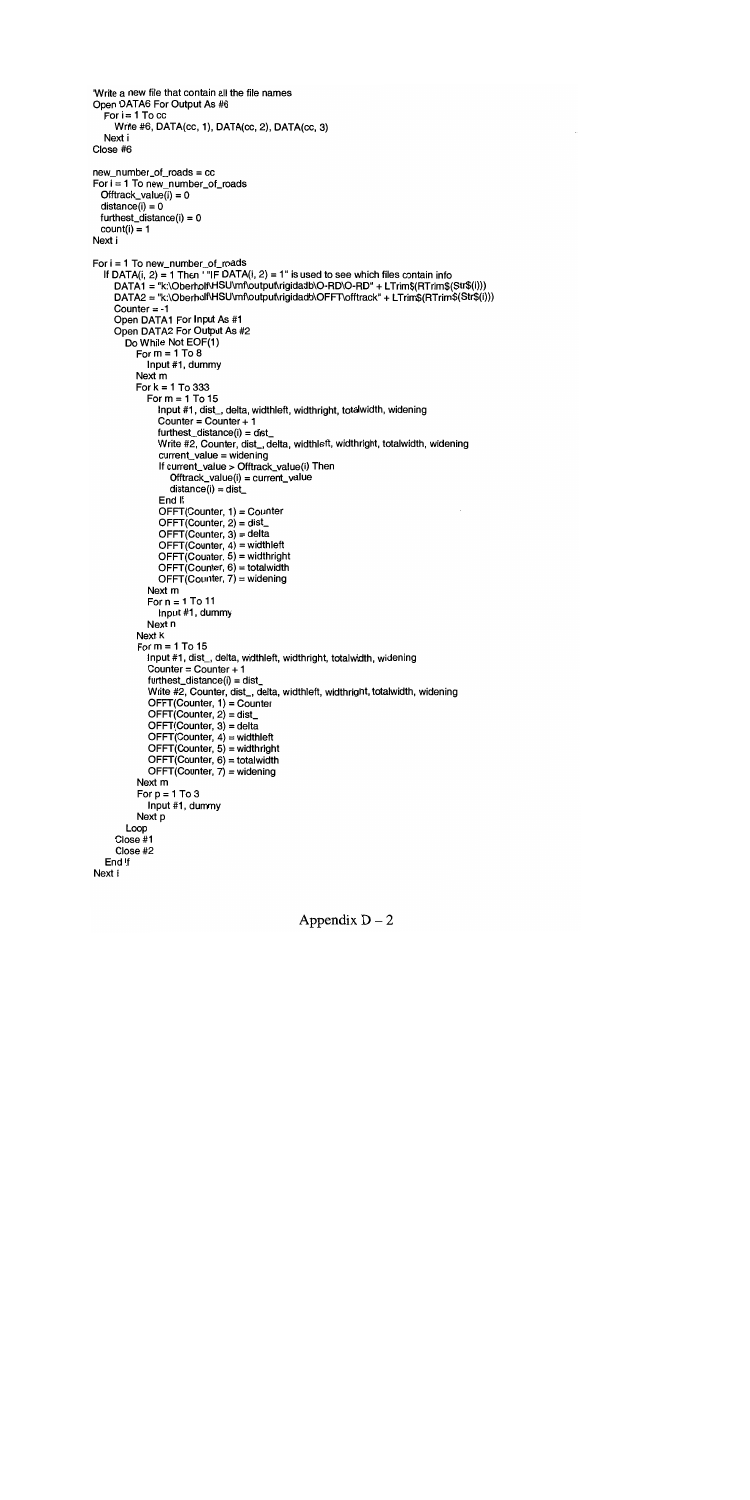```
'Write a new file that contain all the file names
Open DATA6 For Output As #6
  For i = 1 To cc
    Write #6, DATA(cc, 1), DATA(cc, 2), DATA(cc, 3)
  Next i
Close #6

new_number_of_roads = cc
For i = 1 To new_number_of_roads
  Offtrack_value(i) = 0
  distance(i) = 0
  furthest_distance(i) = 0
  count(i) = 1
Next i

For i = 1 To new_number_of_roads
  If DATA(i, 2) = 1 Then ' "IF DATA(i, 2) = 1" is used to see which files contain info
    DATA1 = "k:\Oberholf\HSU\mf\output\rigidadb\O-RD\O-RD" + LTrim$(RTrim$(Str$(i)))
    DATA2 = "k:\Oberholf\HSU\mf\output\rigidadb\OFFT\offtrack" + LTrim$(RTrim$(Str$(i)))
    Counter = -1
    Open DATA1 For Input As #1
    Open DATA2 For Output As #2
      Do While Not EOF(1)
        For m = 1 To 8
          Input #1, dummy
        Next m
        For k = 1 To 333
          For m = 1 To 15
            Input #1, dist_, delta, widthleft, widthright, totalwidth, widening
            Counter = Counter + 1
            furthest_distance(i) = dist_
            Write #2, Counter, dist_, delta, widthleft, widthright, totalwidth, widening
            current_value = widening
            If current_value > Offtrack_value(i) Then
              Offtrack_value(i) = current_value
              distance(i) = dist_
            End If
            OFFT(Counter, 1) = Counter
            OFFT(Counter, 2) = dist_
            OFFT(Counter, 3) = delta
            OFFT(Counter, 4) = widthleft
            OFFT(Counter, 5) = widthright
            OFFT(Counter, 6) = totalwidth
            OFFT(Counter, 7) = widening
          Next m
          For n = 1 To 11
            Input #1, dummy
          Next n
        Next k
        For m = 1 To 15
          Input #1, dist_, delta, widthleft, widthright, totalwidth, widening
          Counter = Counter + 1
          furthest_distance(i) = dist_
          Write #2, Counter, dist_, delta, widthleft, widthright, totalwidth, widening
          OFFT(Counter, 1) = Counter
          OFFT(Counter, 2) = dist_
          OFFT(Counter, 3) = delta
          OFFT(Counter, 4) = widthleft
          OFFT(Counter, 5) = widthright
          OFFT(Counter, 6) = totalwidth
          OFFT(Counter, 7) = widening
        Next m
        For p = 1 To 3
          Input #1, dummy
        Next p
      Loop
    Close #1
    Close #2
  End If
Next i
```

Appendix D – 2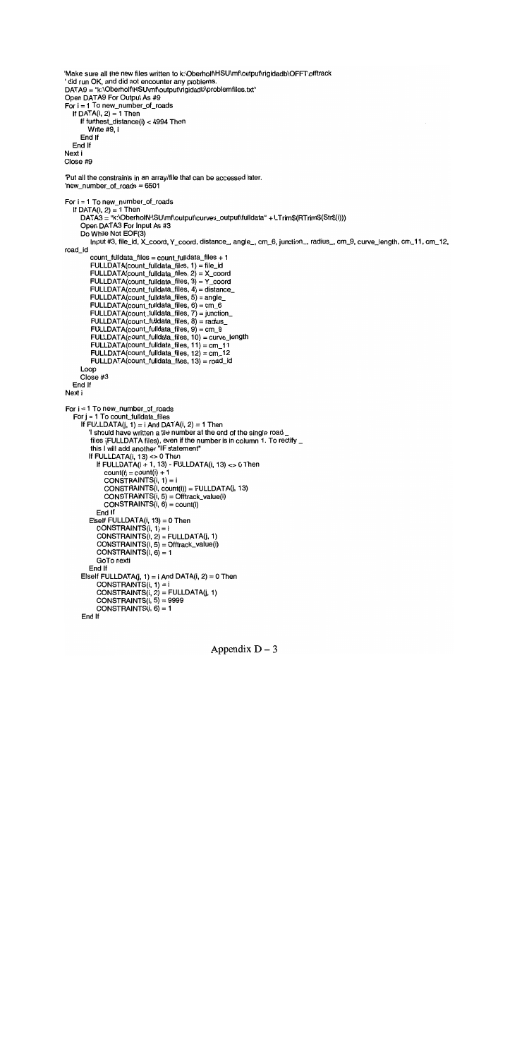```
'Make sure all the new files written to k:\Oberholt\HSU\mf\output\rigidadb\OFFT\offtrack
' did run OK, and did not encounter any problems.
DATA9 = "k:\Oberholt\HSU\mf\output\rigidadb\problemfiles.txt"
Open DATA9 For Output As #9
For i = 1 To new_number_of_roads
   If DATA(i, 2) = 1 Then
      If furthest_distance(i) < 4994 Then
         Write #9, i
      End If
   End If
Next i
Close #9

'Put all the constraints in an array/file that can be accessed later.
'new_number_of_roads = 6501

For i = 1 To new_number_of_roads
   If DATA(i, 2) = 1 Then
      DATA3 = "k:\Oberholt\HSU\mf\output\curves_output\fulldata" + LTrim$(RTrim$(Str$(i)))
      Open DATA3 For Input As #3
      Do While Not EOF(3)
         Input #3, file_id, X_coord, Y_coord, distance_, angle_, cm_6, junction_, radius_, cm_9, curve_length, cm_11, cm_12,
road_id
         count_fulldata_files = count_fulldata_files + 1
         FULLDATA(count_fulldata_files, 1) = file_id
         FULLDATA(count_fulldata_files, 2) = X_coord
         FULLDATA(count_fulldata_files, 3) = Y_coord
         FULLDATA(count_fulldata_files, 4) = distance_
         FULLDATA(count_fulldata_files, 5) = angle_
         FULLDATA(count_fulldata_files, 6) = cm_6
         FULLDATA(count_fulldata_files, 7) = junction_
         FULLDATA(count_fulldata_files, 8) = radius_
         FULLDATA(count_fulldata_files, 9) = cm_9
         FULLDATA(count_fulldata_files, 10) = curve_length
         FULLDATA(count_fulldata_files, 11) = cm_11
         FULLDATA(count_fulldata_files, 12) = cm_12
         FULLDATA(count_fulldata_files, 13) = road_id
      Loop
      Close #3
   End If
Next i

For i = 1 To new_number_of_roads
   For j = 1 To count_fulldata_files
      If FULLDATA(j, 1) = i And DATA(i, 2) = 1 Then
         'I should have written a file number at the end of the single road _
         files (FULLDATA files), even if the number is in column 1. To rectify _
         this I will add another "IF statement"
         If FULLDATA(i, 13) <> 0 Then
            If FULLDATA(i + 1, 13) - FULLDATA(i, 13) <> 0 Then
               count(i) = count(i) + 1
               CONSTRAINTS(i, 1) = i
               CONSTRAINTS(i, count(i)) = FULLDATA(j, 13)
               CONSTRAINTS(i, 5) = Offtrack_value(i)
               CONSTRAINTS(i, 6) = count(i)
            End If
         ElseIf FULLDATA(i, 13) = 0 Then
            CONSTRAINTS(i, 1) = i
            CONSTRAINTS(i, 2) = FULLDATA(j, 1)
            CONSTRAINTS(i, 5) = Offtrack_value(i)
            CONSTRAINTS(i, 6) = 1
            GoTo nexti
         End If
      ElseIf FULLDATA(j, 1) = i And DATA(i, 2) = 0 Then
            CONSTRAINTS(i, 1) = i
            CONSTRAINTS(i, 2) = FULLDATA(j, 1)
            CONSTRAINTS(i, 5) = 9999
            CONSTRAINTS(i, 6) = 1
      End If
```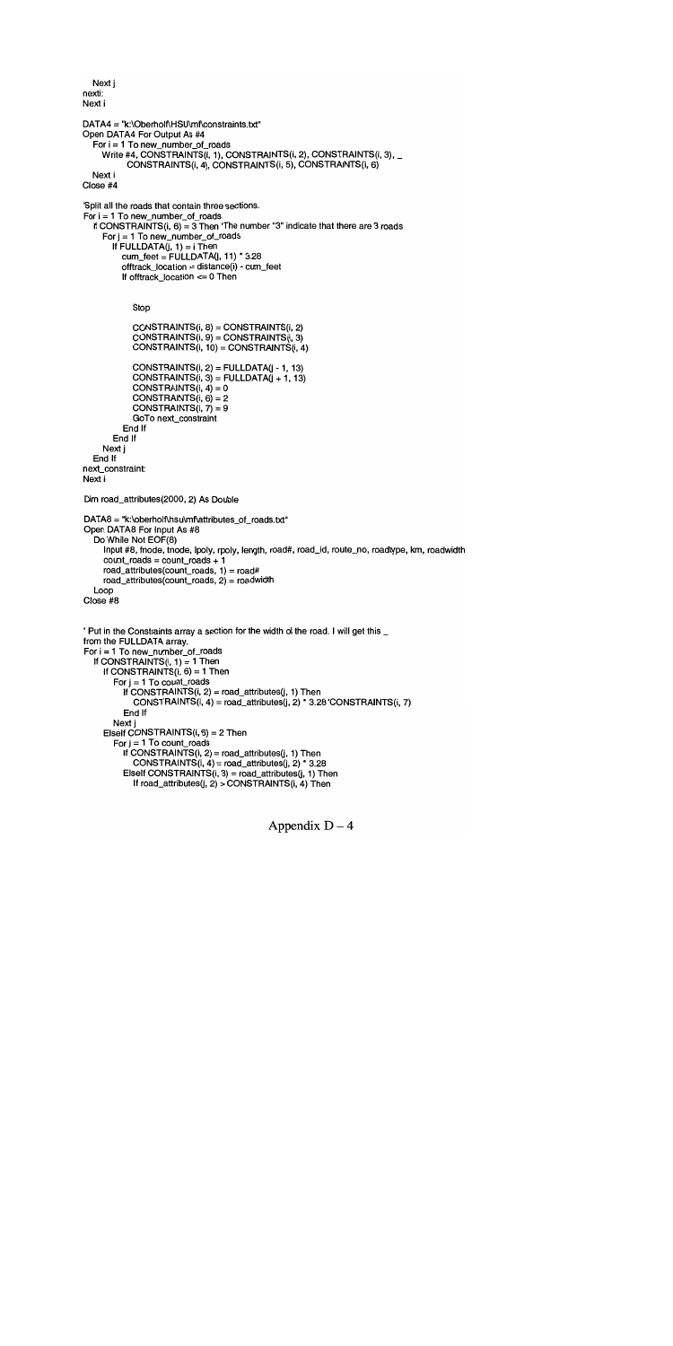```
   Next j
nexti:
Next i

DATA4 = "k:\Oberholf\HSU\mf\constraints.txt"
Open DATA4 For Output As #4
   For i = 1 To new_number_of_roads
      Write #4, CONSTRAINTS(i, 1), CONSTRAINTS(i, 2), CONSTRAINTS(i, 3), _
            CONSTRAINTS(i, 4), CONSTRAINTS(i, 5), CONSTRAINTS(i, 6)
   Next i
Close #4

'Split all the roads that contain three sections.
For i = 1 To new_number_of_roads
   If CONSTRAINTS(i, 6) = 3 Then 'The number "3" indicate that there are 3 roads
      For j = 1 To new_number_of_roads
         If FULLDATA(j, 1) = i Then
            cum_feet = FULLDATA(j, 11) * 3.28
            offtrack_location = distance(i) - cum_feet
            If offtrack_location <= 0 Then


               Stop

               CONSTRAINTS(i, 8) = CONSTRAINTS(i, 2)
               CONSTRAINTS(i, 9) = CONSTRAINTS(i, 3)
               CONSTRAINTS(i, 10) = CONSTRAINTS(i, 4)

               CONSTRAINTS(i, 2) = FULLDATA(j - 1, 13)
               CONSTRAINTS(i, 3) = FULLDATA(j + 1, 13)
               CONSTRAINTS(i, 4) = 0
               CONSTRAINTS(i, 6) = 2
               CONSTRAINTS(i, 7) = 9
               GoTo next_constraint
            End If
         End If
      Next j
   End If
next_constraint:
Next i

Dim road_attributes(2000, 2) As Double

DATA8 = "k:\oberholf\hsu\mf\attributes_of_roads.txt"
Open DATA8 For Input As #8
   Do While Not EOF(8)
      Input #8, fnode, tnode, lpoly, rpoly, length, road#, road_id, route_no, roadtype, km, roadwidth
      count_roads = count_roads + 1
      road_attributes(count_roads, 1) = road#
      road_attributes(count_roads, 2) = roadwidth
   Loop
Close #8


' Put in the Constraints array a section for the width of the road. I will get this _
from the FULLDATA array.
For i = 1 To new_number_of_roads
   If CONSTRAINTS(i, 1) = 1 Then
      If CONSTRAINTS(i, 6) = 1 Then
         For j = 1 To count_roads
            If CONSTRAINTS(i, 2) = road_attributes(j, 1) Then
               CONSTRAINTS(i, 4) = road_attributes(j, 2) * 3.28 'CONSTRAINTS(i, 7)
            End If
         Next j
      ElseIf CONSTRAINTS(i, 6) = 2 Then
         For j = 1 To count_roads
            If CONSTRAINTS(i, 2) = road_attributes(j, 1) Then
               CONSTRAINTS(i, 4) = road_attributes(j, 2) * 3.28
            ElseIf CONSTRAINTS(i, 3) = road_attributes(j, 1) Then
               If road_attributes(j, 2) > CONSTRAINTS(i, 4) Then
```

Appendix D – 4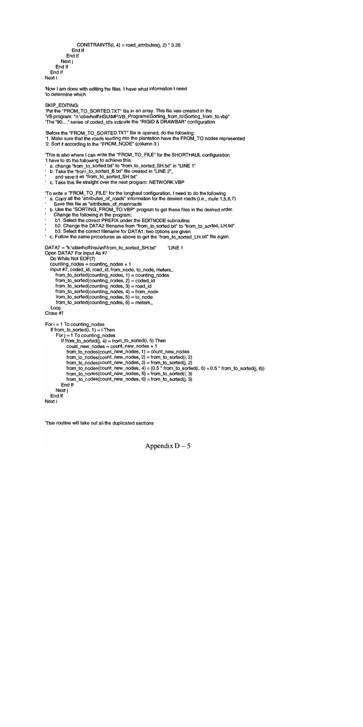```
                CONSTRAINTS(i, 4) = road_attributes(j, 2) * 3.28
              End If
            End If
          Next j
        End If
      End If
    Next i

'Now I am done with editing the files. I have what information I need
'to determine which

SKIP_EDITING:
'Put the "FROM_TO_SORTED.TXT" file in an array. This file was created in the
'VB program: "n:\oberholf\HSU\MF\VB_Programs\Sorting_from_to\Sorting_from_to.vbp"
'The "90...." series of coded_id's indicate the "RIGID & DRAWBAR" configuration

'Before the "FROM_TO_SORTED.TXT" file is opened, do the following:
'1. Make sure that the roads leading into the plantation have the FROM_TO nodes represented
'2. Sort it according to the "FROM_NODE" (column 3 )

'This is also where I can write the "FROM_TO_FILE" for the SHORTHAUL configuration
'I have to do the following to achieve this:
'  a. change "from_to_sorted.txt" to "from_to_sorted_SH.txt" in "LINE 1"
'  b. Take the "from_to_sorted_B.txt" file created in "LINE 2",
'     and save it as "from_to_sorted_SH.txt"
'  c. Take this file straight over the next program: NETWORK.VBP

'To write a "FROM_TO_FILE" for the longhaul configuration, I need to do the following
'  a. Copy all the "attributes_of_roads" information for the desired roads (i.e., route 1,5,6,7)
'     Save this file as "attributes_of_mainroads
'  b. Use the "SORTING_FROM_TO.VBP" program to get these files in the desired order.
'     Change the following in the program:
'     b1. Select the correct PREFIX under the EDITNODE subroutine
'     b2. Change the DATA2 filename from "from_to_sorted.txt" to "from_to_sorted_LH.txt"
'     b3. Select the correct filename for DATA1: two options are given
'  c. Follow the same procedures as above to get the 'from_to_sorted_LH.txt" file again.

DATA7 = "k:\oberholf\hsu\mf\from_to_sorted_SH.txt"      'LINE 1
Open DATA7 For Input As #7
  Do While Not EOF(7)
  counting_nodes = counting_nodes + 1
  Input #7, coded_id, road_id, from_node, to_node, meters_
    from_to_sorted(counting_nodes, 1) = counting_nodes
    from_to_sorted(counting_nodes, 2) = coded_id
    from_to_sorted(counting_nodes, 3) = road_id
    from_to_sorted(counting_nodes, 4) = from_node
    from_to_sorted(counting_nodes, 5) = to_node
    from_to_sorted(counting_nodes, 6) = meters_
  Loop
Close #7

For i = 1 To counting_nodes
  If from_to_sorted(i, 1) = i Then
    For j = 1 To counting_nodes
      If from_to_sorted(j, 4) = from_to_sorted(i, 5) Then
        count_new_nodes = count_new_nodes + 1
        from_to_nodes(count_new_nodes, 1) = count_new_nodes
        from_to_nodes(count_new_nodes, 2) = from_to_sorted(i, 2)
        from_to_nodes(count_new_nodes, 3) = from_to_sorted(j, 2)
        from_to_nodes(count_new_nodes, 4) = (0.5 * from_to_sorted(i, 6) + 0.5 * from_to_sorted(j, 6))
        from_to_nodes(count_new_nodes, 5) = from_to_sorted(i, 3)
        from_to_nodes(count_new_nodes, 6) = from_to_sorted(j, 3)
      End If
    Next j
  End If
Next i


'This routine will take out all the duplicated sections
```

Appendix D – 5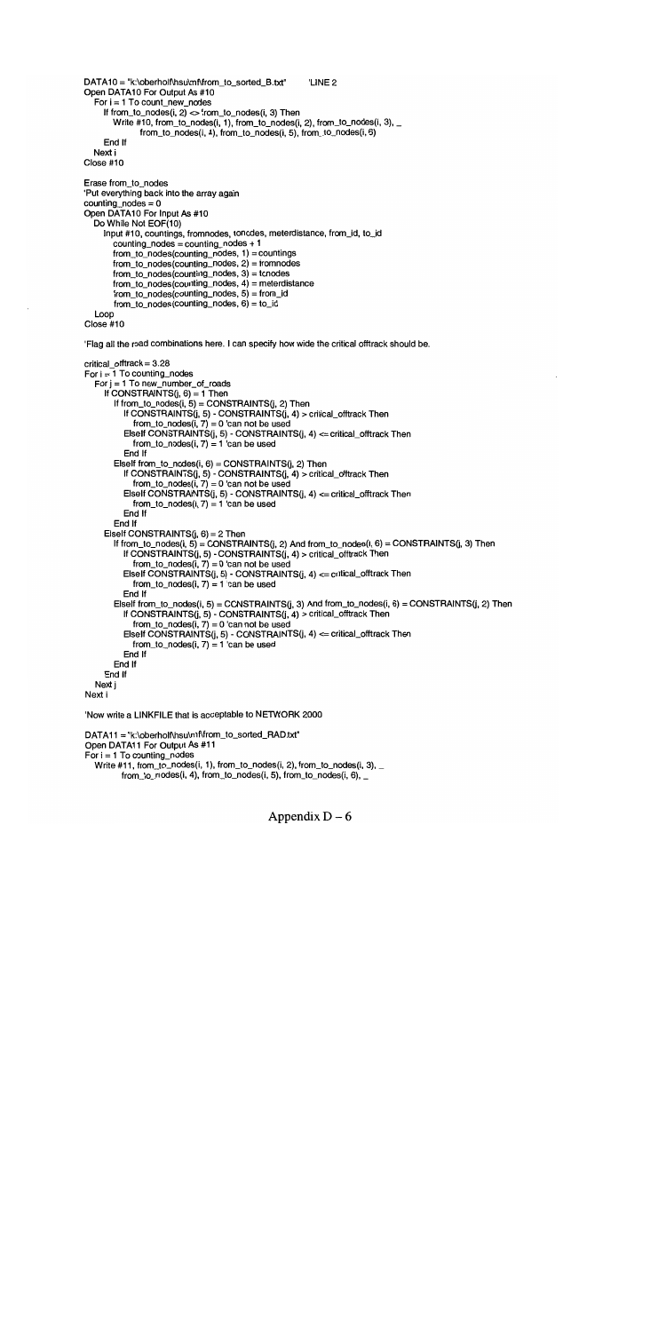```
DATA10 = "k:\oberholf\hsu\nf\from_to_sorted_B.txt"      'LINE 2
Open DATA10 For Output As #10
   For i = 1 To count_new_nodes
      If from_to_nodes(i, 2) <> from_to_nodes(i, 3) Then
         Write #10, from_to_nodes(i, 1), from_to_nodes(i, 2), from_to_nodes(i, 3), _
               from_to_nodes(i, 4), from_to_nodes(i, 5), from_to_nodes(i, 6)
      End If
   Next i
Close #10

Erase from_to_nodes
'Put everything back into the array again
counting_nodes = 0
Open DATA10 For Input As #10
   Do While Not EOF(10)
      Input #10, countings, fromnodes, tonodes, meterdistance, from_id, to_id
         counting_nodes = counting_nodes + 1
         from_to_nodes(counting_nodes, 1) = countings
         from_to_nodes(counting_nodes, 2) = fromnodes
         from_to_nodes(counting_nodes, 3) = tonodes
         from_to_nodes(counting_nodes, 4) = meterdistance
         from_to_nodes(counting_nodes, 5) = from_id
         from_to_nodes(counting_nodes, 6) = to_id
   Loop
Close #10

'Flag all the road combinations here. I can specify how wide the critical offtrack should be.

critical_offtrack = 3.28
For i = 1 To counting_nodes
   For j = 1 To new_number_of_roads
      If CONSTRAINTS(j, 6) = 1 Then
         If from_to_nodes(i, 5) = CONSTRAINTS(j, 2) Then
            If CONSTRAINTS(j, 5) - CONSTRAINTS(j, 4) > critical_offtrack Then
               from_to_nodes(i, 7) = 0 'can not be used
            ElseIf CONSTRAINTS(j, 5) - CONSTRAINTS(j, 4) <= critical_offtrack Then
               from_to_nodes(i, 7) = 1 'can be used
            End If
         ElseIf from_to_nodes(i, 6) = CONSTRAINTS(j, 2) Then
            If CONSTRAINTS(j, 5) - CONSTRAINTS(j, 4) > critical_offtrack Then
               from_to_nodes(i, 7) = 0 'can not be used
            ElseIf CONSTRAINTS(j, 5) - CONSTRAINTS(j, 4) <= critical_offtrack Then
               from_to_nodes(i, 7) = 1 'can be used
            End If
         End If
      ElseIf CONSTRAINTS(j, 6) = 2 Then
         If from_to_nodes(i, 5) = CONSTRAINTS(j, 2) And from_to_nodes(i, 6) = CONSTRAINTS(j, 3) Then
            If CONSTRAINTS(j, 5) - CONSTRAINTS(j, 4) > critical_offtrack Then
               from_to_nodes(i, 7) = 0 'can not be used
            ElseIf CONSTRAINTS(j, 5) - CONSTRAINTS(j, 4) <= critical_offtrack Then
               from_to_nodes(i, 7) = 1 'can be used
            End If
         ElseIf from_to_nodes(i, 5) = CONSTRAINTS(j, 3) And from_to_nodes(i, 6) = CONSTRAINTS(j, 2) Then
            If CONSTRAINTS(j, 5) - CONSTRAINTS(j, 4) > critical_offtrack Then
               from_to_nodes(i, 7) = 0 'can not be used
            ElseIf CONSTRAINTS(j, 5) - CONSTRAINTS(j, 4) <= critical_offtrack Then
               from_to_nodes(i, 7) = 1 'can be used
            End If
         End If
      End If
   Next j
Next i

'Now write a LINKFILE that is acceptable to NETWORK 2000

DATA11 = "k:\oberholf\hsu\nf\from_to_sorted_RAD.txt"
Open DATA11 For Output As #11
For i = 1 To counting_nodes
   Write #11, from_to_nodes(i, 1), from_to_nodes(i, 2), from_to_nodes(i, 3), _
         from_to_nodes(i, 4), from_to_nodes(i, 5), from_to_nodes(i, 6), _
```

Appendix D – 6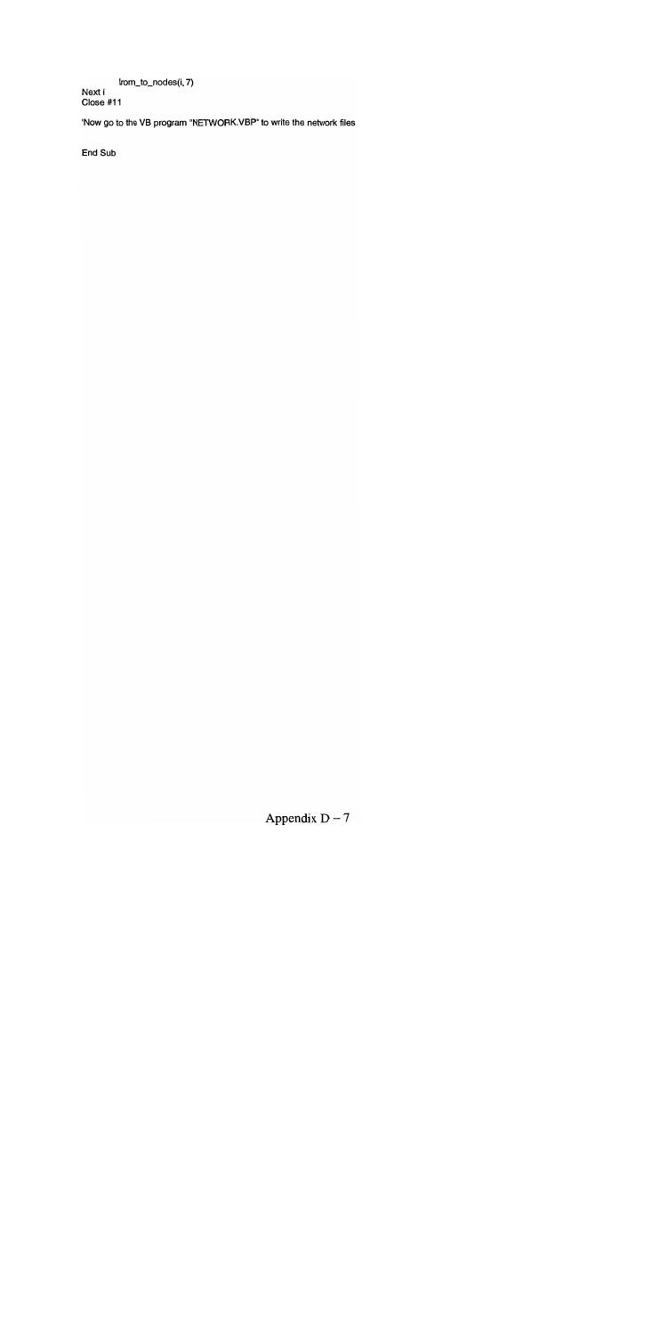```
        from_to_nodes(i, 7)
Next i
Close #11

'Now go to the VB program "NETWORK.VBP" to write the network files

End Sub
```